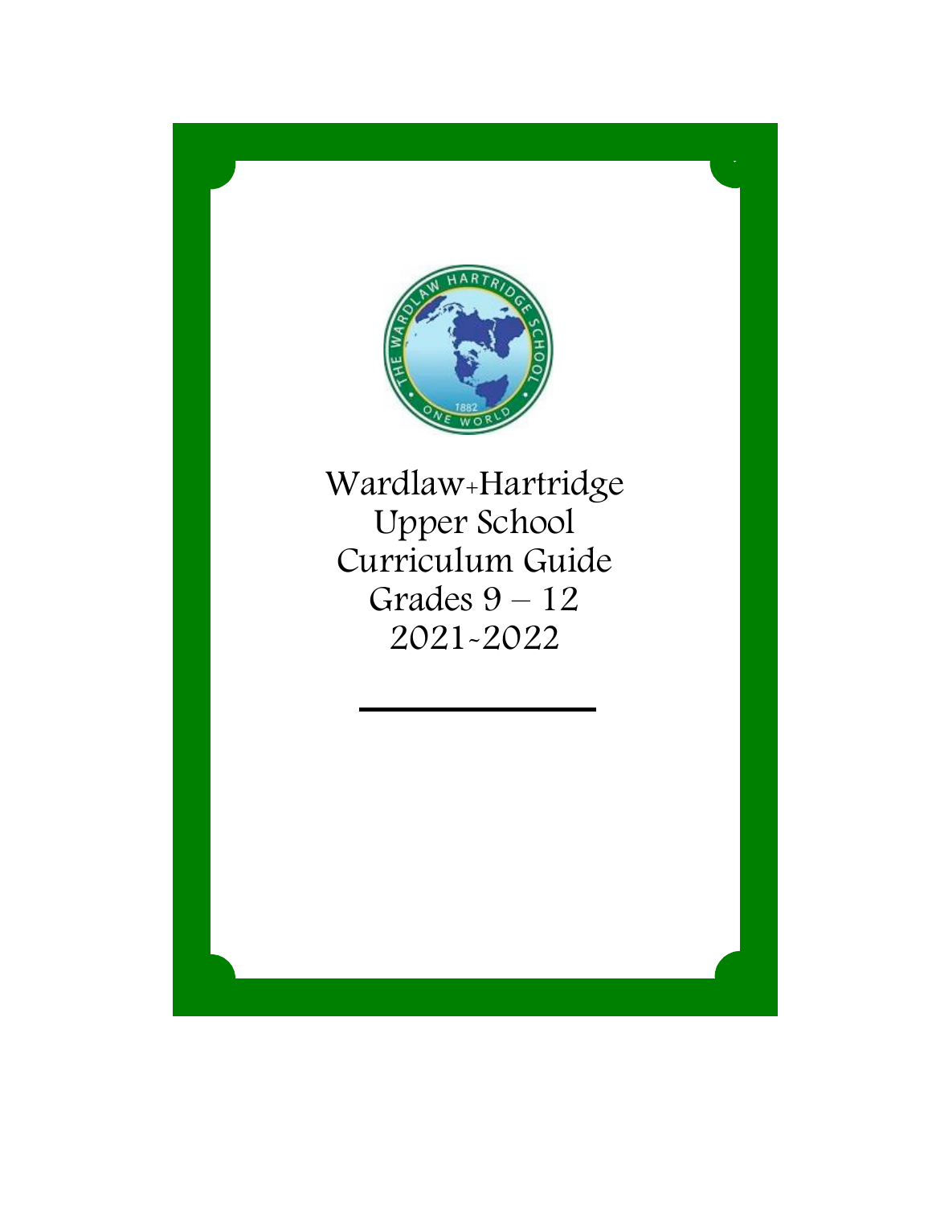# Wardlaw+Hartridge Upper School Curriculum Guide Grades 9 – 12 2021-2022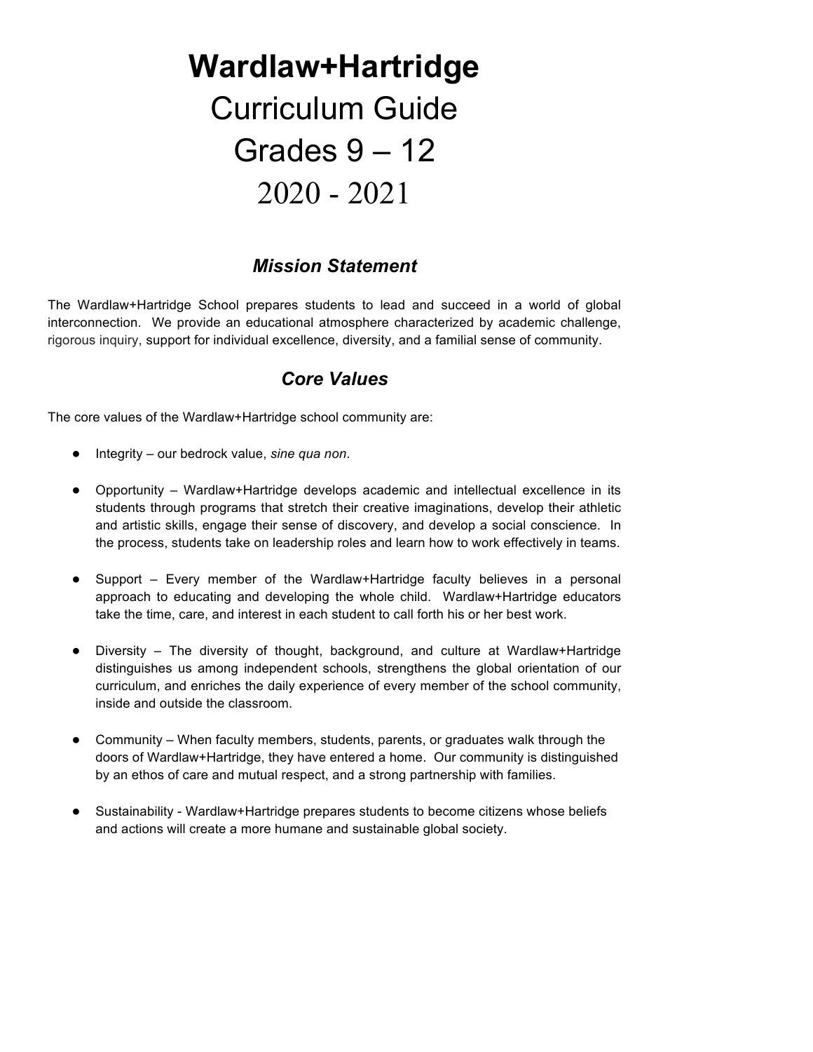# **Wardlaw+Hartridge**

# Curriculum Guide

# Grades 9 – 12

# 2020 - 2021

## *Mission Statement*

The Wardlaw+Hartridge School prepares students to lead and succeed in a world of global interconnection. We provide an educational atmosphere characterized by academic challenge, rigorous inquiry, support for individual excellence, diversity, and a familial sense of community.

## *Core Values*

The core values of the Wardlaw+Hartridge school community are:

- Integrity – our bedrock value, *sine qua non*.
- Opportunity – Wardlaw+Hartridge develops academic and intellectual excellence in its students through programs that stretch their creative imaginations, develop their athletic and artistic skills, engage their sense of discovery, and develop a social conscience. In the process, students take on leadership roles and learn how to work effectively in teams.
- Support – Every member of the Wardlaw+Hartridge faculty believes in a personal approach to educating and developing the whole child. Wardlaw+Hartridge educators take the time, care, and interest in each student to call forth his or her best work.
- Diversity – The diversity of thought, background, and culture at Wardlaw+Hartridge distinguishes us among independent schools, strengthens the global orientation of our curriculum, and enriches the daily experience of every member of the school community, inside and outside the classroom.
- Community – When faculty members, students, parents, or graduates walk through the doors of Wardlaw+Hartridge, they have entered a home. Our community is distinguished by an ethos of care and mutual respect, and a strong partnership with families.
- Sustainability - Wardlaw+Hartridge prepares students to become citizens whose beliefs and actions will create a more humane and sustainable global society.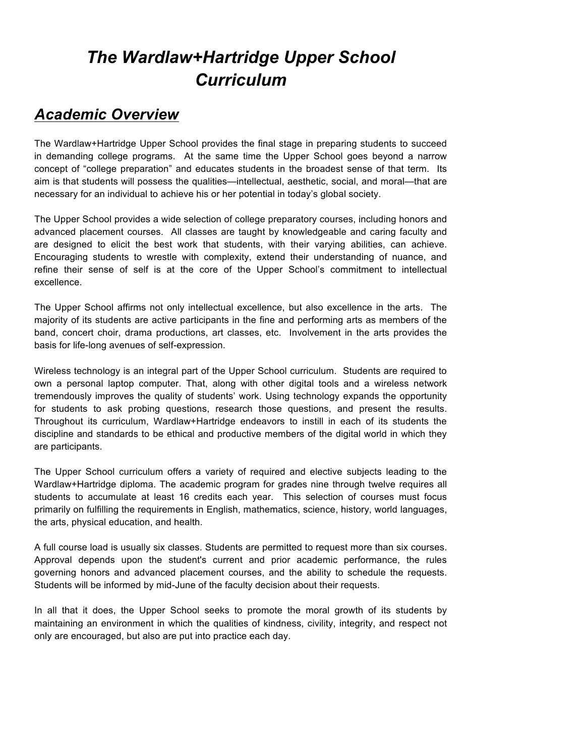# *The Wardlaw+Hartridge Upper School Curriculum*

## ***Academic Overview***

The Wardlaw+Hartridge Upper School provides the final stage in preparing students to succeed in demanding college programs. At the same time the Upper School goes beyond a narrow concept of "college preparation" and educates students in the broadest sense of that term. Its aim is that students will possess the qualities—intellectual, aesthetic, social, and moral—that are necessary for an individual to achieve his or her potential in today's global society.

The Upper School provides a wide selection of college preparatory courses, including honors and advanced placement courses. All classes are taught by knowledgeable and caring faculty and are designed to elicit the best work that students, with their varying abilities, can achieve. Encouraging students to wrestle with complexity, extend their understanding of nuance, and refine their sense of self is at the core of the Upper School's commitment to intellectual excellence.

The Upper School affirms not only intellectual excellence, but also excellence in the arts. The majority of its students are active participants in the fine and performing arts as members of the band, concert choir, drama productions, art classes, etc. Involvement in the arts provides the basis for life-long avenues of self-expression.

Wireless technology is an integral part of the Upper School curriculum. Students are required to own a personal laptop computer. That, along with other digital tools and a wireless network tremendously improves the quality of students' work. Using technology expands the opportunity for students to ask probing questions, research those questions, and present the results. Throughout its curriculum, Wardlaw+Hartridge endeavors to instill in each of its students the discipline and standards to be ethical and productive members of the digital world in which they are participants.

The Upper School curriculum offers a variety of required and elective subjects leading to the Wardlaw+Hartridge diploma. The academic program for grades nine through twelve requires all students to accumulate at least 16 credits each year. This selection of courses must focus primarily on fulfilling the requirements in English, mathematics, science, history, world languages, the arts, physical education, and health.

A full course load is usually six classes. Students are permitted to request more than six courses. Approval depends upon the student's current and prior academic performance, the rules governing honors and advanced placement courses, and the ability to schedule the requests. Students will be informed by mid-June of the faculty decision about their requests.

In all that it does, the Upper School seeks to promote the moral growth of its students by maintaining an environment in which the qualities of kindness, civility, integrity, and respect not only are encouraged, but also are put into practice each day.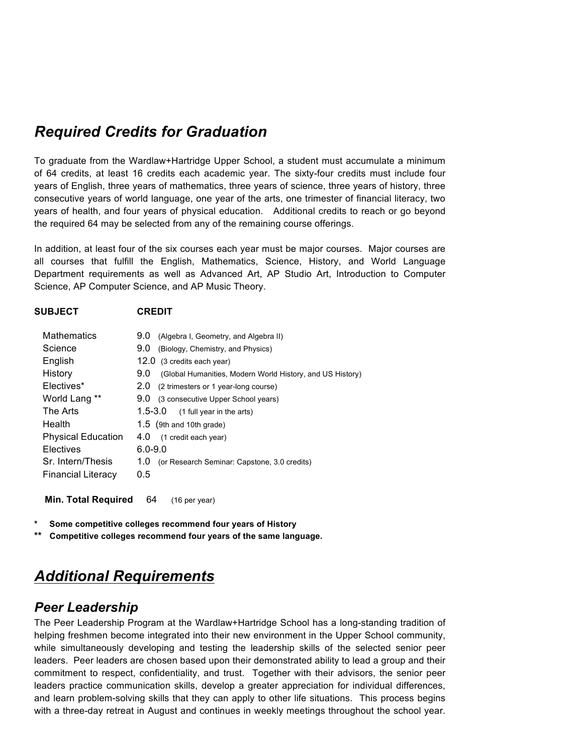## *Required Credits for Graduation*

To graduate from the Wardlaw+Hartridge Upper School, a student must accumulate a minimum of 64 credits, at least 16 credits each academic year. The sixty-four credits must include four years of English, three years of mathematics, three years of science, three years of history, three consecutive years of world language, one year of the arts, one trimester of financial literacy, two years of health, and four years of physical education. Additional credits to reach or go beyond the required 64 may be selected from any of the remaining course offerings.

In addition, at least four of the six courses each year must be major courses. Major courses are all courses that fulfill the English, Mathematics, Science, History, and World Language Department requirements as well as Advanced Art, AP Studio Art, Introduction to Computer Science, AP Computer Science, and AP Music Theory.

| SUBJECT | CREDIT |
|---|---|
| Mathematics | 9.0 (Algebra I, Geometry, and Algebra II) |
| Science | 9.0 (Biology, Chemistry, and Physics) |
| English | 12.0 (3 credits each year) |
| History | 9.0 (Global Humanities, Modern World History, and US History) |
| Electives* | 2.0 (2 trimesters or 1 year-long course) |
| World Lang ** | 9.0 (3 consecutive Upper School years) |
| The Arts | 1.5-3.0 (1 full year in the arts) |
| Health | 1.5 (9th and 10th grade) |
| Physical Education | 4.0 (1 credit each year) |
| Electives | 6.0-9.0 |
| Sr. Intern/Thesis | 1.0 (or Research Seminar: Capstone, 3.0 credits) |
| Financial Literacy | 0.5 |
| **Min. Total Required** | 64 (16 per year) |

\* **Some competitive colleges recommend four years of History**

\** **Competitive colleges recommend four years of the same language.**

## ***Additional Requirements***

### *Peer Leadership*

The Peer Leadership Program at the Wardlaw+Hartridge School has a long-standing tradition of helping freshmen become integrated into their new environment in the Upper School community, while simultaneously developing and testing the leadership skills of the selected senior peer leaders. Peer leaders are chosen based upon their demonstrated ability to lead a group and their commitment to respect, confidentiality, and trust. Together with their advisors, the senior peer leaders practice communication skills, develop a greater appreciation for individual differences, and learn problem-solving skills that they can apply to other life situations. This process begins with a three-day retreat in August and continues in weekly meetings throughout the school year.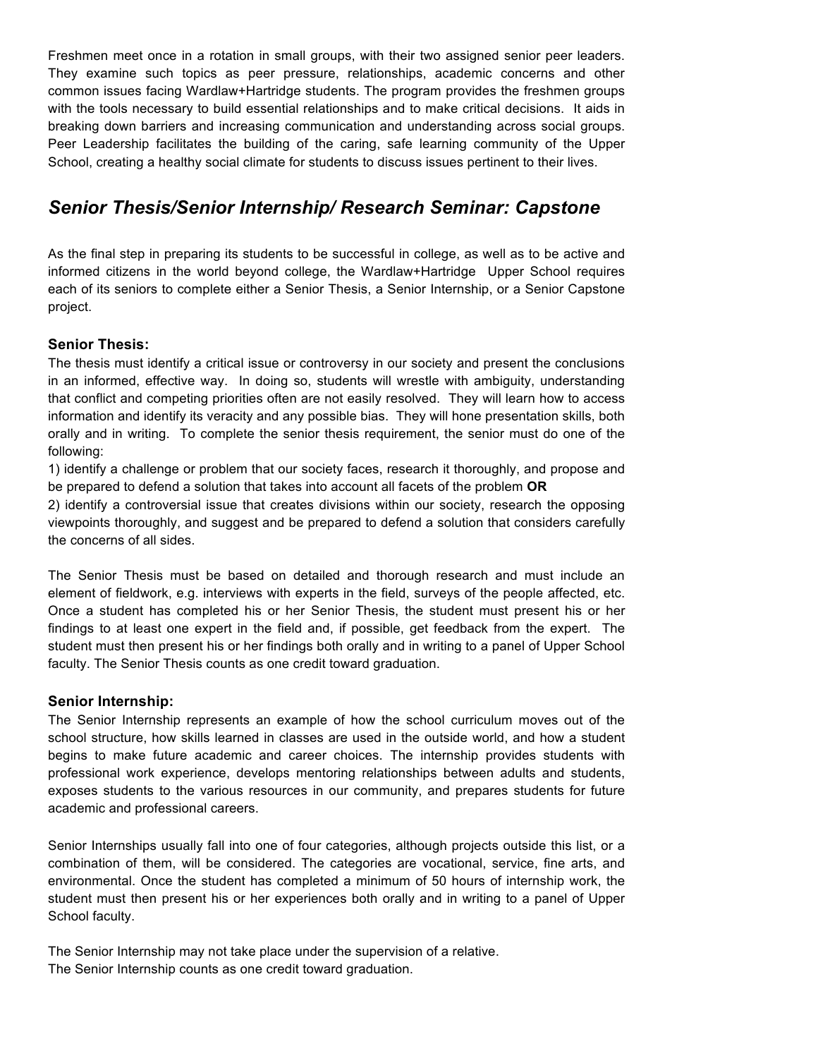Freshmen meet once in a rotation in small groups, with their two assigned senior peer leaders. They examine such topics as peer pressure, relationships, academic concerns and other common issues facing Wardlaw+Hartridge students. The program provides the freshmen groups with the tools necessary to build essential relationships and to make critical decisions. It aids in breaking down barriers and increasing communication and understanding across social groups. Peer Leadership facilitates the building of the caring, safe learning community of the Upper School, creating a healthy social climate for students to discuss issues pertinent to their lives.

## *Senior Thesis/Senior Internship/ Research Seminar: Capstone*

As the final step in preparing its students to be successful in college, as well as to be active and informed citizens in the world beyond college, the Wardlaw+Hartridge Upper School requires each of its seniors to complete either a Senior Thesis, a Senior Internship, or a Senior Capstone project.

### Senior Thesis:

The thesis must identify a critical issue or controversy in our society and present the conclusions in an informed, effective way. In doing so, students will wrestle with ambiguity, understanding that conflict and competing priorities often are not easily resolved. They will learn how to access information and identify its veracity and any possible bias. They will hone presentation skills, both orally and in writing. To complete the senior thesis requirement, the senior must do one of the following:

1) identify a challenge or problem that our society faces, research it thoroughly, and propose and be prepared to defend a solution that takes into account all facets of the problem **OR**

2) identify a controversial issue that creates divisions within our society, research the opposing viewpoints thoroughly, and suggest and be prepared to defend a solution that considers carefully the concerns of all sides.

The Senior Thesis must be based on detailed and thorough research and must include an element of fieldwork, e.g. interviews with experts in the field, surveys of the people affected, etc. Once a student has completed his or her Senior Thesis, the student must present his or her findings to at least one expert in the field and, if possible, get feedback from the expert. The student must then present his or her findings both orally and in writing to a panel of Upper School faculty. The Senior Thesis counts as one credit toward graduation.

### Senior Internship:

The Senior Internship represents an example of how the school curriculum moves out of the school structure, how skills learned in classes are used in the outside world, and how a student begins to make future academic and career choices. The internship provides students with professional work experience, develops mentoring relationships between adults and students, exposes students to the various resources in our community, and prepares students for future academic and professional careers.

Senior Internships usually fall into one of four categories, although projects outside this list, or a combination of them, will be considered. The categories are vocational, service, fine arts, and environmental. Once the student has completed a minimum of 50 hours of internship work, the student must then present his or her experiences both orally and in writing to a panel of Upper School faculty.

The Senior Internship may not take place under the supervision of a relative.
The Senior Internship counts as one credit toward graduation.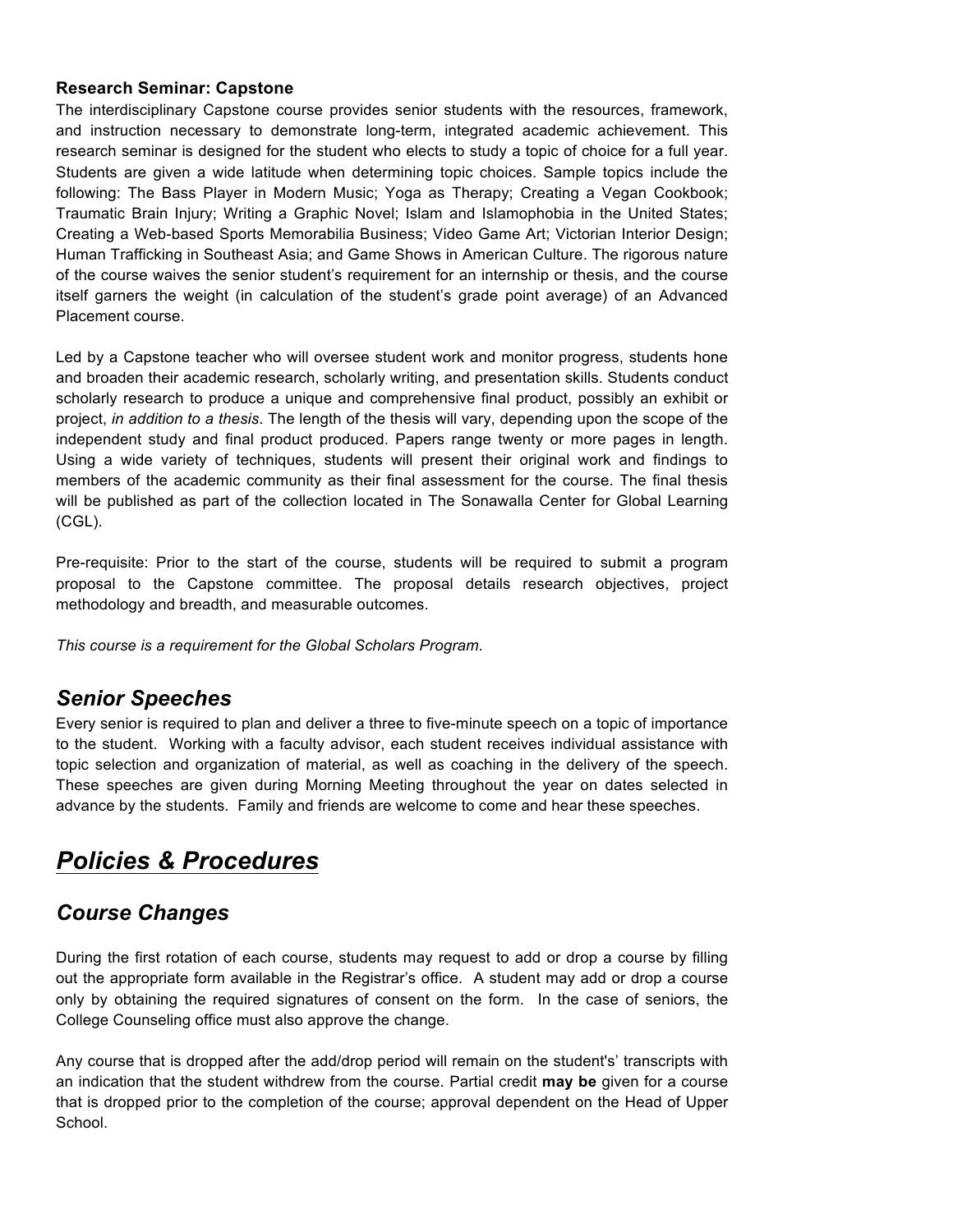**Research Seminar: Capstone**

The interdisciplinary Capstone course provides senior students with the resources, framework, and instruction necessary to demonstrate long-term, integrated academic achievement. This research seminar is designed for the student who elects to study a topic of choice for a full year. Students are given a wide latitude when determining topic choices. Sample topics include the following: The Bass Player in Modern Music; Yoga as Therapy; Creating a Vegan Cookbook; Traumatic Brain Injury; Writing a Graphic Novel; Islam and Islamophobia in the United States; Creating a Web-based Sports Memorabilia Business; Video Game Art; Victorian Interior Design; Human Trafficking in Southeast Asia; and Game Shows in American Culture. The rigorous nature of the course waives the senior student's requirement for an internship or thesis, and the course itself garners the weight (in calculation of the student's grade point average) of an Advanced Placement course.

Led by a Capstone teacher who will oversee student work and monitor progress, students hone and broaden their academic research, scholarly writing, and presentation skills. Students conduct scholarly research to produce a unique and comprehensive final product, possibly an exhibit or project, *in addition to a thesis*. The length of the thesis will vary, depending upon the scope of the independent study and final product produced. Papers range twenty or more pages in length. Using a wide variety of techniques, students will present their original work and findings to members of the academic community as their final assessment for the course. The final thesis will be published as part of the collection located in The Sonawalla Center for Global Learning (CGL).

Pre-requisite: Prior to the start of the course, students will be required to submit a program proposal to the Capstone committee. The proposal details research objectives, project methodology and breadth, and measurable outcomes.

*This course is a requirement for the Global Scholars Program.*

## *Senior Speeches*

Every senior is required to plan and deliver a three to five-minute speech on a topic of importance to the student. Working with a faculty advisor, each student receives individual assistance with topic selection and organization of material, as well as coaching in the delivery of the speech. These speeches are given during Morning Meeting throughout the year on dates selected in advance by the students. Family and friends are welcome to come and hear these speeches.

# *Policies & Procedures*

## *Course Changes*

During the first rotation of each course, students may request to add or drop a course by filling out the appropriate form available in the Registrar's office. A student may add or drop a course only by obtaining the required signatures of consent on the form. In the case of seniors, the College Counseling office must also approve the change.

Any course that is dropped after the add/drop period will remain on the student's' transcripts with an indication that the student withdrew from the course. Partial credit **may be** given for a course that is dropped prior to the completion of the course; approval dependent on the Head of Upper School.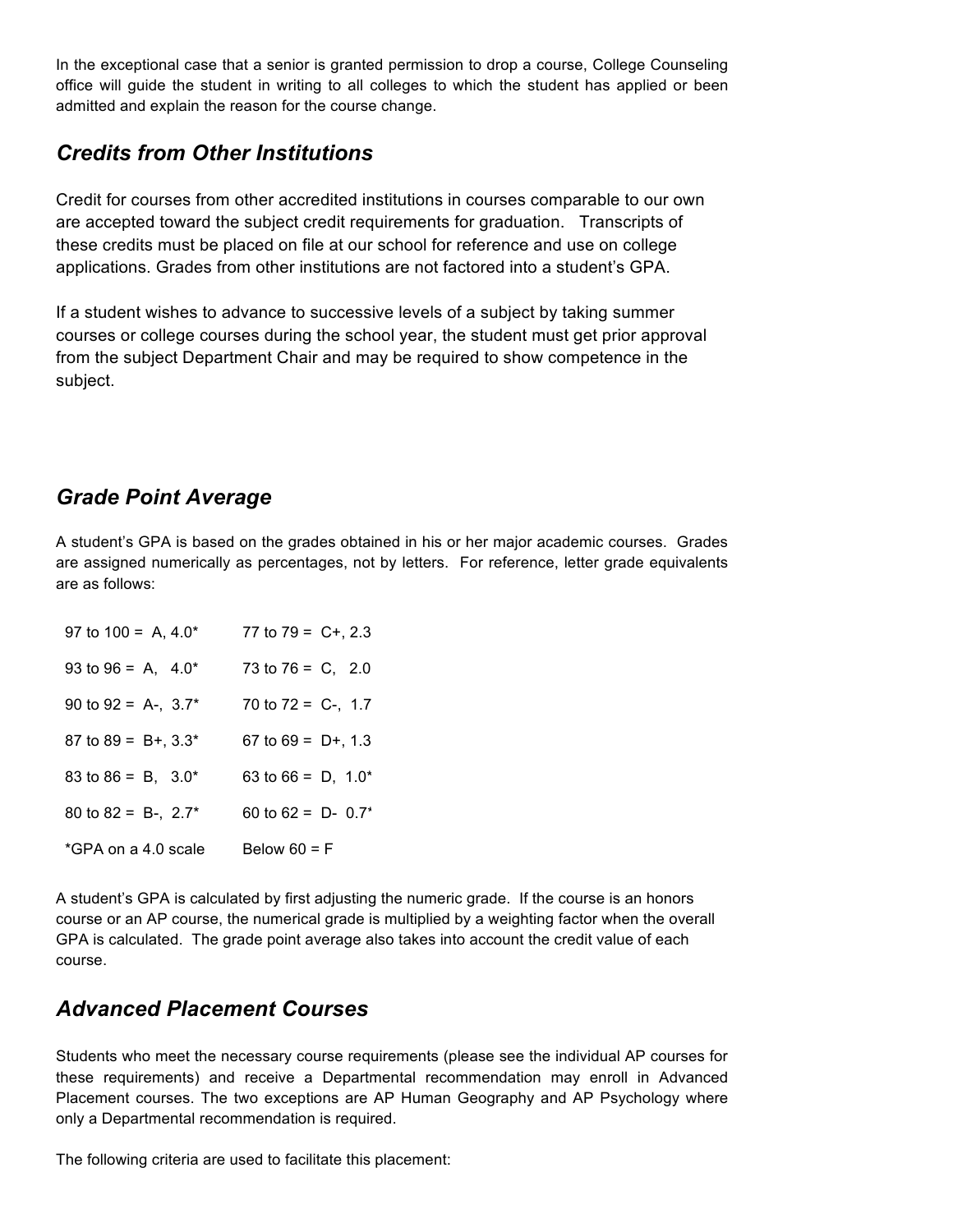In the exceptional case that a senior is granted permission to drop a course, College Counseling office will guide the student in writing to all colleges to which the student has applied or been admitted and explain the reason for the course change.

## *Credits from Other Institutions*

Credit for courses from other accredited institutions in courses comparable to our own are accepted toward the subject credit requirements for graduation. Transcripts of these credits must be placed on file at our school for reference and use on college applications. Grades from other institutions are not factored into a student's GPA.

If a student wishes to advance to successive levels of a subject by taking summer courses or college courses during the school year, the student must get prior approval from the subject Department Chair and may be required to show competence in the subject.

## *Grade Point Average*

A student's GPA is based on the grades obtained in his or her major academic courses. Grades are assigned numerically as percentages, not by letters. For reference, letter grade equivalents are as follows:

| | |
|---|---|
| 97 to 100 = A, 4.0* | 77 to 79 = C+, 2.3 |
| 93 to 96 = A, 4.0* | 73 to 76 = C, 2.0 |
| 90 to 92 = A-, 3.7* | 70 to 72 = C-, 1.7 |
| 87 to 89 = B+, 3.3* | 67 to 69 = D+, 1.3 |
| 83 to 86 = B, 3.0* | 63 to 66 = D, 1.0* |
| 80 to 82 = B-, 2.7* | 60 to 62 = D- 0.7* |
| *GPA on a 4.0 scale | Below 60 = F |

A student's GPA is calculated by first adjusting the numeric grade. If the course is an honors course or an AP course, the numerical grade is multiplied by a weighting factor when the overall GPA is calculated. The grade point average also takes into account the credit value of each course.

## *Advanced Placement Courses*

Students who meet the necessary course requirements (please see the individual AP courses for these requirements) and receive a Departmental recommendation may enroll in Advanced Placement courses. The two exceptions are AP Human Geography and AP Psychology where only a Departmental recommendation is required.

The following criteria are used to facilitate this placement: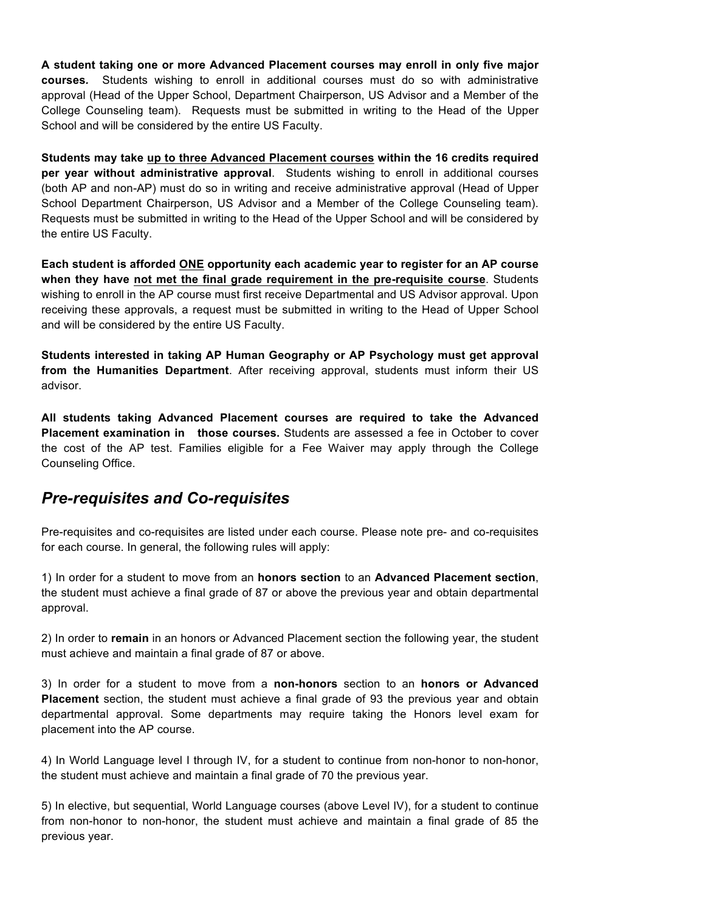**A student taking one or more Advanced Placement courses may enroll in only five major courses.** Students wishing to enroll in additional courses must do so with administrative approval (Head of the Upper School, Department Chairperson, US Advisor and a Member of the College Counseling team). Requests must be submitted in writing to the Head of the Upper School and will be considered by the entire US Faculty.

**Students may take <u>up to three Advanced Placement courses</u> within the 16 credits required per year without administrative approval**. Students wishing to enroll in additional courses (both AP and non-AP) must do so in writing and receive administrative approval (Head of Upper School Department Chairperson, US Advisor and a Member of the College Counseling team). Requests must be submitted in writing to the Head of the Upper School and will be considered by the entire US Faculty.

**Each student is afforded <u>ONE</u> opportunity each academic year to register for an AP course when they have <u>not met the final grade requirement in the pre-requisite course</u>**. Students wishing to enroll in the AP course must first receive Departmental and US Advisor approval. Upon receiving these approvals, a request must be submitted in writing to the Head of Upper School and will be considered by the entire US Faculty.

**Students interested in taking AP Human Geography or AP Psychology must get approval from the Humanities Department**. After receiving approval, students must inform their US advisor.

**All students taking Advanced Placement courses are required to take the Advanced Placement examination in those courses.** Students are assessed a fee in October to cover the cost of the AP test. Families eligible for a Fee Waiver may apply through the College Counseling Office.

## *Pre-requisites and Co-requisites*

Pre-requisites and co-requisites are listed under each course. Please note pre- and co-requisites for each course. In general, the following rules will apply:

1) In order for a student to move from an **honors section** to an **Advanced Placement section**, the student must achieve a final grade of 87 or above the previous year and obtain departmental approval.

2) In order to **remain** in an honors or Advanced Placement section the following year, the student must achieve and maintain a final grade of 87 or above.

3) In order for a student to move from a **non-honors** section to an **honors or Advanced Placement** section, the student must achieve a final grade of 93 the previous year and obtain departmental approval. Some departments may require taking the Honors level exam for placement into the AP course.

4) In World Language level I through IV, for a student to continue from non-honor to non-honor, the student must achieve and maintain a final grade of 70 the previous year.

5) In elective, but sequential, World Language courses (above Level IV), for a student to continue from non-honor to non-honor, the student must achieve and maintain a final grade of 85 the previous year.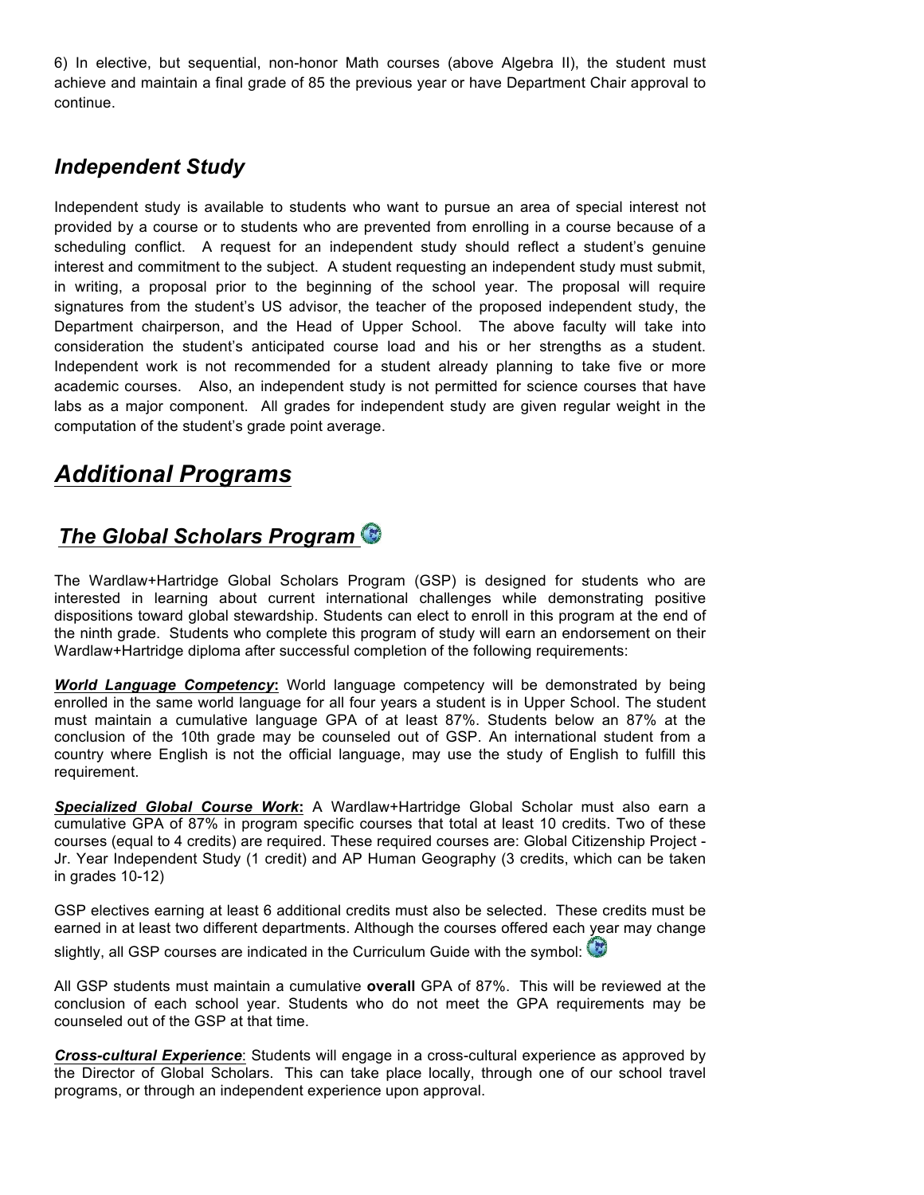6) In elective, but sequential, non-honor Math courses (above Algebra II), the student must achieve and maintain a final grade of 85 the previous year or have Department Chair approval to continue.

## *Independent Study*

Independent study is available to students who want to pursue an area of special interest not provided by a course or to students who are prevented from enrolling in a course because of a scheduling conflict. A request for an independent study should reflect a student's genuine interest and commitment to the subject. A student requesting an independent study must submit, in writing, a proposal prior to the beginning of the school year. The proposal will require signatures from the student's US advisor, the teacher of the proposed independent study, the Department chairperson, and the Head of Upper School. The above faculty will take into consideration the student's anticipated course load and his or her strengths as a student. Independent work is not recommended for a student already planning to take five or more academic courses. Also, an independent study is not permitted for science courses that have labs as a major component. All grades for independent study are given regular weight in the computation of the student's grade point average.

# *Additional Programs*

## *The Global Scholars Program*

The Wardlaw+Hartridge Global Scholars Program (GSP) is designed for students who are interested in learning about current international challenges while demonstrating positive dispositions toward global stewardship. Students can elect to enroll in this program at the end of the ninth grade. Students who complete this program of study will earn an endorsement on their Wardlaw+Hartridge diploma after successful completion of the following requirements:

***World Language Competency*:** World language competency will be demonstrated by being enrolled in the same world language for all four years a student is in Upper School. The student must maintain a cumulative language GPA of at least 87%. Students below an 87% at the conclusion of the 10th grade may be counseled out of GSP. An international student from a country where English is not the official language, may use the study of English to fulfill this requirement.

***Specialized Global Course Work*:** A Wardlaw+Hartridge Global Scholar must also earn a cumulative GPA of 87% in program specific courses that total at least 10 credits. Two of these courses (equal to 4 credits) are required. These required courses are: Global Citizenship Project - Jr. Year Independent Study (1 credit) and AP Human Geography (3 credits, which can be taken in grades 10-12)

GSP electives earning at least 6 additional credits must also be selected. These credits must be earned in at least two different departments. Although the courses offered each year may change slightly, all GSP courses are indicated in the Curriculum Guide with the symbol:

All GSP students must maintain a cumulative **overall** GPA of 87%. This will be reviewed at the conclusion of each school year. Students who do not meet the GPA requirements may be counseled out of the GSP at that time.

***Cross-cultural Experience***: Students will engage in a cross-cultural experience as approved by the Director of Global Scholars. This can take place locally, through one of our school travel programs, or through an independent experience upon approval.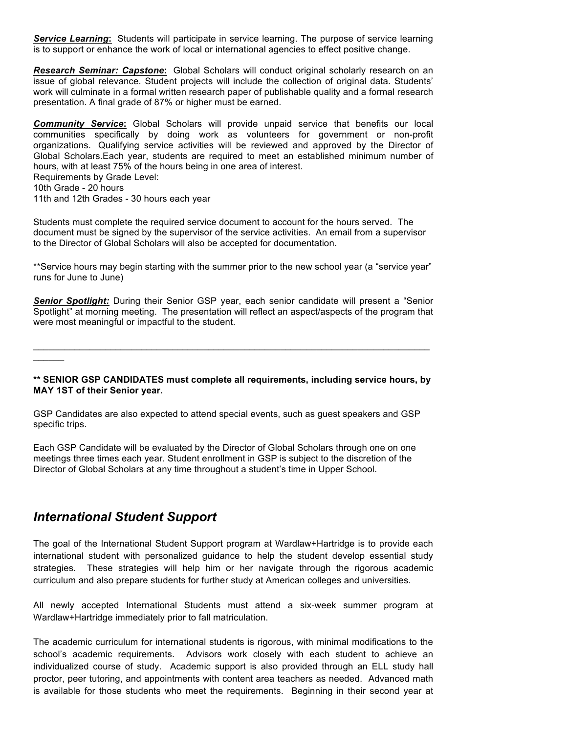***Service Learning*:** Students will participate in service learning. The purpose of service learning is to support or enhance the work of local or international agencies to effect positive change.

***Research Seminar: Capstone*:** Global Scholars will conduct original scholarly research on an issue of global relevance. Student projects will include the collection of original data. Students' work will culminate in a formal written research paper of publishable quality and a formal research presentation. A final grade of 87% or higher must be earned.

***Community Service*:** Global Scholars will provide unpaid service that benefits our local communities specifically by doing work as volunteers for government or non-profit organizations. Qualifying service activities will be reviewed and approved by the Director of Global Scholars.Each year, students are required to meet an established minimum number of hours, with at least 75% of the hours being in one area of interest.
Requirements by Grade Level:
10th Grade - 20 hours
11th and 12th Grades - 30 hours each year

Students must complete the required service document to account for the hours served. The document must be signed by the supervisor of the service activities. An email from a supervisor to the Director of Global Scholars will also be accepted for documentation.

**Service hours may begin starting with the summer prior to the new school year (a "service year" runs for June to June)

***Senior Spotlight:*** During their Senior GSP year, each senior candidate will present a "Senior Spotlight" at morning meeting. The presentation will reflect an aspect/aspects of the program that were most meaningful or impactful to the student.

---

**** SENIOR GSP CANDIDATES must complete all requirements, including service hours, by MAY 1ST of their Senior year.**

GSP Candidates are also expected to attend special events, such as guest speakers and GSP specific trips.

Each GSP Candidate will be evaluated by the Director of Global Scholars through one on one meetings three times each year. Student enrollment in GSP is subject to the discretion of the Director of Global Scholars at any time throughout a student's time in Upper School.

## *International Student Support*

The goal of the International Student Support program at Wardlaw+Hartridge is to provide each international student with personalized guidance to help the student develop essential study strategies. These strategies will help him or her navigate through the rigorous academic curriculum and also prepare students for further study at American colleges and universities.

All newly accepted International Students must attend a six-week summer program at Wardlaw+Hartridge immediately prior to fall matriculation.

The academic curriculum for international students is rigorous, with minimal modifications to the school's academic requirements. Advisors work closely with each student to achieve an individualized course of study. Academic support is also provided through an ELL study hall proctor, peer tutoring, and appointments with content area teachers as needed. Advanced math is available for those students who meet the requirements. Beginning in their second year at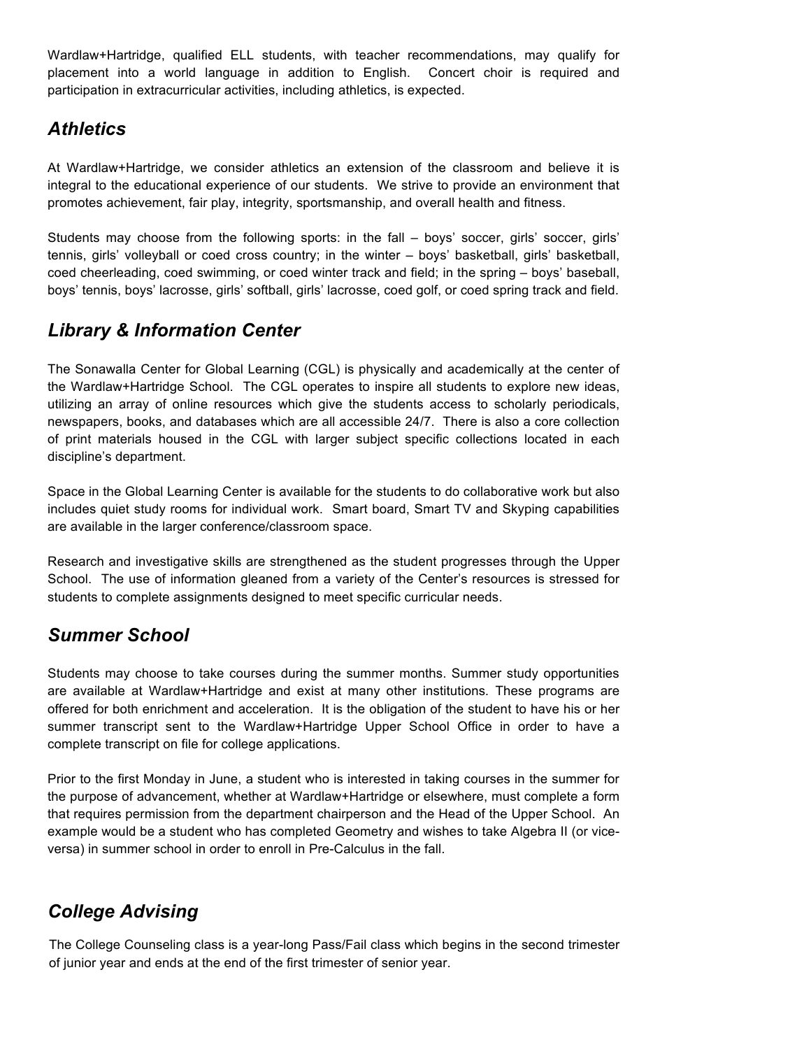Wardlaw+Hartridge, qualified ELL students, with teacher recommendations, may qualify for placement into a world language in addition to English. Concert choir is required and participation in extracurricular activities, including athletics, is expected.

## *Athletics*

At Wardlaw+Hartridge, we consider athletics an extension of the classroom and believe it is integral to the educational experience of our students. We strive to provide an environment that promotes achievement, fair play, integrity, sportsmanship, and overall health and fitness.

Students may choose from the following sports: in the fall – boys' soccer, girls' soccer, girls' tennis, girls' volleyball or coed cross country; in the winter – boys' basketball, girls' basketball, coed cheerleading, coed swimming, or coed winter track and field; in the spring – boys' baseball, boys' tennis, boys' lacrosse, girls' softball, girls' lacrosse, coed golf, or coed spring track and field.

## *Library & Information Center*

The Sonawalla Center for Global Learning (CGL) is physically and academically at the center of the Wardlaw+Hartridge School. The CGL operates to inspire all students to explore new ideas, utilizing an array of online resources which give the students access to scholarly periodicals, newspapers, books, and databases which are all accessible 24/7. There is also a core collection of print materials housed in the CGL with larger subject specific collections located in each discipline's department.

Space in the Global Learning Center is available for the students to do collaborative work but also includes quiet study rooms for individual work. Smart board, Smart TV and Skyping capabilities are available in the larger conference/classroom space.

Research and investigative skills are strengthened as the student progresses through the Upper School. The use of information gleaned from a variety of the Center's resources is stressed for students to complete assignments designed to meet specific curricular needs.

## *Summer School*

Students may choose to take courses during the summer months. Summer study opportunities are available at Wardlaw+Hartridge and exist at many other institutions. These programs are offered for both enrichment and acceleration. It is the obligation of the student to have his or her summer transcript sent to the Wardlaw+Hartridge Upper School Office in order to have a complete transcript on file for college applications.

Prior to the first Monday in June, a student who is interested in taking courses in the summer for the purpose of advancement, whether at Wardlaw+Hartridge or elsewhere, must complete a form that requires permission from the department chairperson and the Head of the Upper School. An example would be a student who has completed Geometry and wishes to take Algebra II (or vice-versa) in summer school in order to enroll in Pre-Calculus in the fall.

## *College Advising*

The College Counseling class is a year-long Pass/Fail class which begins in the second trimester of junior year and ends at the end of the first trimester of senior year.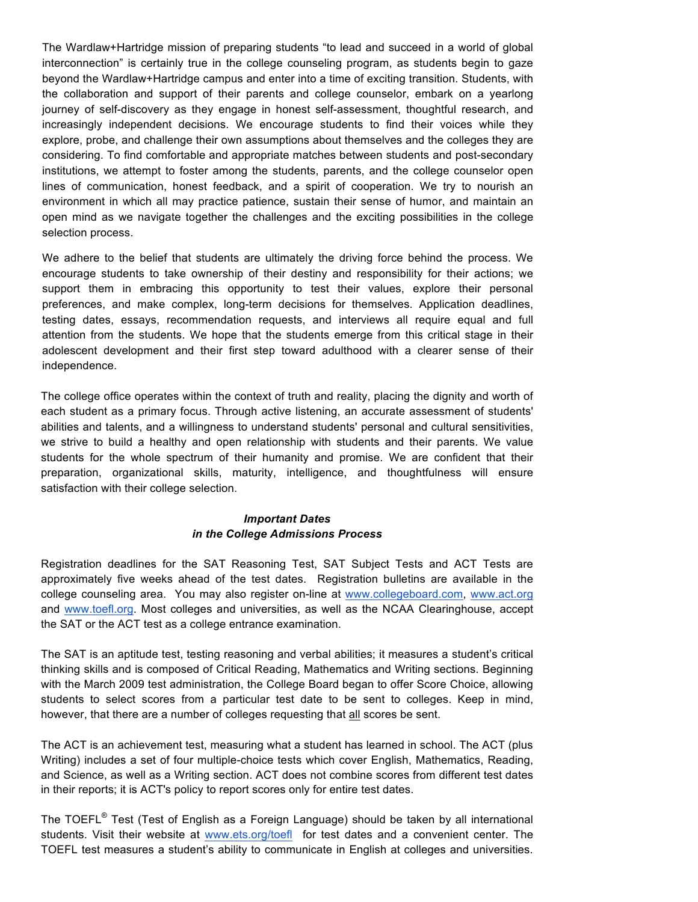The Wardlaw+Hartridge mission of preparing students "to lead and succeed in a world of global interconnection" is certainly true in the college counseling program, as students begin to gaze beyond the Wardlaw+Hartridge campus and enter into a time of exciting transition. Students, with the collaboration and support of their parents and college counselor, embark on a yearlong journey of self-discovery as they engage in honest self-assessment, thoughtful research, and increasingly independent decisions. We encourage students to find their voices while they explore, probe, and challenge their own assumptions about themselves and the colleges they are considering. To find comfortable and appropriate matches between students and post-secondary institutions, we attempt to foster among the students, parents, and the college counselor open lines of communication, honest feedback, and a spirit of cooperation. We try to nourish an environment in which all may practice patience, sustain their sense of humor, and maintain an open mind as we navigate together the challenges and the exciting possibilities in the college selection process.

We adhere to the belief that students are ultimately the driving force behind the process. We encourage students to take ownership of their destiny and responsibility for their actions; we support them in embracing this opportunity to test their values, explore their personal preferences, and make complex, long-term decisions for themselves. Application deadlines, testing dates, essays, recommendation requests, and interviews all require equal and full attention from the students. We hope that the students emerge from this critical stage in their adolescent development and their first step toward adulthood with a clearer sense of their independence.

The college office operates within the context of truth and reality, placing the dignity and worth of each student as a primary focus. Through active listening, an accurate assessment of students' abilities and talents, and a willingness to understand students' personal and cultural sensitivities, we strive to build a healthy and open relationship with students and their parents. We value students for the whole spectrum of their humanity and promise. We are confident that their preparation, organizational skills, maturity, intelligence, and thoughtfulness will ensure satisfaction with their college selection.

### *Important Dates in the College Admissions Process*

Registration deadlines for the SAT Reasoning Test, SAT Subject Tests and ACT Tests are approximately five weeks ahead of the test dates. Registration bulletins are available in the college counseling area. You may also register on-line at www.collegeboard.com, www.act.org and www.toefl.org. Most colleges and universities, as well as the NCAA Clearinghouse, accept the SAT or the ACT test as a college entrance examination.

The SAT is an aptitude test, testing reasoning and verbal abilities; it measures a student's critical thinking skills and is composed of Critical Reading, Mathematics and Writing sections. Beginning with the March 2009 test administration, the College Board began to offer Score Choice, allowing students to select scores from a particular test date to be sent to colleges. Keep in mind, however, that there are a number of colleges requesting that <u>all</u> scores be sent.

The ACT is an achievement test, measuring what a student has learned in school. The ACT (plus Writing) includes a set of four multiple-choice tests which cover English, Mathematics, Reading, and Science, as well as a Writing section. ACT does not combine scores from different test dates in their reports; it is ACT's policy to report scores only for entire test dates.

The TOEFL® Test (Test of English as a Foreign Language) should be taken by all international students. Visit their website at www.ets.org/toefl for test dates and a convenient center. The TOEFL test measures a student's ability to communicate in English at colleges and universities.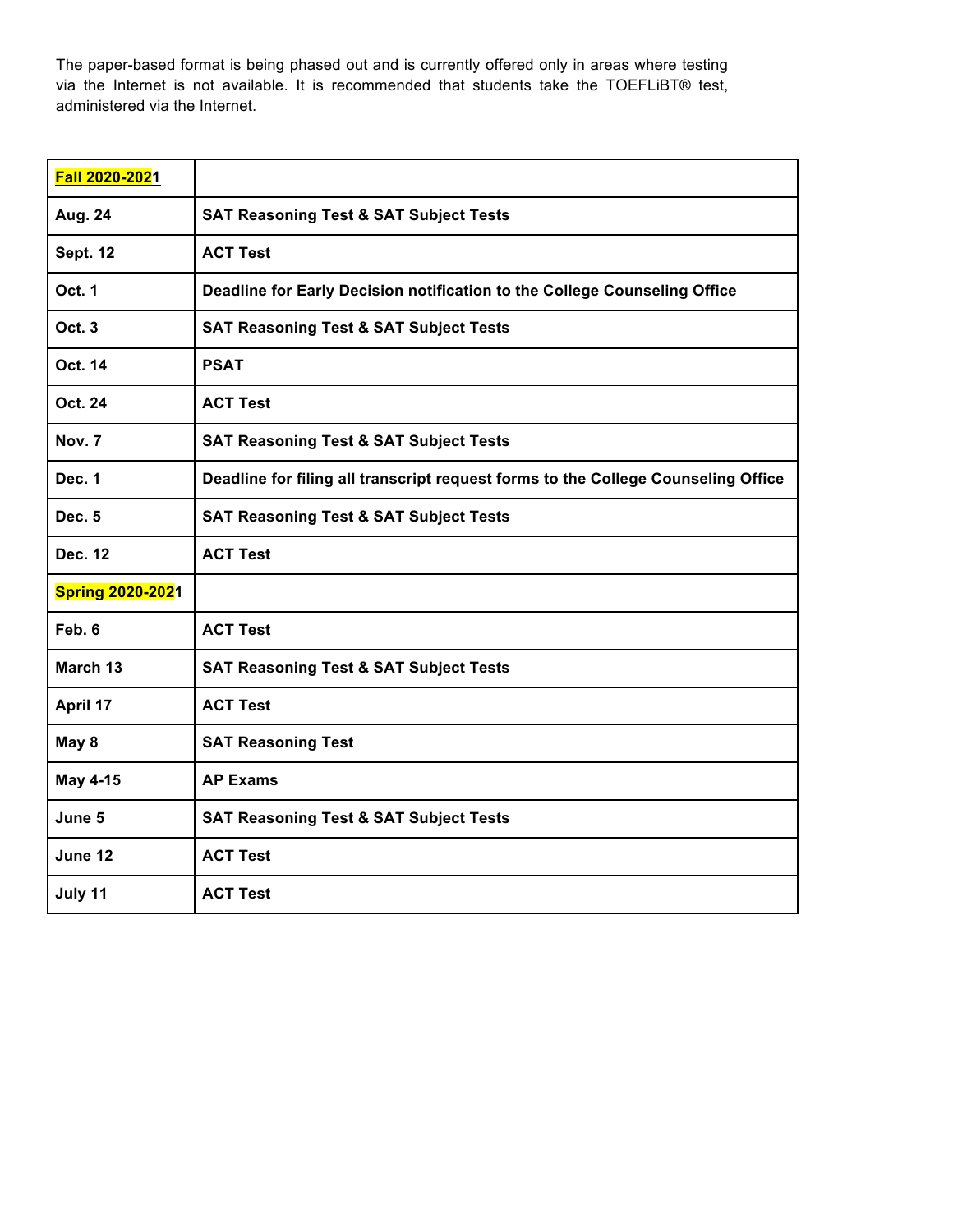The paper-based format is being phased out and is currently offered only in areas where testing via the Internet is not available. It is recommended that students take the TOEFLiBT® test, administered via the Internet.

| **Fall 2020-2021** | |
|---|---|
| **Aug. 24** | **SAT Reasoning Test & SAT Subject Tests** |
| **Sept. 12** | **ACT Test** |
| **Oct. 1** | **Deadline for Early Decision notification to the College Counseling Office** |
| **Oct. 3** | **SAT Reasoning Test & SAT Subject Tests** |
| **Oct. 14** | **PSAT** |
| **Oct. 24** | **ACT Test** |
| **Nov. 7** | **SAT Reasoning Test & SAT Subject Tests** |
| **Dec. 1** | **Deadline for filing all transcript request forms to the College Counseling Office** |
| **Dec. 5** | **SAT Reasoning Test & SAT Subject Tests** |
| **Dec. 12** | **ACT Test** |
| **Spring 2020-2021** | |
| **Feb. 6** | **ACT Test** |
| **March 13** | **SAT Reasoning Test & SAT Subject Tests** |
| **April 17** | **ACT Test** |
| **May 8** | **SAT Reasoning Test** |
| **May 4-15** | **AP Exams** |
| **June 5** | **SAT Reasoning Test & SAT Subject Tests** |
| **June 12** | **ACT Test** |
| **July 11** | **ACT Test** |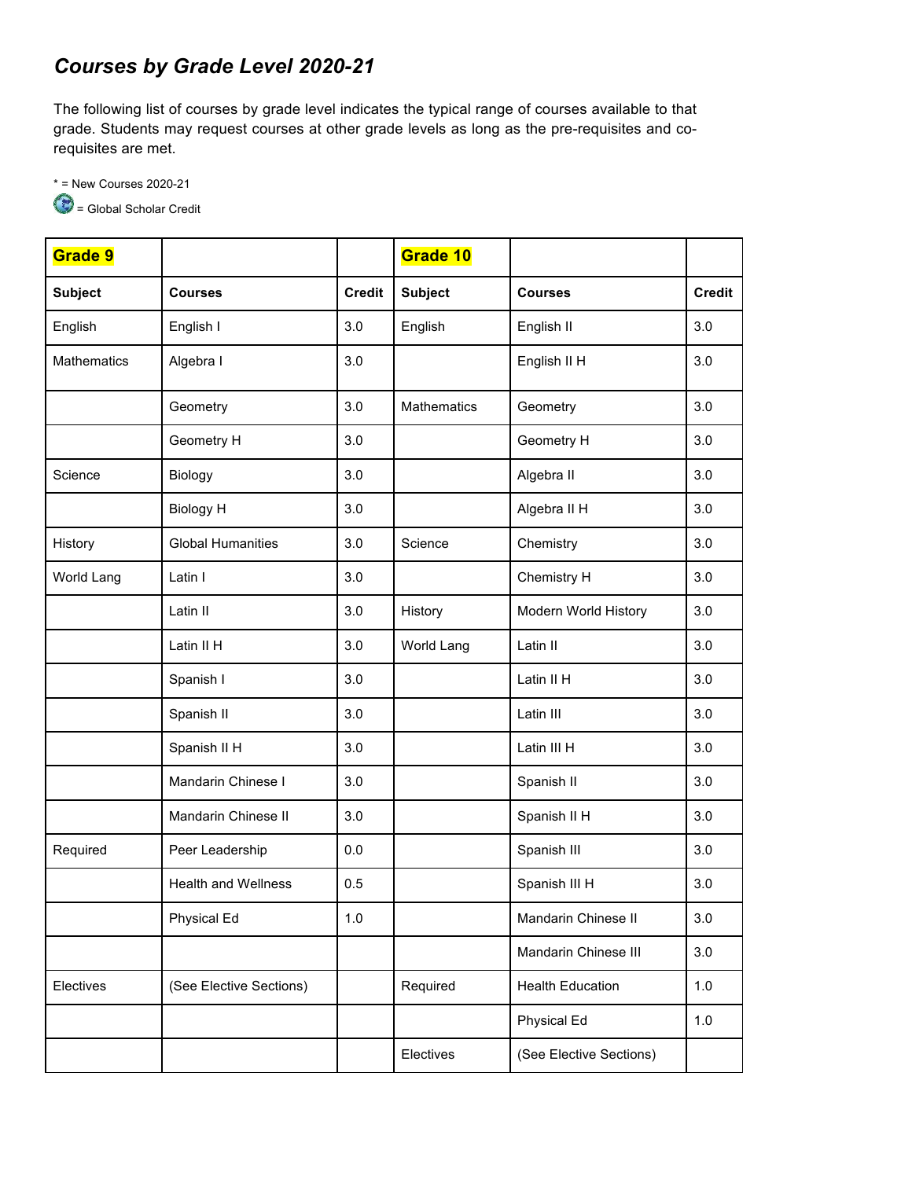## *Courses by Grade Level 2020-21*

The following list of courses by grade level indicates the typical range of courses available to that grade. Students may request courses at other grade levels as long as the pre-requisites and co-requisites are met.

\* = New Courses 2020-21

= Global Scholar Credit

| **Grade 9** | | | **Grade 10** | | |
|---|---|---|---|---|---|
| **Subject** | **Courses** | **Credit** | **Subject** | **Courses** | **Credit** |
| English | English I | 3.0 | English | English II | 3.0 |
| Mathematics | Algebra I | 3.0 | | English II H | 3.0 |
| | Geometry | 3.0 | Mathematics | Geometry | 3.0 |
| | Geometry H | 3.0 | | Geometry H | 3.0 |
| Science | Biology | 3.0 | | Algebra II | 3.0 |
| | Biology H | 3.0 | | Algebra II H | 3.0 |
| History | Global Humanities | 3.0 | Science | Chemistry | 3.0 |
| World Lang | Latin I | 3.0 | | Chemistry H | 3.0 |
| | Latin II | 3.0 | History | Modern World History | 3.0 |
| | Latin II H | 3.0 | World Lang | Latin II | 3.0 |
| | Spanish I | 3.0 | | Latin II H | 3.0 |
| | Spanish II | 3.0 | | Latin III | 3.0 |
| | Spanish II H | 3.0 | | Latin III H | 3.0 |
| | Mandarin Chinese I | 3.0 | | Spanish II | 3.0 |
| | Mandarin Chinese II | 3.0 | | Spanish II H | 3.0 |
| Required | Peer Leadership | 0.0 | | Spanish III | 3.0 |
| | Health and Wellness | 0.5 | | Spanish III H | 3.0 |
| | Physical Ed | 1.0 | | Mandarin Chinese II | 3.0 |
| | | | | Mandarin Chinese III | 3.0 |
| Electives | (See Elective Sections) | | Required | Health Education | 1.0 |
| | | | | Physical Ed | 1.0 |
| | | | Electives | (See Elective Sections) | |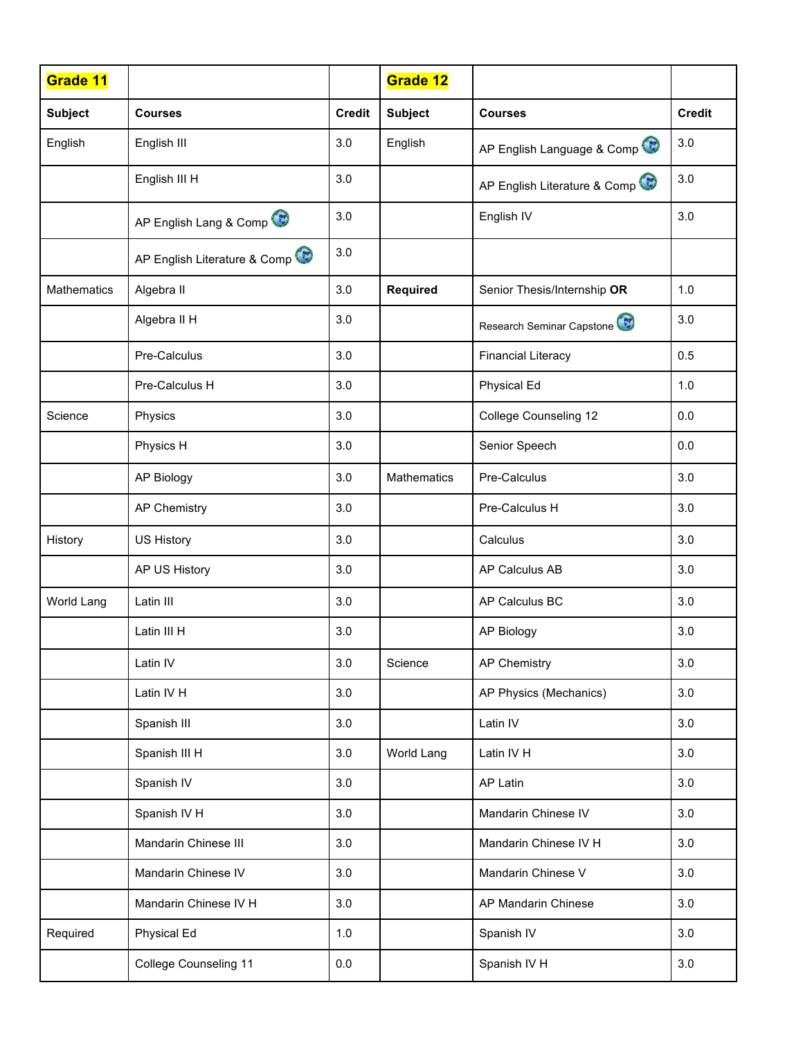| Grade 11 | | | Grade 12 | | |
|---|---|---|---|---|---|
| **Subject** | **Courses** | **Credit** | **Subject** | **Courses** | **Credit** |
| English | English III | 3.0 | English | AP English Language & Comp | 3.0 |
| | English III H | 3.0 | | AP English Literature & Comp | 3.0 |
| | AP English Lang & Comp | 3.0 | | English IV | 3.0 |
| | AP English Literature & Comp | 3.0 | | | |
| Mathematics | Algebra II | 3.0 | **Required** | Senior Thesis/Internship **OR** | 1.0 |
| | Algebra II H | 3.0 | | Research Seminar Capstone | 3.0 |
| | Pre-Calculus | 3.0 | | Financial Literacy | 0.5 |
| | Pre-Calculus H | 3.0 | | Physical Ed | 1.0 |
| Science | Physics | 3.0 | | College Counseling 12 | 0.0 |
| | Physics H | 3.0 | | Senior Speech | 0.0 |
| | AP Biology | 3.0 | Mathematics | Pre-Calculus | 3.0 |
| | AP Chemistry | 3.0 | | Pre-Calculus H | 3.0 |
| History | US History | 3.0 | | Calculus | 3.0 |
| | AP US History | 3.0 | | AP Calculus AB | 3.0 |
| World Lang | Latin III | 3.0 | | AP Calculus BC | 3.0 |
| | Latin III H | 3.0 | | AP Biology | 3.0 |
| | Latin IV | 3.0 | Science | AP Chemistry | 3.0 |
| | Latin IV H | 3.0 | | AP Physics (Mechanics) | 3.0 |
| | Spanish III | 3.0 | | Latin IV | 3.0 |
| | Spanish III H | 3.0 | World Lang | Latin IV H | 3.0 |
| | Spanish IV | 3.0 | | AP Latin | 3.0 |
| | Spanish IV H | 3.0 | | Mandarin Chinese IV | 3.0 |
| | Mandarin Chinese III | 3.0 | | Mandarin Chinese IV H | 3.0 |
| | Mandarin Chinese IV | 3.0 | | Mandarin Chinese V | 3.0 |
| | Mandarin Chinese IV H | 3.0 | | AP Mandarin Chinese | 3.0 |
| Required | Physical Ed | 1.0 | | Spanish IV | 3.0 |
| | College Counseling 11 | 0.0 | | Spanish IV H | 3.0 |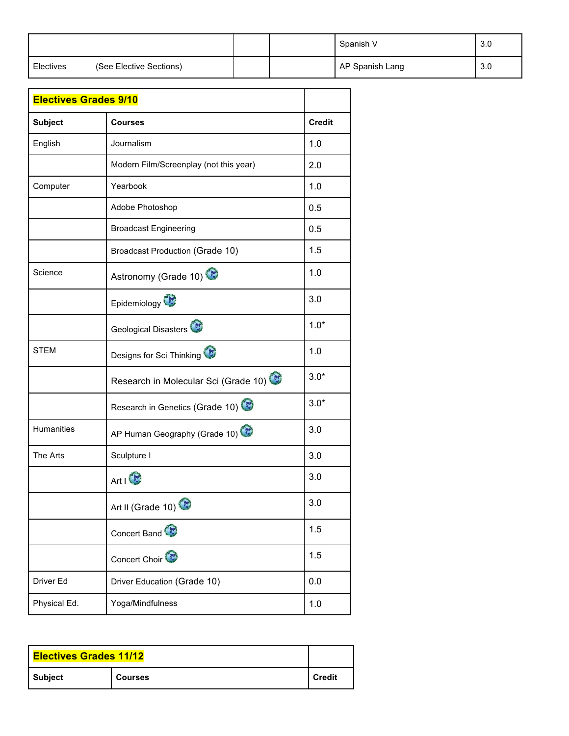| | | | | Spanish V | 3.0 |
|---|---|---|---|---|---|
| Electives | (See Elective Sections) | | | AP Spanish Lang | 3.0 |

| **Electives Grades 9/10** | | |
|---|---|---|
| **Subject** | **Courses** | **Credit** |
| English | Journalism | 1.0 |
| | Modern Film/Screenplay (not this year) | 2.0 |
| Computer | Yearbook | 1.0 |
| | Adobe Photoshop | 0.5 |
| | Broadcast Engineering | 0.5 |
| | Broadcast Production (Grade 10) | 1.5 |
| Science | Astronomy (Grade 10) | 1.0 |
| | Epidemiology | 3.0 |
| | Geological Disasters | 1.0* |
| STEM | Designs for Sci Thinking | 1.0 |
| | Research in Molecular Sci (Grade 10) | 3.0* |
| | Research in Genetics (Grade 10) | 3.0* |
| Humanities | AP Human Geography (Grade 10) | 3.0 |
| The Arts | Sculpture I | 3.0 |
| | Art I | 3.0 |
| | Art II (Grade 10) | 3.0 |
| | Concert Band | 1.5 |
| | Concert Choir | 1.5 |
| Driver Ed | Driver Education (Grade 10) | 0.0 |
| Physical Ed. | Yoga/Mindfulness | 1.0 |

| **Electives Grades 11/12** | | |
|---|---|---|
| **Subject** | **Courses** | **Credit** |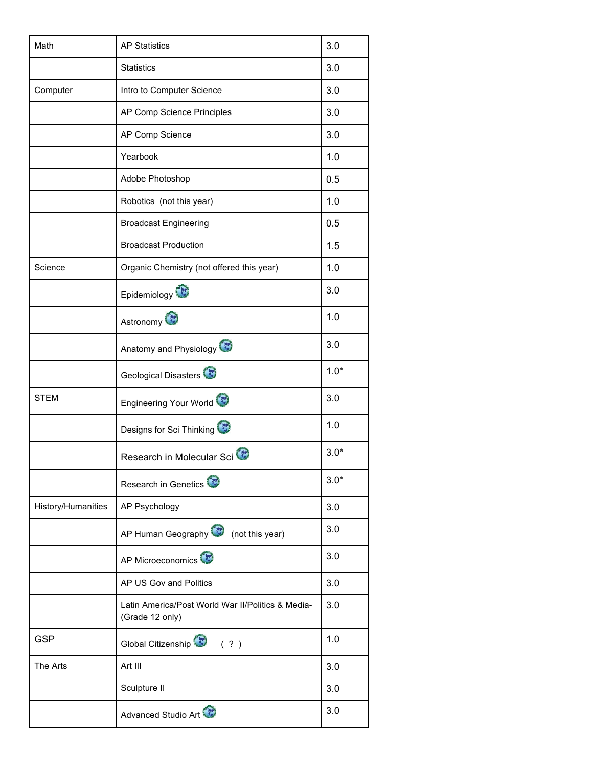| Math | AP Statistics | 3.0 |
|---|---|---|
| | Statistics | 3.0 |
| Computer | Intro to Computer Science | 3.0 |
| | AP Comp Science Principles | 3.0 |
| | AP Comp Science | 3.0 |
| | Yearbook | 1.0 |
| | Adobe Photoshop | 0.5 |
| | Robotics (not this year) | 1.0 |
| | Broadcast Engineering | 0.5 |
| | Broadcast Production | 1.5 |
| Science | Organic Chemistry (not offered this year) | 1.0 |
| | Epidemiology | 3.0 |
| | Astronomy | 1.0 |
| | Anatomy and Physiology | 3.0 |
| | Geological Disasters | 1.0* |
| STEM | Engineering Your World | 3.0 |
| | Designs for Sci Thinking | 1.0 |
| | Research in Molecular Sci | 3.0* |
| | Research in Genetics | 3.0* |
| History/Humanities | AP Psychology | 3.0 |
| | AP Human Geography (not this year) | 3.0 |
| | AP Microeconomics | 3.0 |
| | AP US Gov and Politics | 3.0 |
| | Latin America/Post World War II/Politics & Media-(Grade 12 only) | 3.0 |
| GSP | Global Citizenship ( ? ) | 1.0 |
| The Arts | Art III | 3.0 |
| | Sculpture II | 3.0 |
| | Advanced Studio Art | 3.0 |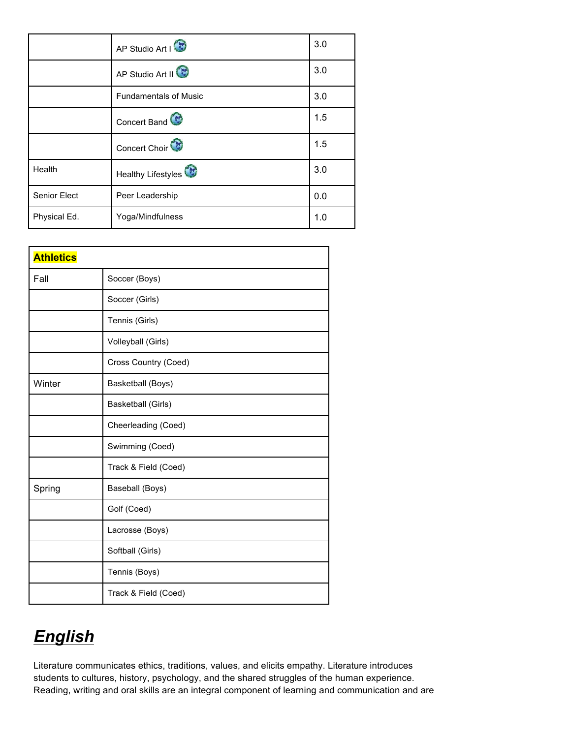| | | |
|---|---|---|
| | AP Studio Art I | 3.0 |
| | AP Studio Art II | 3.0 |
| | Fundamentals of Music | 3.0 |
| | Concert Band | 1.5 |
| | Concert Choir | 1.5 |
| Health | Healthy Lifestyles | 3.0 |
| Senior Elect | Peer Leadership | 0.0 |
| Physical Ed. | Yoga/Mindfulness | 1.0 |

| **Athletics** | |
|---|---|
| Fall | Soccer (Boys) |
| | Soccer (Girls) |
| | Tennis (Girls) |
| | Volleyball (Girls) |
| | Cross Country (Coed) |
| Winter | Basketball (Boys) |
| | Basketball (Girls) |
| | Cheerleading (Coed) |
| | Swimming (Coed) |
| | Track & Field (Coed) |
| Spring | Baseball (Boys) |
| | Golf (Coed) |
| | Lacrosse (Boys) |
| | Softball (Girls) |
| | Tennis (Boys) |
| | Track & Field (Coed) |

# ***English***

Literature communicates ethics, traditions, values, and elicits empathy. Literature introduces students to cultures, history, psychology, and the shared struggles of the human experience. Reading, writing and oral skills are an integral component of learning and communication and are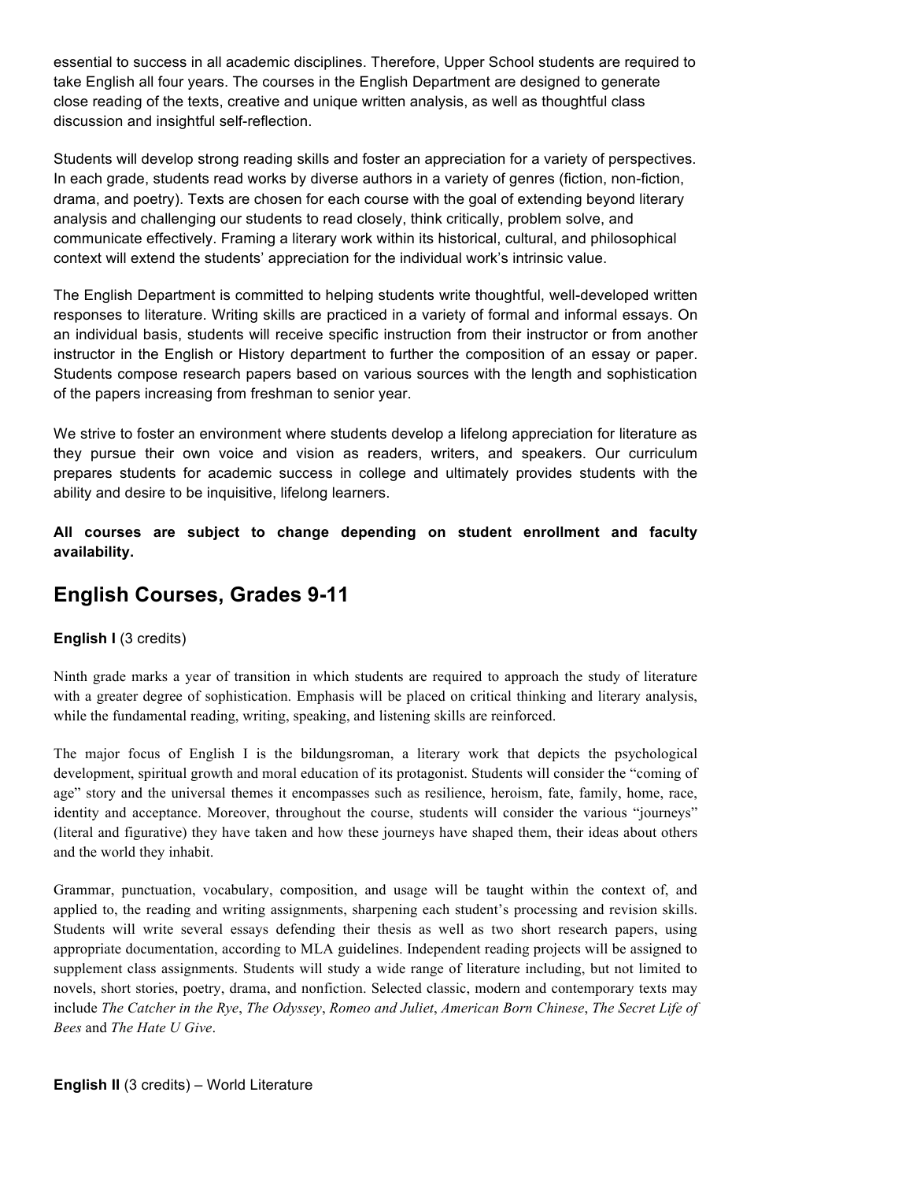essential to success in all academic disciplines. Therefore, Upper School students are required to take English all four years. The courses in the English Department are designed to generate close reading of the texts, creative and unique written analysis, as well as thoughtful class discussion and insightful self-reflection.

Students will develop strong reading skills and foster an appreciation for a variety of perspectives. In each grade, students read works by diverse authors in a variety of genres (fiction, non-fiction, drama, and poetry). Texts are chosen for each course with the goal of extending beyond literary analysis and challenging our students to read closely, think critically, problem solve, and communicate effectively. Framing a literary work within its historical, cultural, and philosophical context will extend the students' appreciation for the individual work's intrinsic value.

The English Department is committed to helping students write thoughtful, well-developed written responses to literature. Writing skills are practiced in a variety of formal and informal essays. On an individual basis, students will receive specific instruction from their instructor or from another instructor in the English or History department to further the composition of an essay or paper. Students compose research papers based on various sources with the length and sophistication of the papers increasing from freshman to senior year.

We strive to foster an environment where students develop a lifelong appreciation for literature as they pursue their own voice and vision as readers, writers, and speakers. Our curriculum prepares students for academic success in college and ultimately provides students with the ability and desire to be inquisitive, lifelong learners.

**All courses are subject to change depending on student enrollment and faculty availability.**

## English Courses, Grades 9-11

**English I** (3 credits)

Ninth grade marks a year of transition in which students are required to approach the study of literature with a greater degree of sophistication. Emphasis will be placed on critical thinking and literary analysis, while the fundamental reading, writing, speaking, and listening skills are reinforced.

The major focus of English I is the bildungsroman, a literary work that depicts the psychological development, spiritual growth and moral education of its protagonist. Students will consider the "coming of age" story and the universal themes it encompasses such as resilience, heroism, fate, family, home, race, identity and acceptance. Moreover, throughout the course, students will consider the various "journeys" (literal and figurative) they have taken and how these journeys have shaped them, their ideas about others and the world they inhabit.

Grammar, punctuation, vocabulary, composition, and usage will be taught within the context of, and applied to, the reading and writing assignments, sharpening each student's processing and revision skills. Students will write several essays defending their thesis as well as two short research papers, using appropriate documentation, according to MLA guidelines. Independent reading projects will be assigned to supplement class assignments. Students will study a wide range of literature including, but not limited to novels, short stories, poetry, drama, and nonfiction. Selected classic, modern and contemporary texts may include *The Catcher in the Rye*, *The Odyssey*, *Romeo and Juliet*, *American Born Chinese*, *The Secret Life of Bees* and *The Hate U Give*.

**English II** (3 credits) – World Literature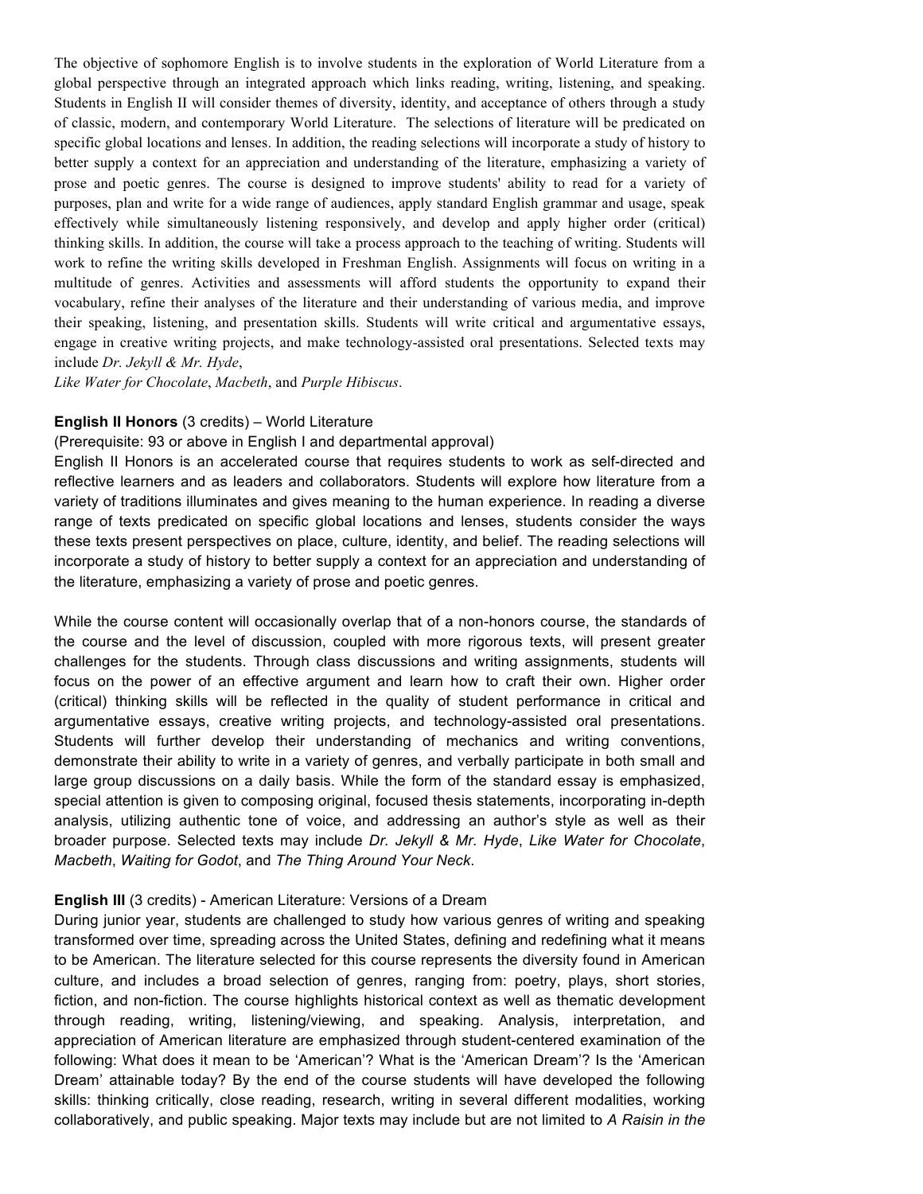The objective of sophomore English is to involve students in the exploration of World Literature from a global perspective through an integrated approach which links reading, writing, listening, and speaking. Students in English II will consider themes of diversity, identity, and acceptance of others through a study of classic, modern, and contemporary World Literature. The selections of literature will be predicated on specific global locations and lenses. In addition, the reading selections will incorporate a study of history to better supply a context for an appreciation and understanding of the literature, emphasizing a variety of prose and poetic genres. The course is designed to improve students' ability to read for a variety of purposes, plan and write for a wide range of audiences, apply standard English grammar and usage, speak effectively while simultaneously listening responsively, and develop and apply higher order (critical) thinking skills. In addition, the course will take a process approach to the teaching of writing. Students will work to refine the writing skills developed in Freshman English. Assignments will focus on writing in a multitude of genres. Activities and assessments will afford students the opportunity to expand their vocabulary, refine their analyses of the literature and their understanding of various media, and improve their speaking, listening, and presentation skills. Students will write critical and argumentative essays, engage in creative writing projects, and make technology-assisted oral presentations. Selected texts may include *Dr. Jekyll & Mr. Hyde*,
*Like Water for Chocolate*, *Macbeth*, and *Purple Hibiscus*.

**English II Honors** (3 credits) – World Literature
(Prerequisite: 93 or above in English I and departmental approval)
English II Honors is an accelerated course that requires students to work as self-directed and reflective learners and as leaders and collaborators. Students will explore how literature from a variety of traditions illuminates and gives meaning to the human experience. In reading a diverse range of texts predicated on specific global locations and lenses, students consider the ways these texts present perspectives on place, culture, identity, and belief. The reading selections will incorporate a study of history to better supply a context for an appreciation and understanding of the literature, emphasizing a variety of prose and poetic genres.

While the course content will occasionally overlap that of a non-honors course, the standards of the course and the level of discussion, coupled with more rigorous texts, will present greater challenges for the students. Through class discussions and writing assignments, students will focus on the power of an effective argument and learn how to craft their own. Higher order (critical) thinking skills will be reflected in the quality of student performance in critical and argumentative essays, creative writing projects, and technology-assisted oral presentations. Students will further develop their understanding of mechanics and writing conventions, demonstrate their ability to write in a variety of genres, and verbally participate in both small and large group discussions on a daily basis. While the form of the standard essay is emphasized, special attention is given to composing original, focused thesis statements, incorporating in-depth analysis, utilizing authentic tone of voice, and addressing an author's style as well as their broader purpose. Selected texts may include *Dr. Jekyll & Mr. Hyde*, *Like Water for Chocolate*, *Macbeth*, *Waiting for Godot*, and *The Thing Around Your Neck*.

**English III** (3 credits) - American Literature: Versions of a Dream
During junior year, students are challenged to study how various genres of writing and speaking transformed over time, spreading across the United States, defining and redefining what it means to be American. The literature selected for this course represents the diversity found in American culture, and includes a broad selection of genres, ranging from: poetry, plays, short stories, fiction, and non-fiction. The course highlights historical context as well as thematic development through reading, writing, listening/viewing, and speaking. Analysis, interpretation, and appreciation of American literature are emphasized through student-centered examination of the following: What does it mean to be 'American'? What is the 'American Dream'? Is the 'American Dream' attainable today? By the end of the course students will have developed the following skills: thinking critically, close reading, research, writing in several different modalities, working collaboratively, and public speaking. Major texts may include but are not limited to *A Raisin in the*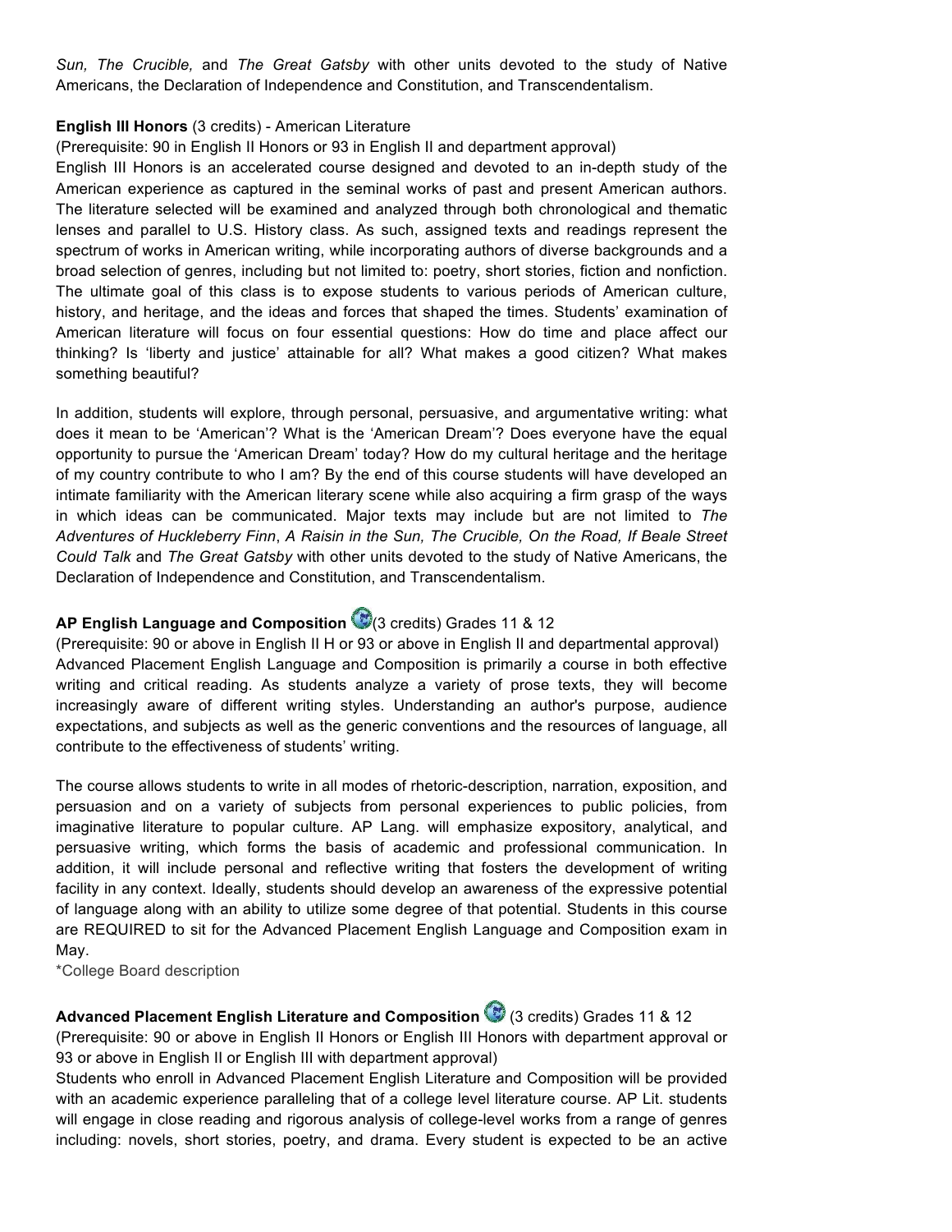*Sun, The Crucible,* and *The Great Gatsby* with other units devoted to the study of Native Americans, the Declaration of Independence and Constitution, and Transcendentalism.

**English III Honors** (3 credits) - American Literature
(Prerequisite: 90 in English II Honors or 93 in English II and department approval)
English III Honors is an accelerated course designed and devoted to an in-depth study of the American experience as captured in the seminal works of past and present American authors. The literature selected will be examined and analyzed through both chronological and thematic lenses and parallel to U.S. History class. As such, assigned texts and readings represent the spectrum of works in American writing, while incorporating authors of diverse backgrounds and a broad selection of genres, including but not limited to: poetry, short stories, fiction and nonfiction. The ultimate goal of this class is to expose students to various periods of American culture, history, and heritage, and the ideas and forces that shaped the times. Students' examination of American literature will focus on four essential questions: How do time and place affect our thinking? Is 'liberty and justice' attainable for all? What makes a good citizen? What makes something beautiful?

In addition, students will explore, through personal, persuasive, and argumentative writing: what does it mean to be 'American'? What is the 'American Dream'? Does everyone have the equal opportunity to pursue the 'American Dream' today? How do my cultural heritage and the heritage of my country contribute to who I am? By the end of this course students will have developed an intimate familiarity with the American literary scene while also acquiring a firm grasp of the ways in which ideas can be communicated. Major texts may include but are not limited to *The Adventures of Huckleberry Finn*, *A Raisin in the Sun, The Crucible, On the Road, If Beale Street Could Talk* and *The Great Gatsby* with other units devoted to the study of Native Americans, the Declaration of Independence and Constitution, and Transcendentalism.

**AP English Language and Composition** (3 credits) Grades 11 & 12
(Prerequisite: 90 or above in English II H or 93 or above in English II and departmental approval)
Advanced Placement English Language and Composition is primarily a course in both effective writing and critical reading. As students analyze a variety of prose texts, they will become increasingly aware of different writing styles. Understanding an author's purpose, audience expectations, and subjects as well as the generic conventions and the resources of language, all contribute to the effectiveness of students' writing.

The course allows students to write in all modes of rhetoric-description, narration, exposition, and persuasion and on a variety of subjects from personal experiences to public policies, from imaginative literature to popular culture. AP Lang. will emphasize expository, analytical, and persuasive writing, which forms the basis of academic and professional communication. In addition, it will include personal and reflective writing that fosters the development of writing facility in any context. Ideally, students should develop an awareness of the expressive potential of language along with an ability to utilize some degree of that potential. Students in this course are REQUIRED to sit for the Advanced Placement English Language and Composition exam in May.
*College Board description

**Advanced Placement English Literature and Composition** (3 credits) Grades 11 & 12
(Prerequisite: 90 or above in English II Honors or English III Honors with department approval or 93 or above in English II or English III with department approval)
Students who enroll in Advanced Placement English Literature and Composition will be provided with an academic experience paralleling that of a college level literature course. AP Lit. students will engage in close reading and rigorous analysis of college-level works from a range of genres including: novels, short stories, poetry, and drama. Every student is expected to be an active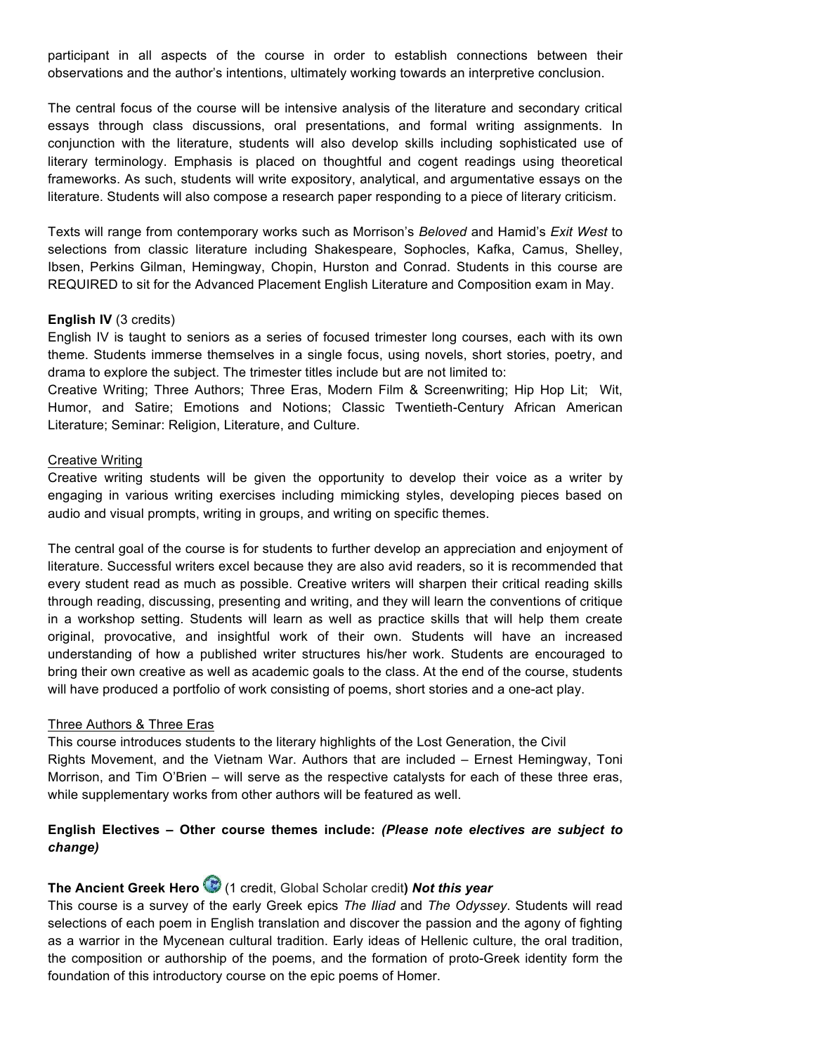participant in all aspects of the course in order to establish connections between their observations and the author's intentions, ultimately working towards an interpretive conclusion.

The central focus of the course will be intensive analysis of the literature and secondary critical essays through class discussions, oral presentations, and formal writing assignments. In conjunction with the literature, students will also develop skills including sophisticated use of literary terminology. Emphasis is placed on thoughtful and cogent readings using theoretical frameworks. As such, students will write expository, analytical, and argumentative essays on the literature. Students will also compose a research paper responding to a piece of literary criticism.

Texts will range from contemporary works such as Morrison's *Beloved* and Hamid's *Exit West* to selections from classic literature including Shakespeare, Sophocles, Kafka, Camus, Shelley, Ibsen, Perkins Gilman, Hemingway, Chopin, Hurston and Conrad. Students in this course are REQUIRED to sit for the Advanced Placement English Literature and Composition exam in May.

**English IV** (3 credits)
English IV is taught to seniors as a series of focused trimester long courses, each with its own theme. Students immerse themselves in a single focus, using novels, short stories, poetry, and drama to explore the subject. The trimester titles include but are not limited to:
Creative Writing; Three Authors; Three Eras, Modern Film & Screenwriting; Hip Hop Lit; Wit, Humor, and Satire; Emotions and Notions; Classic Twentieth-Century African American Literature; Seminar: Religion, Literature, and Culture.

<u>Creative Writing</u>
Creative writing students will be given the opportunity to develop their voice as a writer by engaging in various writing exercises including mimicking styles, developing pieces based on audio and visual prompts, writing in groups, and writing on specific themes.

The central goal of the course is for students to further develop an appreciation and enjoyment of literature. Successful writers excel because they are also avid readers, so it is recommended that every student read as much as possible. Creative writers will sharpen their critical reading skills through reading, discussing, presenting and writing, and they will learn the conventions of critique in a workshop setting. Students will learn as well as practice skills that will help them create original, provocative, and insightful work of their own. Students will have an increased understanding of how a published writer structures his/her work. Students are encouraged to bring their own creative as well as academic goals to the class. At the end of the course, students will have produced a portfolio of work consisting of poems, short stories and a one-act play.

<u>Three Authors & Three Eras</u>
This course introduces students to the literary highlights of the Lost Generation, the Civil Rights Movement, and the Vietnam War. Authors that are included – Ernest Hemingway, Toni Morrison, and Tim O'Brien – will serve as the respective catalysts for each of these three eras, while supplementary works from other authors will be featured as well.

**English Electives – Other course themes include: *(Please note electives are subject to change)***

**The Ancient Greek Hero** (1 credit, Global Scholar credit**)** ***Not this year***
This course is a survey of the early Greek epics *The Iliad* and *The Odyssey*. Students will read selections of each poem in English translation and discover the passion and the agony of fighting as a warrior in the Mycenean cultural tradition. Early ideas of Hellenic culture, the oral tradition, the composition or authorship of the poems, and the formation of proto-Greek identity form the foundation of this introductory course on the epic poems of Homer.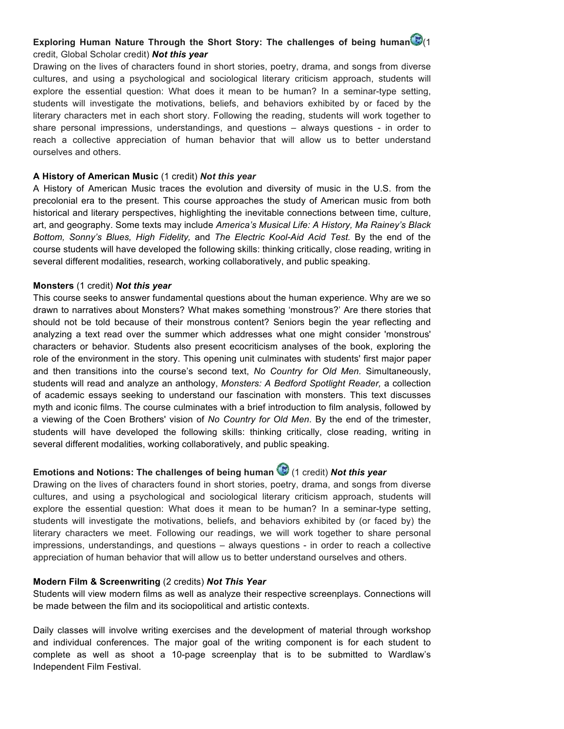**Exploring Human Nature Through the Short Story: The challenges of being human** (1 credit, Global Scholar credit) ***Not this year***

Drawing on the lives of characters found in short stories, poetry, drama, and songs from diverse cultures, and using a psychological and sociological literary criticism approach, students will explore the essential question: What does it mean to be human? In a seminar-type setting, students will investigate the motivations, beliefs, and behaviors exhibited by or faced by the literary characters met in each short story. Following the reading, students will work together to share personal impressions, understandings, and questions – always questions - in order to reach a collective appreciation of human behavior that will allow us to better understand ourselves and others.

**A History of American Music** (1 credit) ***Not this year***

A History of American Music traces the evolution and diversity of music in the U.S. from the precolonial era to the present. This course approaches the study of American music from both historical and literary perspectives, highlighting the inevitable connections between time, culture, art, and geography. Some texts may include *America's Musical Life: A History, Ma Rainey's Black Bottom, Sonny's Blues, High Fidelity,* and *The Electric Kool-Aid Acid Test.* By the end of the course students will have developed the following skills: thinking critically, close reading, writing in several different modalities, research, working collaboratively, and public speaking.

**Monsters** (1 credit) ***Not this year***

This course seeks to answer fundamental questions about the human experience. Why are we so drawn to narratives about Monsters? What makes something 'monstrous?' Are there stories that should not be told because of their monstrous content? Seniors begin the year reflecting and analyzing a text read over the summer which addresses what one might consider 'monstrous' characters or behavior. Students also present ecocriticism analyses of the book, exploring the role of the environment in the story. This opening unit culminates with students' first major paper and then transitions into the course's second text, *No Country for Old Men.* Simultaneously, students will read and analyze an anthology, *Monsters: A Bedford Spotlight Reader,* a collection of academic essays seeking to understand our fascination with monsters. This text discusses myth and iconic films. The course culminates with a brief introduction to film analysis, followed by a viewing of the Coen Brothers' vision of *No Country for Old Men*. By the end of the trimester, students will have developed the following skills: thinking critically, close reading, writing in several different modalities, working collaboratively, and public speaking.

**Emotions and Notions: The challenges of being human** (1 credit) ***Not this year***

Drawing on the lives of characters found in short stories, poetry, drama, and songs from diverse cultures, and using a psychological and sociological literary criticism approach, students will explore the essential question: What does it mean to be human? In a seminar-type setting, students will investigate the motivations, beliefs, and behaviors exhibited by (or faced by) the literary characters we meet. Following our readings, we will work together to share personal impressions, understandings, and questions – always questions - in order to reach a collective appreciation of human behavior that will allow us to better understand ourselves and others.

**Modern Film & Screenwriting** (2 credits) ***Not This Year***

Students will view modern films as well as analyze their respective screenplays. Connections will be made between the film and its sociopolitical and artistic contexts.

Daily classes will involve writing exercises and the development of material through workshop and individual conferences. The major goal of the writing component is for each student to complete as well as shoot a 10-page screenplay that is to be submitted to Wardlaw's Independent Film Festival.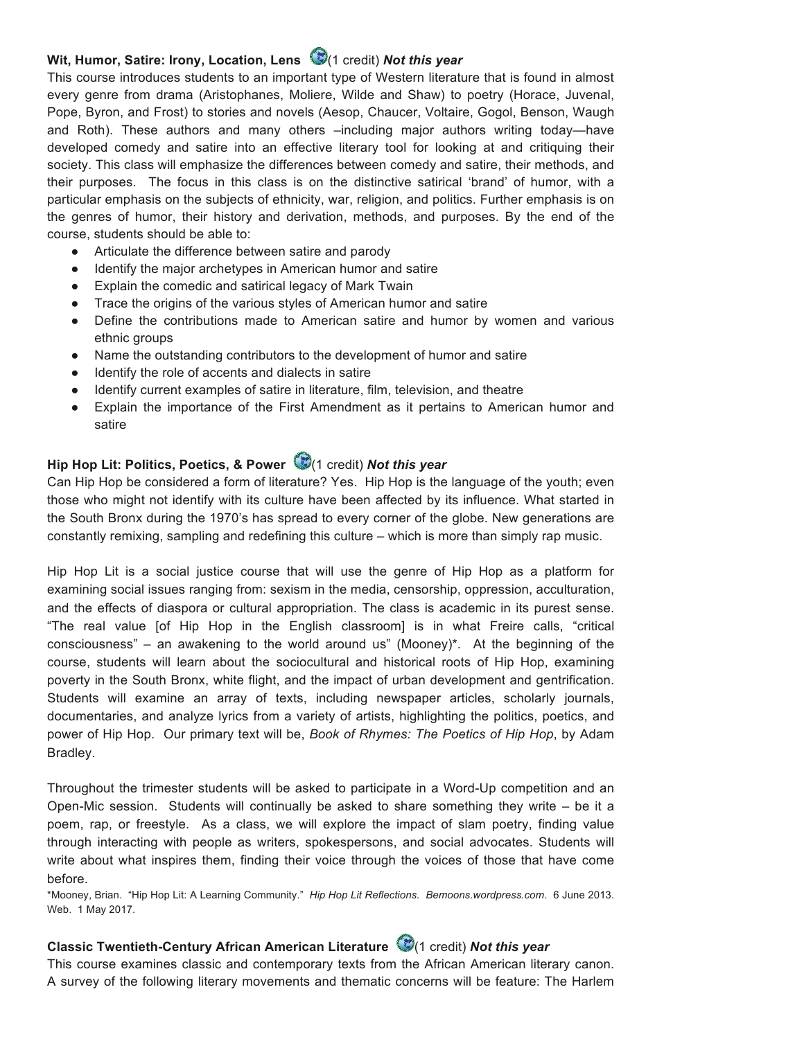**Wit, Humor, Satire: Irony, Location, Lens** (1 credit) ***Not this year***

This course introduces students to an important type of Western literature that is found in almost every genre from drama (Aristophanes, Moliere, Wilde and Shaw) to poetry (Horace, Juvenal, Pope, Byron, and Frost) to stories and novels (Aesop, Chaucer, Voltaire, Gogol, Benson, Waugh and Roth). These authors and many others –including major authors writing today—have developed comedy and satire into an effective literary tool for looking at and critiquing their society. This class will emphasize the differences between comedy and satire, their methods, and their purposes. The focus in this class is on the distinctive satirical 'brand' of humor, with a particular emphasis on the subjects of ethnicity, war, religion, and politics. Further emphasis is on the genres of humor, their history and derivation, methods, and purposes. By the end of the course, students should be able to:

- Articulate the difference between satire and parody
- Identify the major archetypes in American humor and satire
- Explain the comedic and satirical legacy of Mark Twain
- Trace the origins of the various styles of American humor and satire
- Define the contributions made to American satire and humor by women and various ethnic groups
- Name the outstanding contributors to the development of humor and satire
- Identify the role of accents and dialects in satire
- Identify current examples of satire in literature, film, television, and theatre
- Explain the importance of the First Amendment as it pertains to American humor and satire

**Hip Hop Lit: Politics, Poetics, & Power** (1 credit) ***Not this year***

Can Hip Hop be considered a form of literature? Yes. Hip Hop is the language of the youth; even those who might not identify with its culture have been affected by its influence. What started in the South Bronx during the 1970's has spread to every corner of the globe. New generations are constantly remixing, sampling and redefining this culture – which is more than simply rap music.

Hip Hop Lit is a social justice course that will use the genre of Hip Hop as a platform for examining social issues ranging from: sexism in the media, censorship, oppression, acculturation, and the effects of diaspora or cultural appropriation. The class is academic in its purest sense. "The real value [of Hip Hop in the English classroom] is in what Freire calls, "critical consciousness" – an awakening to the world around us" (Mooney)*. At the beginning of the course, students will learn about the sociocultural and historical roots of Hip Hop, examining poverty in the South Bronx, white flight, and the impact of urban development and gentrification. Students will examine an array of texts, including newspaper articles, scholarly journals, documentaries, and analyze lyrics from a variety of artists, highlighting the politics, poetics, and power of Hip Hop. Our primary text will be, *Book of Rhymes: The Poetics of Hip Hop*, by Adam Bradley.

Throughout the trimester students will be asked to participate in a Word-Up competition and an Open-Mic session. Students will continually be asked to share something they write – be it a poem, rap, or freestyle. As a class, we will explore the impact of slam poetry, finding value through interacting with people as writers, spokespersons, and social advocates. Students will write about what inspires them, finding their voice through the voices of those that have come before.

*Mooney, Brian. "Hip Hop Lit: A Learning Community." *Hip Hop Lit Reflections. Bemoons.wordpress.com*. 6 June 2013. Web. 1 May 2017.

**Classic Twentieth-Century African American Literature** (1 credit) ***Not this year***

This course examines classic and contemporary texts from the African American literary canon. A survey of the following literary movements and thematic concerns will be feature: The Harlem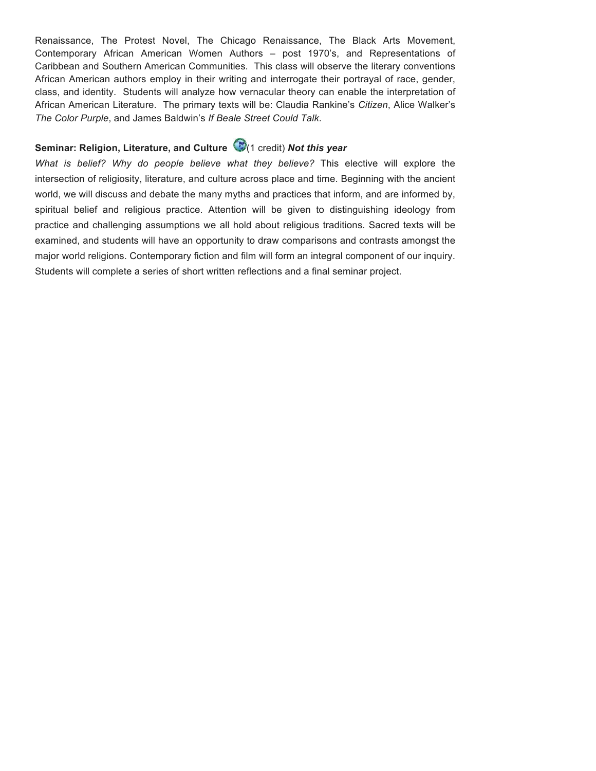Renaissance, The Protest Novel, The Chicago Renaissance, The Black Arts Movement, Contemporary African American Women Authors – post 1970's, and Representations of Caribbean and Southern American Communities. This class will observe the literary conventions African American authors employ in their writing and interrogate their portrayal of race, gender, class, and identity. Students will analyze how vernacular theory can enable the interpretation of African American Literature. The primary texts will be: Claudia Rankine's *Citizen*, Alice Walker's *The Color Purple*, and James Baldwin's *If Beale Street Could Talk*.

**Seminar: Religion, Literature, and Culture** (1 credit) ***Not this year***

*What is belief? Why do people believe what they believe?* This elective will explore the intersection of religiosity, literature, and culture across place and time. Beginning with the ancient world, we will discuss and debate the many myths and practices that inform, and are informed by, spiritual belief and religious practice. Attention will be given to distinguishing ideology from practice and challenging assumptions we all hold about religious traditions. Sacred texts will be examined, and students will have an opportunity to draw comparisons and contrasts amongst the major world religions. Contemporary fiction and film will form an integral component of our inquiry. Students will complete a series of short written reflections and a final seminar project.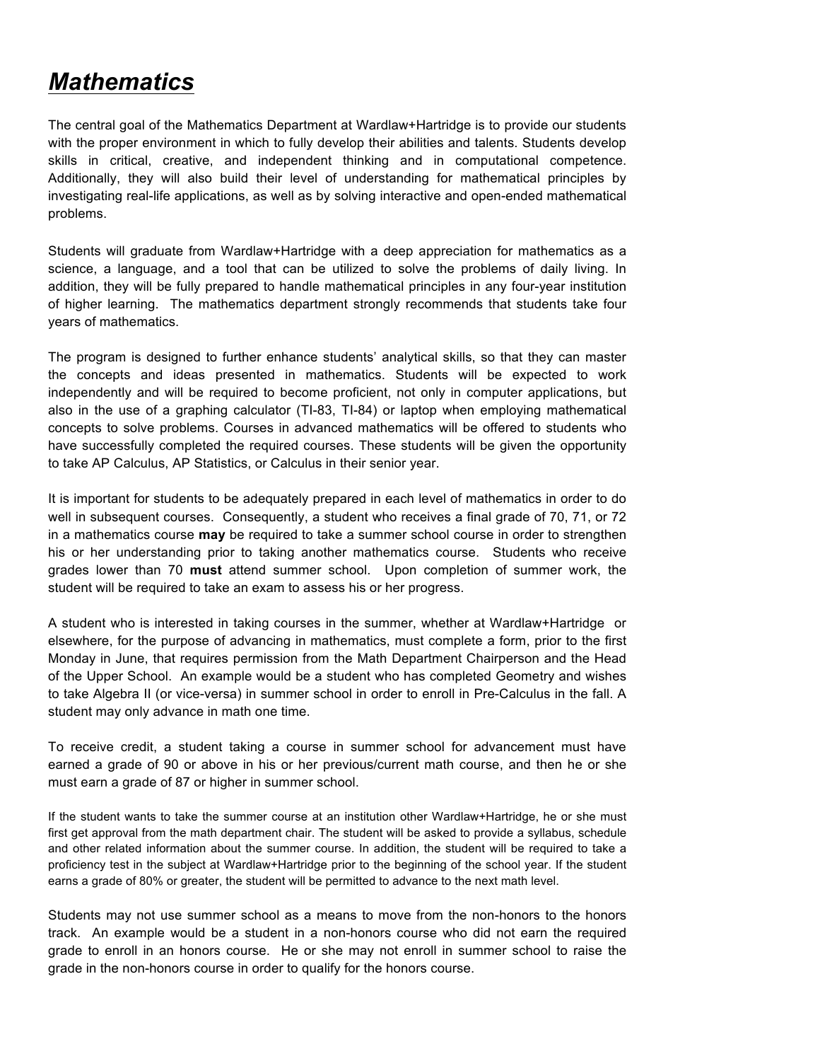# ***Mathematics***

The central goal of the Mathematics Department at Wardlaw+Hartridge is to provide our students with the proper environment in which to fully develop their abilities and talents. Students develop skills in critical, creative, and independent thinking and in computational competence. Additionally, they will also build their level of understanding for mathematical principles by investigating real-life applications, as well as by solving interactive and open-ended mathematical problems.

Students will graduate from Wardlaw+Hartridge with a deep appreciation for mathematics as a science, a language, and a tool that can be utilized to solve the problems of daily living. In addition, they will be fully prepared to handle mathematical principles in any four-year institution of higher learning. The mathematics department strongly recommends that students take four years of mathematics.

The program is designed to further enhance students' analytical skills, so that they can master the concepts and ideas presented in mathematics. Students will be expected to work independently and will be required to become proficient, not only in computer applications, but also in the use of a graphing calculator (TI-83, TI-84) or laptop when employing mathematical concepts to solve problems. Courses in advanced mathematics will be offered to students who have successfully completed the required courses. These students will be given the opportunity to take AP Calculus, AP Statistics, or Calculus in their senior year.

It is important for students to be adequately prepared in each level of mathematics in order to do well in subsequent courses. Consequently, a student who receives a final grade of 70, 71, or 72 in a mathematics course **may** be required to take a summer school course in order to strengthen his or her understanding prior to taking another mathematics course. Students who receive grades lower than 70 **must** attend summer school. Upon completion of summer work, the student will be required to take an exam to assess his or her progress.

A student who is interested in taking courses in the summer, whether at Wardlaw+Hartridge or elsewhere, for the purpose of advancing in mathematics, must complete a form, prior to the first Monday in June, that requires permission from the Math Department Chairperson and the Head of the Upper School. An example would be a student who has completed Geometry and wishes to take Algebra II (or vice-versa) in summer school in order to enroll in Pre-Calculus in the fall. A student may only advance in math one time.

To receive credit, a student taking a course in summer school for advancement must have earned a grade of 90 or above in his or her previous/current math course, and then he or she must earn a grade of 87 or higher in summer school.

If the student wants to take the summer course at an institution other Wardlaw+Hartridge, he or she must first get approval from the math department chair. The student will be asked to provide a syllabus, schedule and other related information about the summer course. In addition, the student will be required to take a proficiency test in the subject at Wardlaw+Hartridge prior to the beginning of the school year. If the student earns a grade of 80% or greater, the student will be permitted to advance to the next math level.

Students may not use summer school as a means to move from the non-honors to the honors track. An example would be a student in a non-honors course who did not earn the required grade to enroll in an honors course. He or she may not enroll in summer school to raise the grade in the non-honors course in order to qualify for the honors course.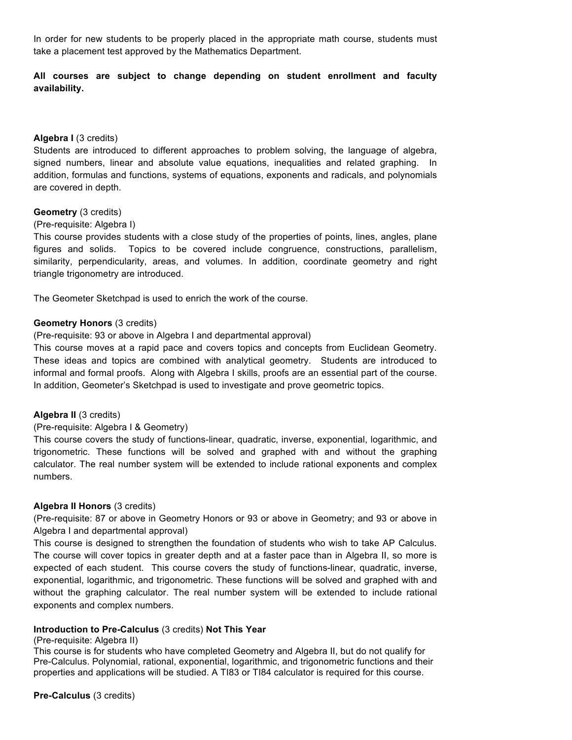In order for new students to be properly placed in the appropriate math course, students must take a placement test approved by the Mathematics Department.

**All courses are subject to change depending on student enrollment and faculty availability.**

**Algebra I** (3 credits)
Students are introduced to different approaches to problem solving, the language of algebra, signed numbers, linear and absolute value equations, inequalities and related graphing. In addition, formulas and functions, systems of equations, exponents and radicals, and polynomials are covered in depth.

**Geometry** (3 credits)
(Pre-requisite: Algebra I)
This course provides students with a close study of the properties of points, lines, angles, plane figures and solids. Topics to be covered include congruence, constructions, parallelism, similarity, perpendicularity, areas, and volumes. In addition, coordinate geometry and right triangle trigonometry are introduced.

The Geometer Sketchpad is used to enrich the work of the course.

**Geometry Honors** (3 credits)
(Pre-requisite: 93 or above in Algebra I and departmental approval)
This course moves at a rapid pace and covers topics and concepts from Euclidean Geometry. These ideas and topics are combined with analytical geometry. Students are introduced to informal and formal proofs. Along with Algebra I skills, proofs are an essential part of the course. In addition, Geometer's Sketchpad is used to investigate and prove geometric topics.

**Algebra II** (3 credits)
(Pre-requisite: Algebra I & Geometry)
This course covers the study of functions-linear, quadratic, inverse, exponential, logarithmic, and trigonometric. These functions will be solved and graphed with and without the graphing calculator. The real number system will be extended to include rational exponents and complex numbers.

**Algebra II Honors** (3 credits)
(Pre-requisite: 87 or above in Geometry Honors or 93 or above in Geometry; and 93 or above in Algebra I and departmental approval)
This course is designed to strengthen the foundation of students who wish to take AP Calculus. The course will cover topics in greater depth and at a faster pace than in Algebra II, so more is expected of each student. This course covers the study of functions-linear, quadratic, inverse, exponential, logarithmic, and trigonometric. These functions will be solved and graphed with and without the graphing calculator. The real number system will be extended to include rational exponents and complex numbers.

**Introduction to Pre-Calculus** (3 credits) **Not This Year**
(Pre-requisite: Algebra II)
This course is for students who have completed Geometry and Algebra II, but do not qualify for Pre-Calculus. Polynomial, rational, exponential, logarithmic, and trigonometric functions and their properties and applications will be studied. A TI83 or TI84 calculator is required for this course.

**Pre-Calculus** (3 credits)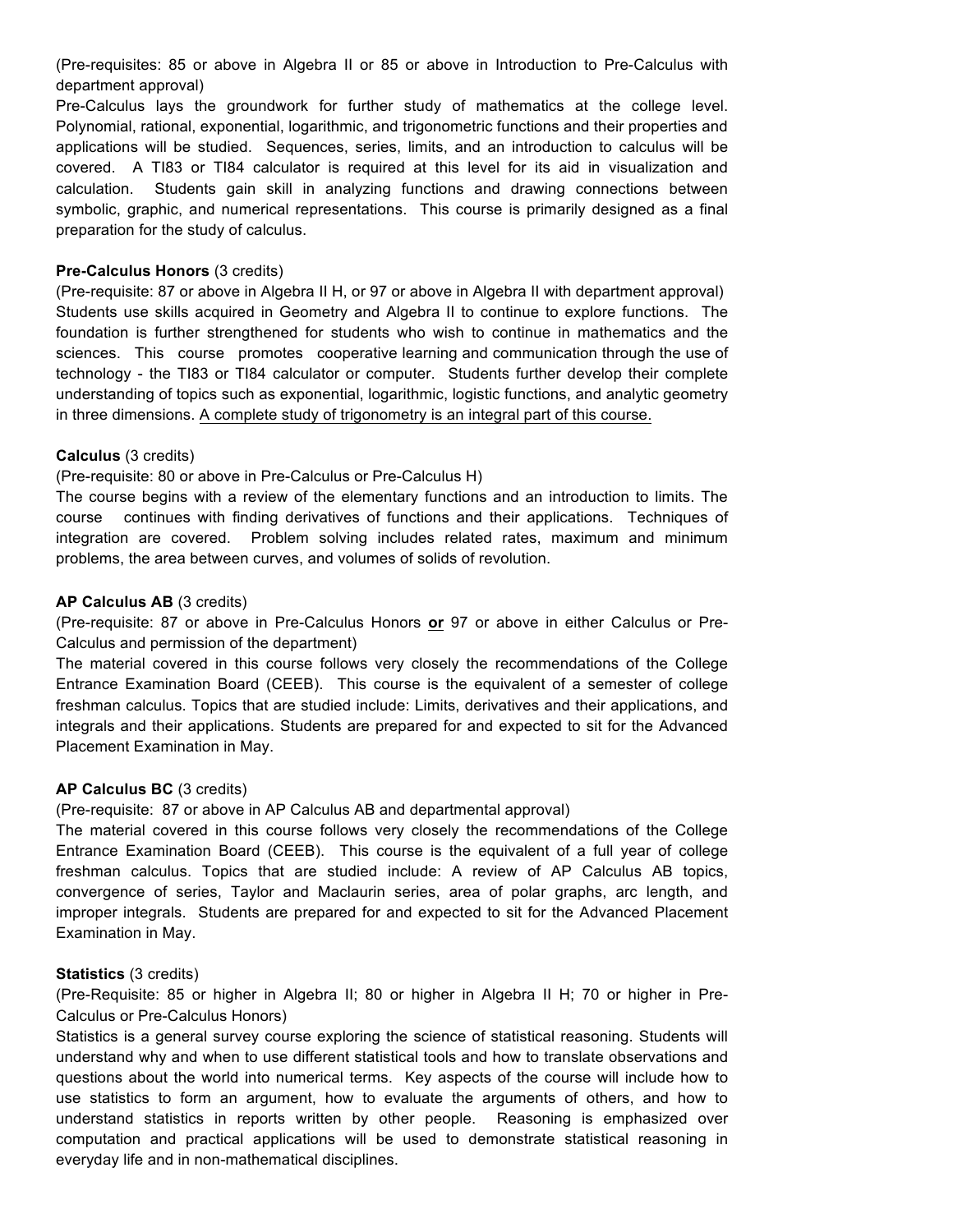(Pre-requisites: 85 or above in Algebra II or 85 or above in Introduction to Pre-Calculus with department approval)
Pre-Calculus lays the groundwork for further study of mathematics at the college level. Polynomial, rational, exponential, logarithmic, and trigonometric functions and their properties and applications will be studied. Sequences, series, limits, and an introduction to calculus will be covered. A TI83 or TI84 calculator is required at this level for its aid in visualization and calculation. Students gain skill in analyzing functions and drawing connections between symbolic, graphic, and numerical representations. This course is primarily designed as a final preparation for the study of calculus.

**Pre-Calculus Honors** (3 credits)
(Pre-requisite: 87 or above in Algebra II H, or 97 or above in Algebra II with department approval)
Students use skills acquired in Geometry and Algebra II to continue to explore functions. The foundation is further strengthened for students who wish to continue in mathematics and the sciences. This course promotes cooperative learning and communication through the use of technology - the TI83 or TI84 calculator or computer. Students further develop their complete understanding of topics such as exponential, logarithmic, logistic functions, and analytic geometry in three dimensions. <u>A complete study of trigonometry is an integral part of this course.</u>

**Calculus** (3 credits)
(Pre-requisite: 80 or above in Pre-Calculus or Pre-Calculus H)
The course begins with a review of the elementary functions and an introduction to limits. The course continues with finding derivatives of functions and their applications. Techniques of integration are covered. Problem solving includes related rates, maximum and minimum problems, the area between curves, and volumes of solids of revolution.

**AP Calculus AB** (3 credits)
(Pre-requisite: 87 or above in Pre-Calculus Honors **<u>or</u>** 97 or above in either Calculus or Pre-Calculus and permission of the department)
The material covered in this course follows very closely the recommendations of the College Entrance Examination Board (CEEB). This course is the equivalent of a semester of college freshman calculus. Topics that are studied include: Limits, derivatives and their applications, and integrals and their applications. Students are prepared for and expected to sit for the Advanced Placement Examination in May.

**AP Calculus BC** (3 credits)
(Pre-requisite: 87 or above in AP Calculus AB and departmental approval)
The material covered in this course follows very closely the recommendations of the College Entrance Examination Board (CEEB). This course is the equivalent of a full year of college freshman calculus. Topics that are studied include: A review of AP Calculus AB topics, convergence of series, Taylor and Maclaurin series, area of polar graphs, arc length, and improper integrals. Students are prepared for and expected to sit for the Advanced Placement Examination in May.

**Statistics** (3 credits)
(Pre-Requisite: 85 or higher in Algebra II; 80 or higher in Algebra II H; 70 or higher in Pre-Calculus or Pre-Calculus Honors)
Statistics is a general survey course exploring the science of statistical reasoning. Students will understand why and when to use different statistical tools and how to translate observations and questions about the world into numerical terms. Key aspects of the course will include how to use statistics to form an argument, how to evaluate the arguments of others, and how to understand statistics in reports written by other people. Reasoning is emphasized over computation and practical applications will be used to demonstrate statistical reasoning in everyday life and in non-mathematical disciplines.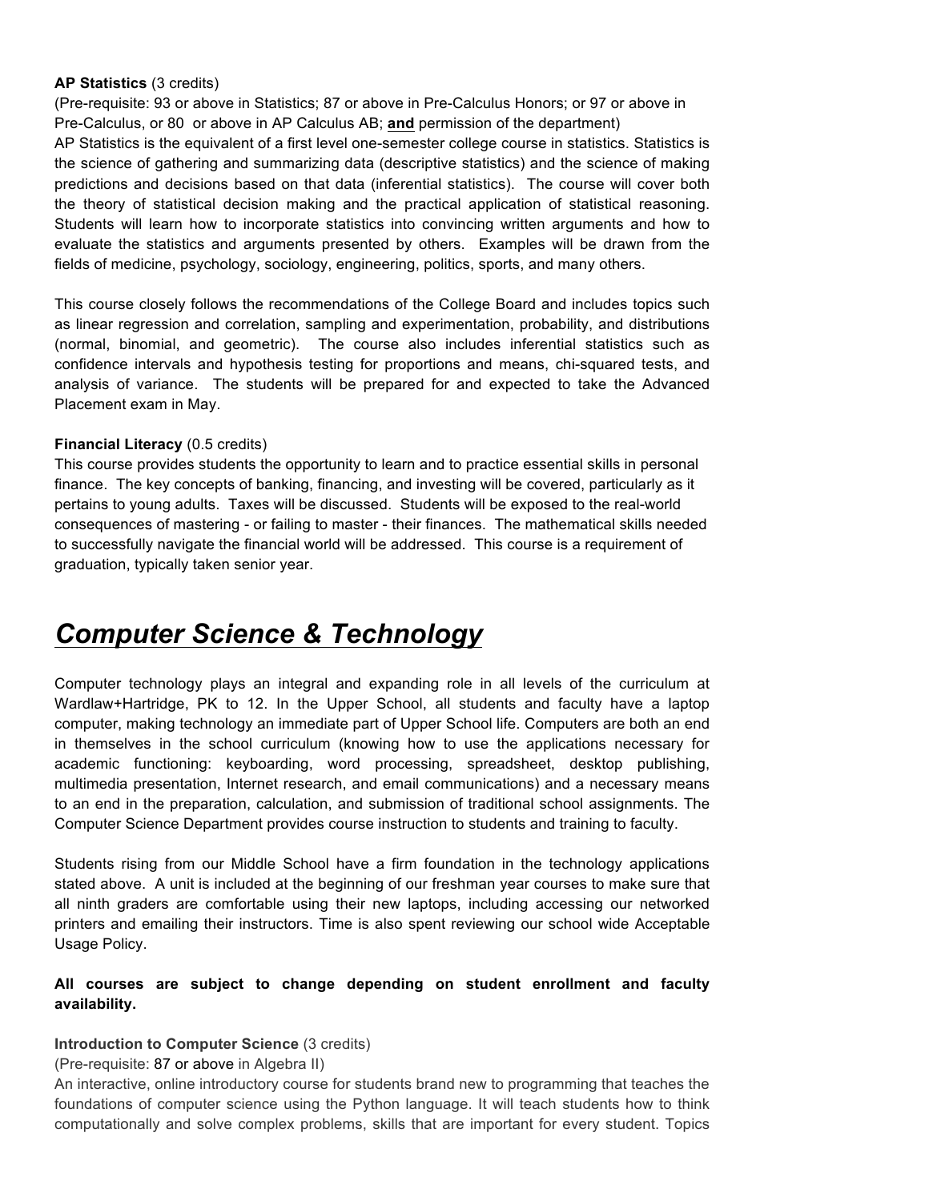**AP Statistics** (3 credits)

(Pre-requisite: 93 or above in Statistics; 87 or above in Pre-Calculus Honors; or 97 or above in Pre-Calculus, or 80 or above in AP Calculus AB; **and** permission of the department)

AP Statistics is the equivalent of a first level one-semester college course in statistics. Statistics is the science of gathering and summarizing data (descriptive statistics) and the science of making predictions and decisions based on that data (inferential statistics). The course will cover both the theory of statistical decision making and the practical application of statistical reasoning. Students will learn how to incorporate statistics into convincing written arguments and how to evaluate the statistics and arguments presented by others. Examples will be drawn from the fields of medicine, psychology, sociology, engineering, politics, sports, and many others.

This course closely follows the recommendations of the College Board and includes topics such as linear regression and correlation, sampling and experimentation, probability, and distributions (normal, binomial, and geometric). The course also includes inferential statistics such as confidence intervals and hypothesis testing for proportions and means, chi-squared tests, and analysis of variance. The students will be prepared for and expected to take the Advanced Placement exam in May.

**Financial Literacy** (0.5 credits)

This course provides students the opportunity to learn and to practice essential skills in personal finance. The key concepts of banking, financing, and investing will be covered, particularly as it pertains to young adults. Taxes will be discussed. Students will be exposed to the real-world consequences of mastering - or failing to master - their finances. The mathematical skills needed to successfully navigate the financial world will be addressed. This course is a requirement of graduation, typically taken senior year.

# ***Computer Science & Technology***

Computer technology plays an integral and expanding role in all levels of the curriculum at Wardlaw+Hartridge, PK to 12. In the Upper School, all students and faculty have a laptop computer, making technology an immediate part of Upper School life. Computers are both an end in themselves in the school curriculum (knowing how to use the applications necessary for academic functioning: keyboarding, word processing, spreadsheet, desktop publishing, multimedia presentation, Internet research, and email communications) and a necessary means to an end in the preparation, calculation, and submission of traditional school assignments. The Computer Science Department provides course instruction to students and training to faculty.

Students rising from our Middle School have a firm foundation in the technology applications stated above. A unit is included at the beginning of our freshman year courses to make sure that all ninth graders are comfortable using their new laptops, including accessing our networked printers and emailing their instructors. Time is also spent reviewing our school wide Acceptable Usage Policy.

**All courses are subject to change depending on student enrollment and faculty availability.**

**Introduction to Computer Science** (3 credits)

(Pre-requisite: 87 or above in Algebra II)

An interactive, online introductory course for students brand new to programming that teaches the foundations of computer science using the Python language. It will teach students how to think computationally and solve complex problems, skills that are important for every student. Topics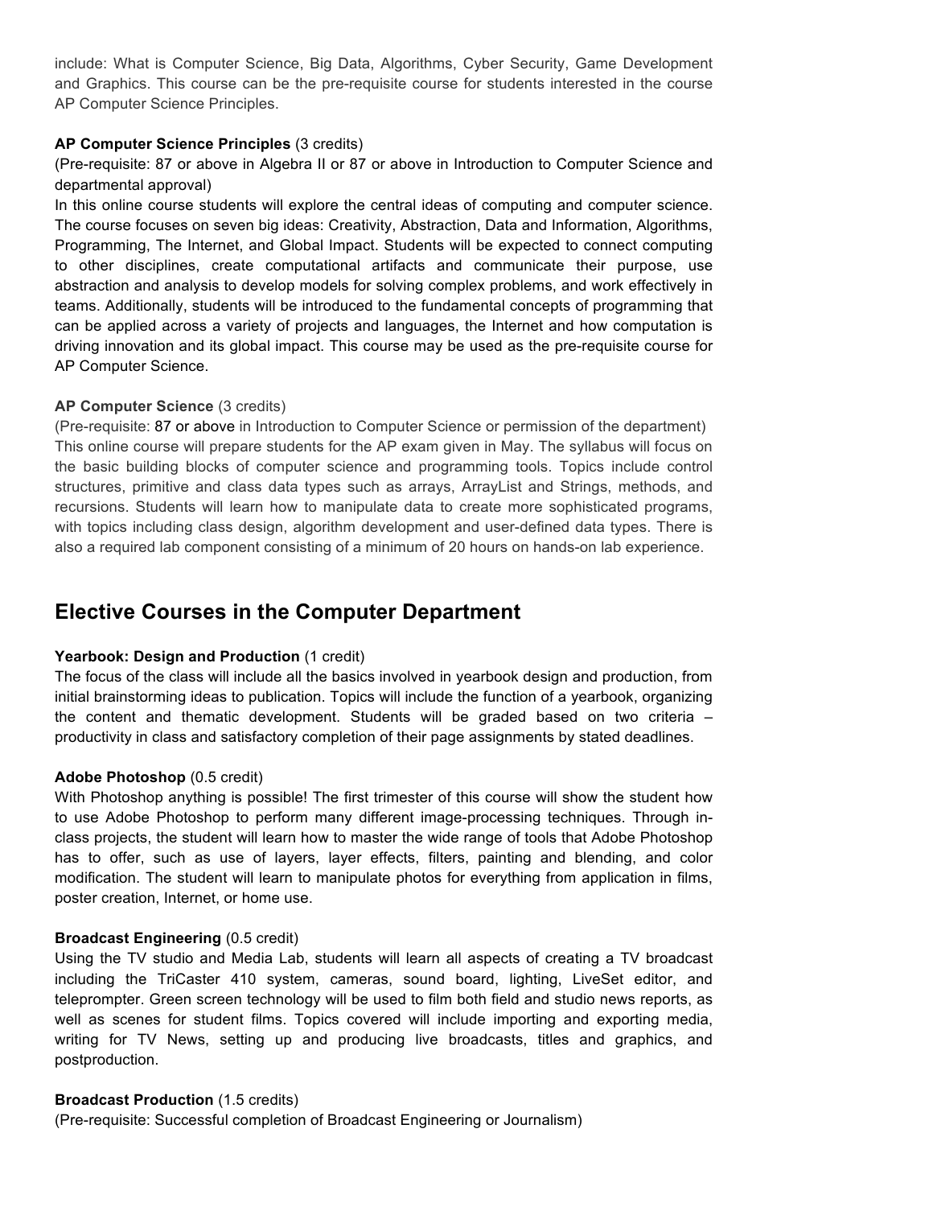include: What is Computer Science, Big Data, Algorithms, Cyber Security, Game Development and Graphics. This course can be the pre-requisite course for students interested in the course AP Computer Science Principles.

**AP Computer Science Principles** (3 credits)
(Pre-requisite: 87 or above in Algebra II or 87 or above in Introduction to Computer Science and departmental approval)
In this online course students will explore the central ideas of computing and computer science. The course focuses on seven big ideas: Creativity, Abstraction, Data and Information, Algorithms, Programming, The Internet, and Global Impact. Students will be expected to connect computing to other disciplines, create computational artifacts and communicate their purpose, use abstraction and analysis to develop models for solving complex problems, and work effectively in teams. Additionally, students will be introduced to the fundamental concepts of programming that can be applied across a variety of projects and languages, the Internet and how computation is driving innovation and its global impact. This course may be used as the pre-requisite course for AP Computer Science.

**AP Computer Science** (3 credits)
(Pre-requisite: 87 or above in Introduction to Computer Science or permission of the department)
This online course will prepare students for the AP exam given in May. The syllabus will focus on the basic building blocks of computer science and programming tools. Topics include control structures, primitive and class data types such as arrays, ArrayList and Strings, methods, and recursions. Students will learn how to manipulate data to create more sophisticated programs, with topics including class design, algorithm development and user-defined data types. There is also a required lab component consisting of a minimum of 20 hours on hands-on lab experience.

## Elective Courses in the Computer Department

**Yearbook: Design and Production** (1 credit)
The focus of the class will include all the basics involved in yearbook design and production, from initial brainstorming ideas to publication. Topics will include the function of a yearbook, organizing the content and thematic development. Students will be graded based on two criteria – productivity in class and satisfactory completion of their page assignments by stated deadlines.

**Adobe Photoshop** (0.5 credit)
With Photoshop anything is possible! The first trimester of this course will show the student how to use Adobe Photoshop to perform many different image-processing techniques. Through in-class projects, the student will learn how to master the wide range of tools that Adobe Photoshop has to offer, such as use of layers, layer effects, filters, painting and blending, and color modification. The student will learn to manipulate photos for everything from application in films, poster creation, Internet, or home use.

**Broadcast Engineering** (0.5 credit)
Using the TV studio and Media Lab, students will learn all aspects of creating a TV broadcast including the TriCaster 410 system, cameras, sound board, lighting, LiveSet editor, and teleprompter. Green screen technology will be used to film both field and studio news reports, as well as scenes for student films. Topics covered will include importing and exporting media, writing for TV News, setting up and producing live broadcasts, titles and graphics, and postproduction.

**Broadcast Production** (1.5 credits)
(Pre-requisite: Successful completion of Broadcast Engineering or Journalism)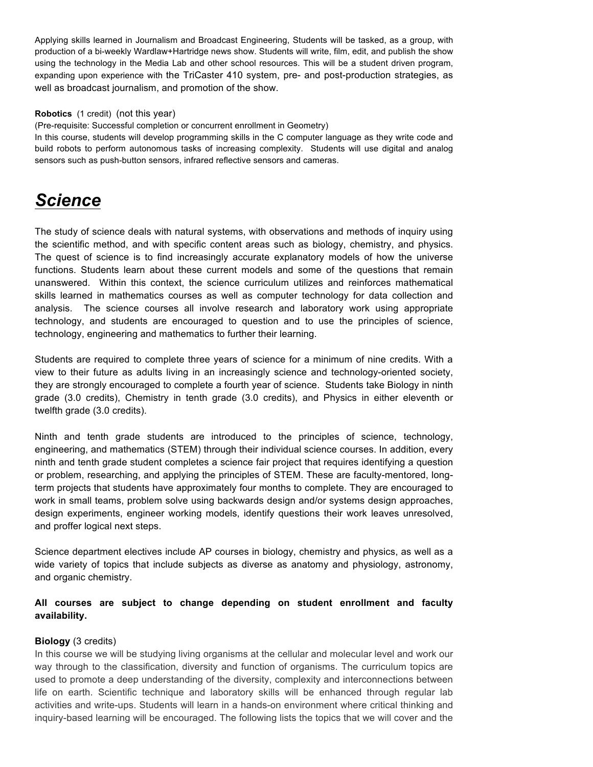Applying skills learned in Journalism and Broadcast Engineering, Students will be tasked, as a group, with production of a bi-weekly Wardlaw+Hartridge news show. Students will write, film, edit, and publish the show using the technology in the Media Lab and other school resources. This will be a student driven program, expanding upon experience with the TriCaster 410 system, pre- and post-production strategies, as well as broadcast journalism, and promotion of the show.

**Robotics** (1 credit) (not this year)
(Pre-requisite: Successful completion or concurrent enrollment in Geometry)
In this course, students will develop programming skills in the C computer language as they write code and build robots to perform autonomous tasks of increasing complexity. Students will use digital and analog sensors such as push-button sensors, infrared reflective sensors and cameras.

# ***Science***

The study of science deals with natural systems, with observations and methods of inquiry using the scientific method, and with specific content areas such as biology, chemistry, and physics. The quest of science is to find increasingly accurate explanatory models of how the universe functions. Students learn about these current models and some of the questions that remain unanswered. Within this context, the science curriculum utilizes and reinforces mathematical skills learned in mathematics courses as well as computer technology for data collection and analysis. The science courses all involve research and laboratory work using appropriate technology, and students are encouraged to question and to use the principles of science, technology, engineering and mathematics to further their learning.

Students are required to complete three years of science for a minimum of nine credits. With a view to their future as adults living in an increasingly science and technology-oriented society, they are strongly encouraged to complete a fourth year of science. Students take Biology in ninth grade (3.0 credits), Chemistry in tenth grade (3.0 credits), and Physics in either eleventh or twelfth grade (3.0 credits).

Ninth and tenth grade students are introduced to the principles of science, technology, engineering, and mathematics (STEM) through their individual science courses. In addition, every ninth and tenth grade student completes a science fair project that requires identifying a question or problem, researching, and applying the principles of STEM. These are faculty-mentored, long-term projects that students have approximately four months to complete. They are encouraged to work in small teams, problem solve using backwards design and/or systems design approaches, design experiments, engineer working models, identify questions their work leaves unresolved, and proffer logical next steps.

Science department electives include AP courses in biology, chemistry and physics, as well as a wide variety of topics that include subjects as diverse as anatomy and physiology, astronomy, and organic chemistry.

**All courses are subject to change depending on student enrollment and faculty availability.**

**Biology** (3 credits)
In this course we will be studying living organisms at the cellular and molecular level and work our way through to the classification, diversity and function of organisms. The curriculum topics are used to promote a deep understanding of the diversity, complexity and interconnections between life on earth. Scientific technique and laboratory skills will be enhanced through regular lab activities and write-ups. Students will learn in a hands-on environment where critical thinking and inquiry-based learning will be encouraged. The following lists the topics that we will cover and the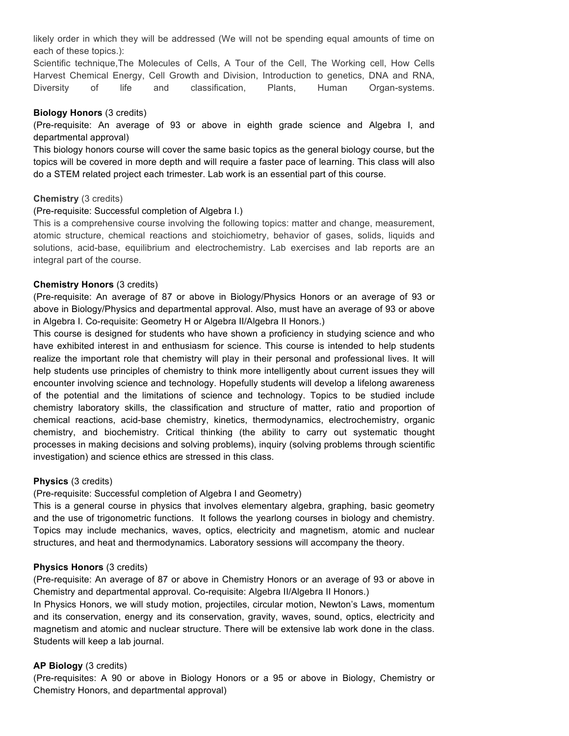likely order in which they will be addressed (We will not be spending equal amounts of time on each of these topics.):

Scientific technique,The Molecules of Cells, A Tour of the Cell, The Working cell, How Cells Harvest Chemical Energy, Cell Growth and Division, Introduction to genetics, DNA and RNA, Diversity of life and classification, Plants, Human Organ-systems.

**Biology Honors** (3 credits)

(Pre-requisite: An average of 93 or above in eighth grade science and Algebra I, and departmental approval)

This biology honors course will cover the same basic topics as the general biology course, but the topics will be covered in more depth and will require a faster pace of learning. This class will also do a STEM related project each trimester. Lab work is an essential part of this course.

**Chemistry** (3 credits)

(Pre-requisite: Successful completion of Algebra I.)

This is a comprehensive course involving the following topics: matter and change, measurement, atomic structure, chemical reactions and stoichiometry, behavior of gases, solids, liquids and solutions, acid-base, equilibrium and electrochemistry. Lab exercises and lab reports are an integral part of the course.

**Chemistry Honors** (3 credits)

(Pre-requisite: An average of 87 or above in Biology/Physics Honors or an average of 93 or above in Biology/Physics and departmental approval. Also, must have an average of 93 or above in Algebra I. Co-requisite: Geometry H or Algebra II/Algebra II Honors.)

This course is designed for students who have shown a proficiency in studying science and who have exhibited interest in and enthusiasm for science. This course is intended to help students realize the important role that chemistry will play in their personal and professional lives. It will help students use principles of chemistry to think more intelligently about current issues they will encounter involving science and technology. Hopefully students will develop a lifelong awareness of the potential and the limitations of science and technology. Topics to be studied include chemistry laboratory skills, the classification and structure of matter, ratio and proportion of chemical reactions, acid-base chemistry, kinetics, thermodynamics, electrochemistry, organic chemistry, and biochemistry. Critical thinking (the ability to carry out systematic thought processes in making decisions and solving problems), inquiry (solving problems through scientific investigation) and science ethics are stressed in this class.

**Physics** (3 credits)

(Pre-requisite: Successful completion of Algebra I and Geometry)

This is a general course in physics that involves elementary algebra, graphing, basic geometry and the use of trigonometric functions. It follows the yearlong courses in biology and chemistry. Topics may include mechanics, waves, optics, electricity and magnetism, atomic and nuclear structures, and heat and thermodynamics. Laboratory sessions will accompany the theory.

**Physics Honors** (3 credits)

(Pre-requisite: An average of 87 or above in Chemistry Honors or an average of 93 or above in Chemistry and departmental approval. Co-requisite: Algebra II/Algebra II Honors.)

In Physics Honors, we will study motion, projectiles, circular motion, Newton's Laws, momentum and its conservation, energy and its conservation, gravity, waves, sound, optics, electricity and magnetism and atomic and nuclear structure. There will be extensive lab work done in the class. Students will keep a lab journal.

**AP Biology** (3 credits)

(Pre-requisites: A 90 or above in Biology Honors or a 95 or above in Biology, Chemistry or Chemistry Honors, and departmental approval)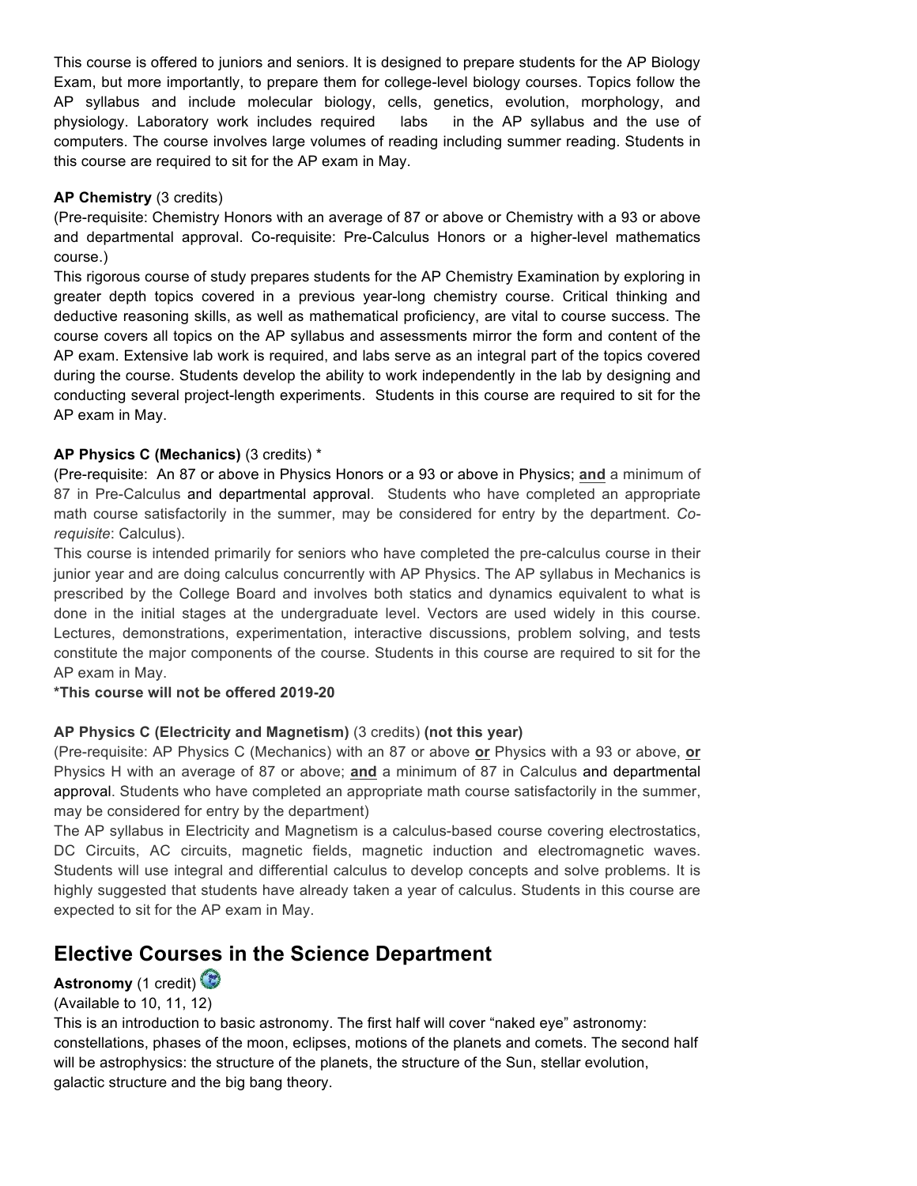This course is offered to juniors and seniors. It is designed to prepare students for the AP Biology Exam, but more importantly, to prepare them for college-level biology courses. Topics follow the AP syllabus and include molecular biology, cells, genetics, evolution, morphology, and physiology. Laboratory work includes required labs in the AP syllabus and the use of computers. The course involves large volumes of reading including summer reading. Students in this course are required to sit for the AP exam in May.

**AP Chemistry** (3 credits)
(Pre-requisite: Chemistry Honors with an average of 87 or above or Chemistry with a 93 or above and departmental approval. Co-requisite: Pre-Calculus Honors or a higher-level mathematics course.)
This rigorous course of study prepares students for the AP Chemistry Examination by exploring in greater depth topics covered in a previous year-long chemistry course. Critical thinking and deductive reasoning skills, as well as mathematical proficiency, are vital to course success. The course covers all topics on the AP syllabus and assessments mirror the form and content of the AP exam. Extensive lab work is required, and labs serve as an integral part of the topics covered during the course. Students develop the ability to work independently in the lab by designing and conducting several project-length experiments. Students in this course are required to sit for the AP exam in May.

**AP Physics C (Mechanics)** (3 credits) *
(Pre-requisite: An 87 or above in Physics Honors or a 93 or above in Physics; **and** a minimum of 87 in Pre-Calculus and departmental approval. Students who have completed an appropriate math course satisfactorily in the summer, may be considered for entry by the department. *Co-requisite*: Calculus).
This course is intended primarily for seniors who have completed the pre-calculus course in their junior year and are doing calculus concurrently with AP Physics. The AP syllabus in Mechanics is prescribed by the College Board and involves both statics and dynamics equivalent to what is done in the initial stages at the undergraduate level. Vectors are used widely in this course. Lectures, demonstrations, experimentation, interactive discussions, problem solving, and tests constitute the major components of the course. Students in this course are required to sit for the AP exam in May.
**\*This course will not be offered 2019-20**

**AP Physics C (Electricity and Magnetism)** (3 credits) **(not this year)**
(Pre-requisite: AP Physics C (Mechanics) with an 87 or above **or** Physics with a 93 or above, **or** Physics H with an average of 87 or above; **and** a minimum of 87 in Calculus and departmental approval. Students who have completed an appropriate math course satisfactorily in the summer, may be considered for entry by the department)
The AP syllabus in Electricity and Magnetism is a calculus-based course covering electrostatics, DC Circuits, AC circuits, magnetic fields, magnetic induction and electromagnetic waves. Students will use integral and differential calculus to develop concepts and solve problems. It is highly suggested that students have already taken a year of calculus. Students in this course are expected to sit for the AP exam in May.

## Elective Courses in the Science Department

**Astronomy** (1 credit)
(Available to 10, 11, 12)
This is an introduction to basic astronomy. The first half will cover "naked eye" astronomy: constellations, phases of the moon, eclipses, motions of the planets and comets. The second half will be astrophysics: the structure of the planets, the structure of the Sun, stellar evolution, galactic structure and the big bang theory.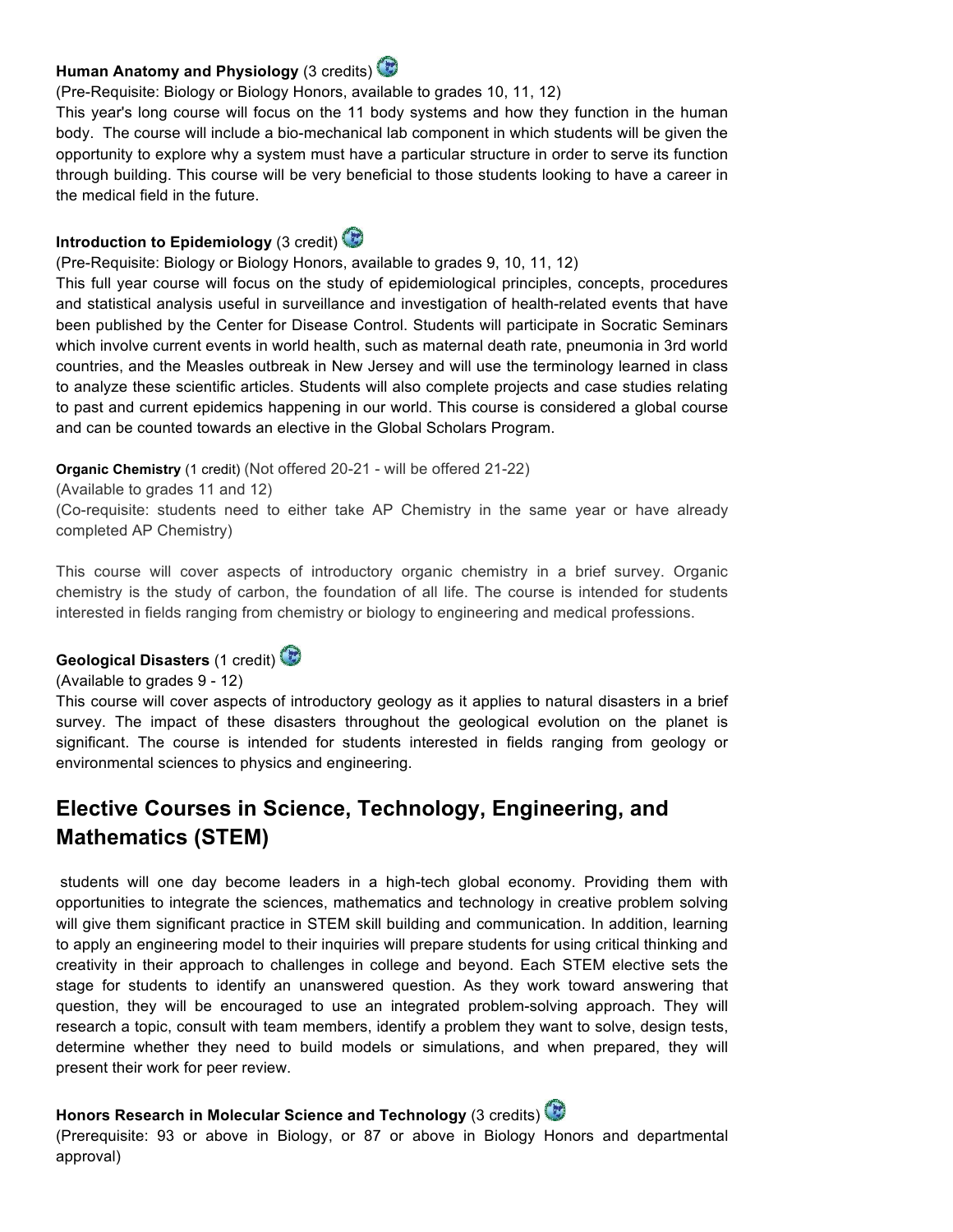**Human Anatomy and Physiology** (3 credits)

(Pre-Requisite: Biology or Biology Honors, available to grades 10, 11, 12)

This year's long course will focus on the 11 body systems and how they function in the human body. The course will include a bio-mechanical lab component in which students will be given the opportunity to explore why a system must have a particular structure in order to serve its function through building. This course will be very beneficial to those students looking to have a career in the medical field in the future.

**Introduction to Epidemiology** (3 credit)

(Pre-Requisite: Biology or Biology Honors, available to grades 9, 10, 11, 12)

This full year course will focus on the study of epidemiological principles, concepts, procedures and statistical analysis useful in surveillance and investigation of health-related events that have been published by the Center for Disease Control. Students will participate in Socratic Seminars which involve current events in world health, such as maternal death rate, pneumonia in 3rd world countries, and the Measles outbreak in New Jersey and will use the terminology learned in class to analyze these scientific articles. Students will also complete projects and case studies relating to past and current epidemics happening in our world. This course is considered a global course and can be counted towards an elective in the Global Scholars Program.

**Organic Chemistry** (1 credit) (Not offered 20-21 - will be offered 21-22)

(Available to grades 11 and 12)

(Co-requisite: students need to either take AP Chemistry in the same year or have already completed AP Chemistry)

This course will cover aspects of introductory organic chemistry in a brief survey. Organic chemistry is the study of carbon, the foundation of all life. The course is intended for students interested in fields ranging from chemistry or biology to engineering and medical professions.

**Geological Disasters** (1 credit)

(Available to grades 9 - 12)

This course will cover aspects of introductory geology as it applies to natural disasters in a brief survey. The impact of these disasters throughout the geological evolution on the planet is significant. The course is intended for students interested in fields ranging from geology or environmental sciences to physics and engineering.

## Elective Courses in Science, Technology, Engineering, and Mathematics (STEM)

students will one day become leaders in a high-tech global economy. Providing them with opportunities to integrate the sciences, mathematics and technology in creative problem solving will give them significant practice in STEM skill building and communication. In addition, learning to apply an engineering model to their inquiries will prepare students for using critical thinking and creativity in their approach to challenges in college and beyond. Each STEM elective sets the stage for students to identify an unanswered question. As they work toward answering that question, they will be encouraged to use an integrated problem-solving approach. They will research a topic, consult with team members, identify a problem they want to solve, design tests, determine whether they need to build models or simulations, and when prepared, they will present their work for peer review.

**Honors Research in Molecular Science and Technology** (3 credits)

(Prerequisite: 93 or above in Biology, or 87 or above in Biology Honors and departmental approval)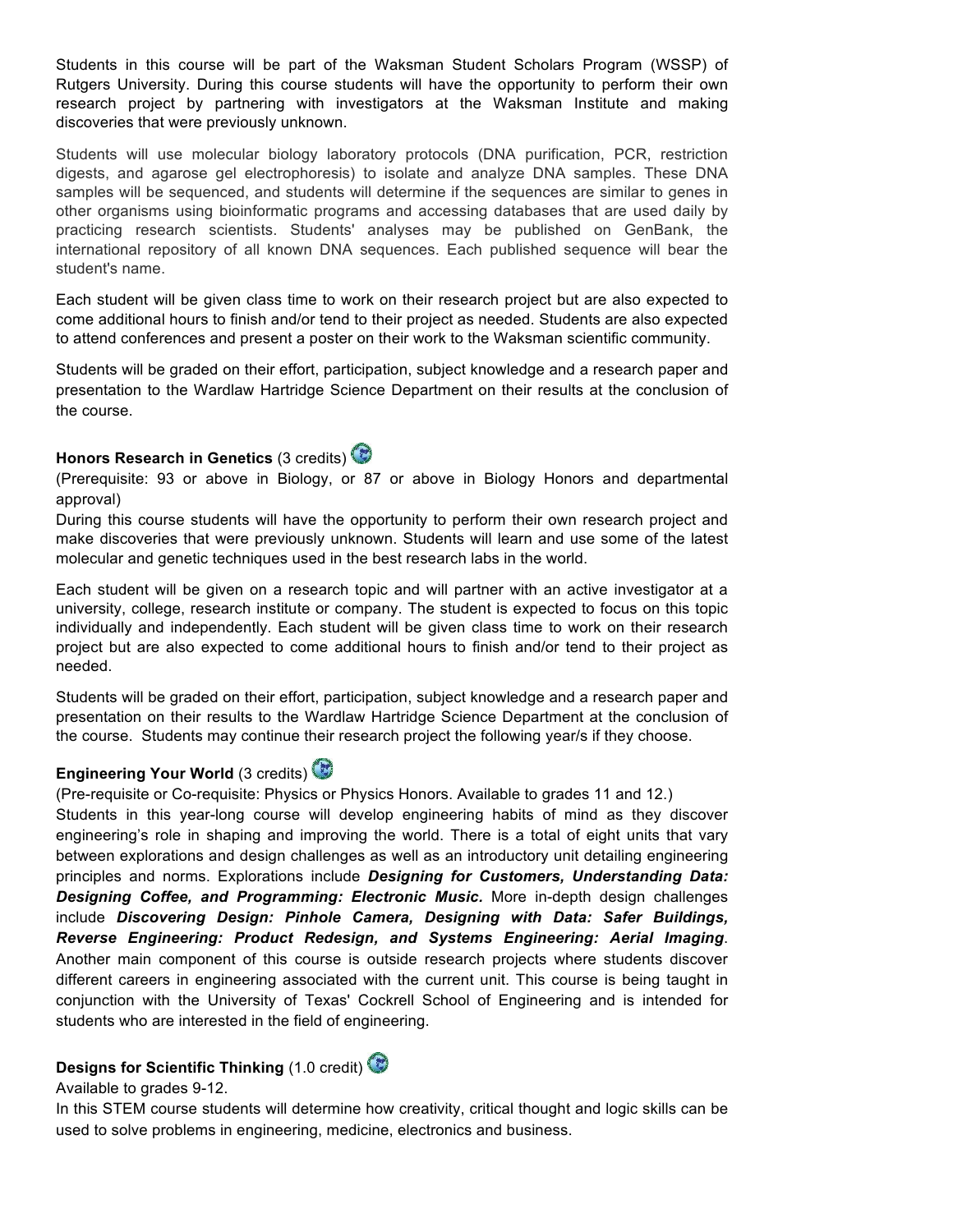Students in this course will be part of the Waksman Student Scholars Program (WSSP) of Rutgers University. During this course students will have the opportunity to perform their own research project by partnering with investigators at the Waksman Institute and making discoveries that were previously unknown.

Students will use molecular biology laboratory protocols (DNA purification, PCR, restriction digests, and agarose gel electrophoresis) to isolate and analyze DNA samples. These DNA samples will be sequenced, and students will determine if the sequences are similar to genes in other organisms using bioinformatic programs and accessing databases that are used daily by practicing research scientists. Students' analyses may be published on GenBank, the international repository of all known DNA sequences. Each published sequence will bear the student's name.

Each student will be given class time to work on their research project but are also expected to come additional hours to finish and/or tend to their project as needed. Students are also expected to attend conferences and present a poster on their work to the Waksman scientific community.

Students will be graded on their effort, participation, subject knowledge and a research paper and presentation to the Wardlaw Hartridge Science Department on their results at the conclusion of the course.

**Honors Research in Genetics** (3 credits)
(Prerequisite: 93 or above in Biology, or 87 or above in Biology Honors and departmental approval)
During this course students will have the opportunity to perform their own research project and make discoveries that were previously unknown. Students will learn and use some of the latest molecular and genetic techniques used in the best research labs in the world.

Each student will be given on a research topic and will partner with an active investigator at a university, college, research institute or company. The student is expected to focus on this topic individually and independently. Each student will be given class time to work on their research project but are also expected to come additional hours to finish and/or tend to their project as needed.

Students will be graded on their effort, participation, subject knowledge and a research paper and presentation on their results to the Wardlaw Hartridge Science Department at the conclusion of the course. Students may continue their research project the following year/s if they choose.

**Engineering Your World** (3 credits)
(Pre-requisite or Co-requisite: Physics or Physics Honors. Available to grades 11 and 12.)
Students in this year-long course will develop engineering habits of mind as they discover engineering's role in shaping and improving the world. There is a total of eight units that vary between explorations and design challenges as well as an introductory unit detailing engineering principles and norms. Explorations include ***Designing for Customers, Understanding Data: Designing Coffee, and Programming: Electronic Music.*** More in-depth design challenges include ***Discovering Design: Pinhole Camera, Designing with Data: Safer Buildings, Reverse Engineering: Product Redesign, and Systems Engineering: Aerial Imaging***. Another main component of this course is outside research projects where students discover different careers in engineering associated with the current unit. This course is being taught in conjunction with the University of Texas' Cockrell School of Engineering and is intended for students who are interested in the field of engineering.

**Designs for Scientific Thinking** (1.0 credit)
Available to grades 9-12.
In this STEM course students will determine how creativity, critical thought and logic skills can be used to solve problems in engineering, medicine, electronics and business.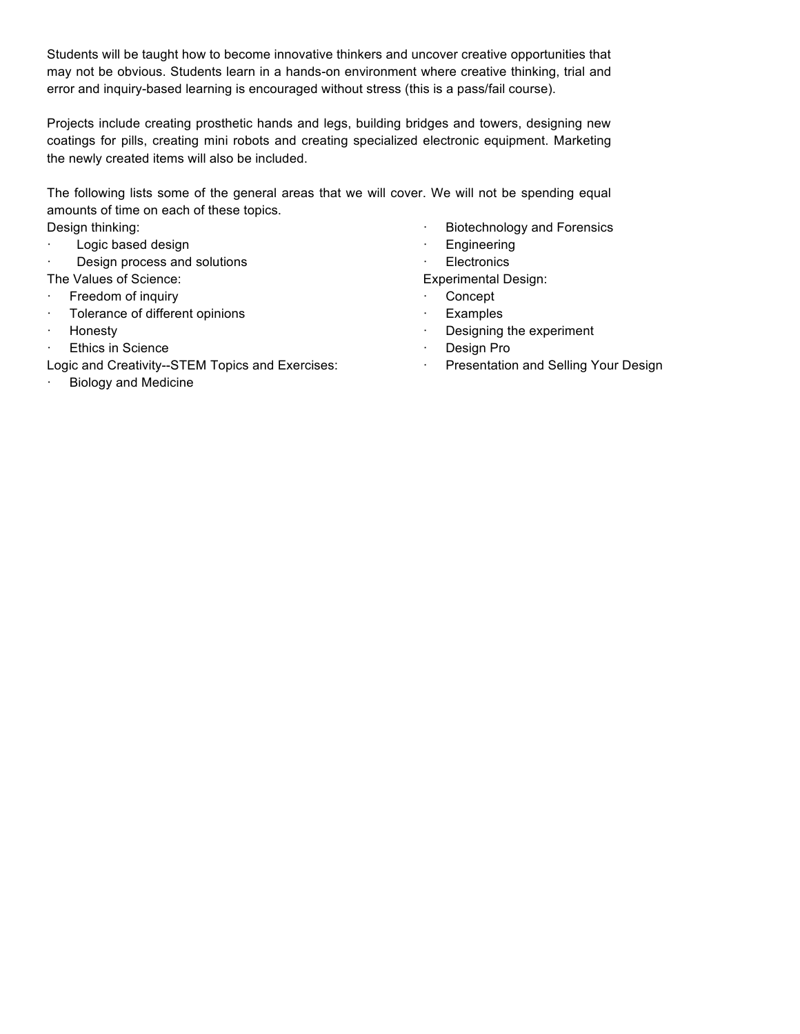Students will be taught how to become innovative thinkers and uncover creative opportunities that may not be obvious. Students learn in a hands-on environment where creative thinking, trial and error and inquiry-based learning is encouraged without stress (this is a pass/fail course).

Projects include creating prosthetic hands and legs, building bridges and towers, designing new coatings for pills, creating mini robots and creating specialized electronic equipment. Marketing the newly created items will also be included.

The following lists some of the general areas that we will cover. We will not be spending equal amounts of time on each of these topics.

Design thinking:

- Logic based design
- Design process and solutions

The Values of Science:

- Freedom of inquiry
- Tolerance of different opinions
- Honesty
- Ethics in Science

Logic and Creativity--STEM Topics and Exercises:

- Biology and Medicine
- Biotechnology and Forensics
- Engineering
- Electronics

Experimental Design:

- Concept
- Examples
- Designing the experiment
- Design Pro
- Presentation and Selling Your Design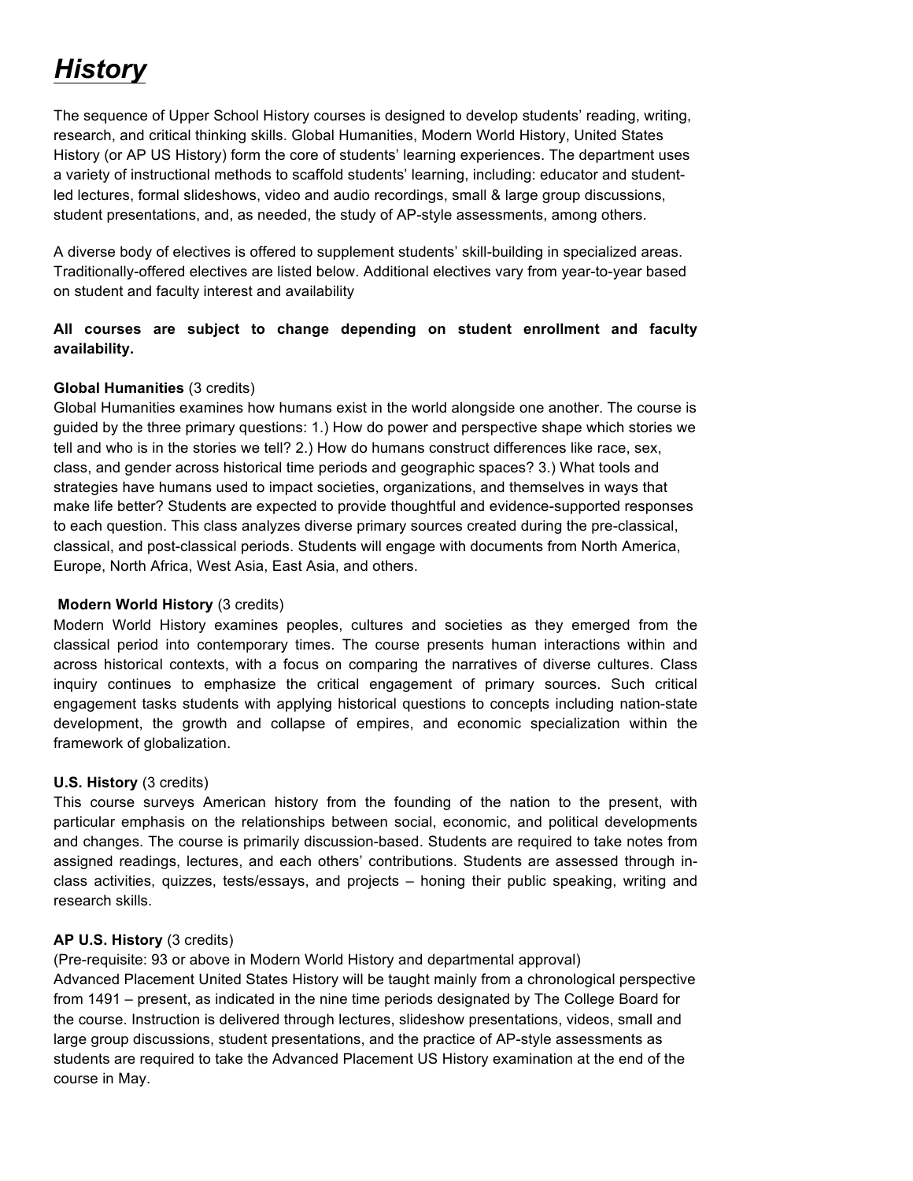# ***History***

The sequence of Upper School History courses is designed to develop students' reading, writing, research, and critical thinking skills. Global Humanities, Modern World History, United States History (or AP US History) form the core of students' learning experiences. The department uses a variety of instructional methods to scaffold students' learning, including: educator and student-led lectures, formal slideshows, video and audio recordings, small & large group discussions, student presentations, and, as needed, the study of AP-style assessments, among others.

A diverse body of electives is offered to supplement students' skill-building in specialized areas. Traditionally-offered electives are listed below. Additional electives vary from year-to-year based on student and faculty interest and availability

**All courses are subject to change depending on student enrollment and faculty availability.**

**Global Humanities** (3 credits)
Global Humanities examines how humans exist in the world alongside one another. The course is guided by the three primary questions: 1.) How do power and perspective shape which stories we tell and who is in the stories we tell? 2.) How do humans construct differences like race, sex, class, and gender across historical time periods and geographic spaces? 3.) What tools and strategies have humans used to impact societies, organizations, and themselves in ways that make life better? Students are expected to provide thoughtful and evidence-supported responses to each question. This class analyzes diverse primary sources created during the pre-classical, classical, and post-classical periods. Students will engage with documents from North America, Europe, North Africa, West Asia, East Asia, and others.

**Modern World History** (3 credits)
Modern World History examines peoples, cultures and societies as they emerged from the classical period into contemporary times. The course presents human interactions within and across historical contexts, with a focus on comparing the narratives of diverse cultures. Class inquiry continues to emphasize the critical engagement of primary sources. Such critical engagement tasks students with applying historical questions to concepts including nation-state development, the growth and collapse of empires, and economic specialization within the framework of globalization.

**U.S. History** (3 credits)
This course surveys American history from the founding of the nation to the present, with particular emphasis on the relationships between social, economic, and political developments and changes. The course is primarily discussion-based. Students are required to take notes from assigned readings, lectures, and each others' contributions. Students are assessed through in-class activities, quizzes, tests/essays, and projects – honing their public speaking, writing and research skills.

**AP U.S. History** (3 credits)
(Pre-requisite: 93 or above in Modern World History and departmental approval)
Advanced Placement United States History will be taught mainly from a chronological perspective from 1491 – present, as indicated in the nine time periods designated by The College Board for the course. Instruction is delivered through lectures, slideshow presentations, videos, small and large group discussions, student presentations, and the practice of AP-style assessments as students are required to take the Advanced Placement US History examination at the end of the course in May.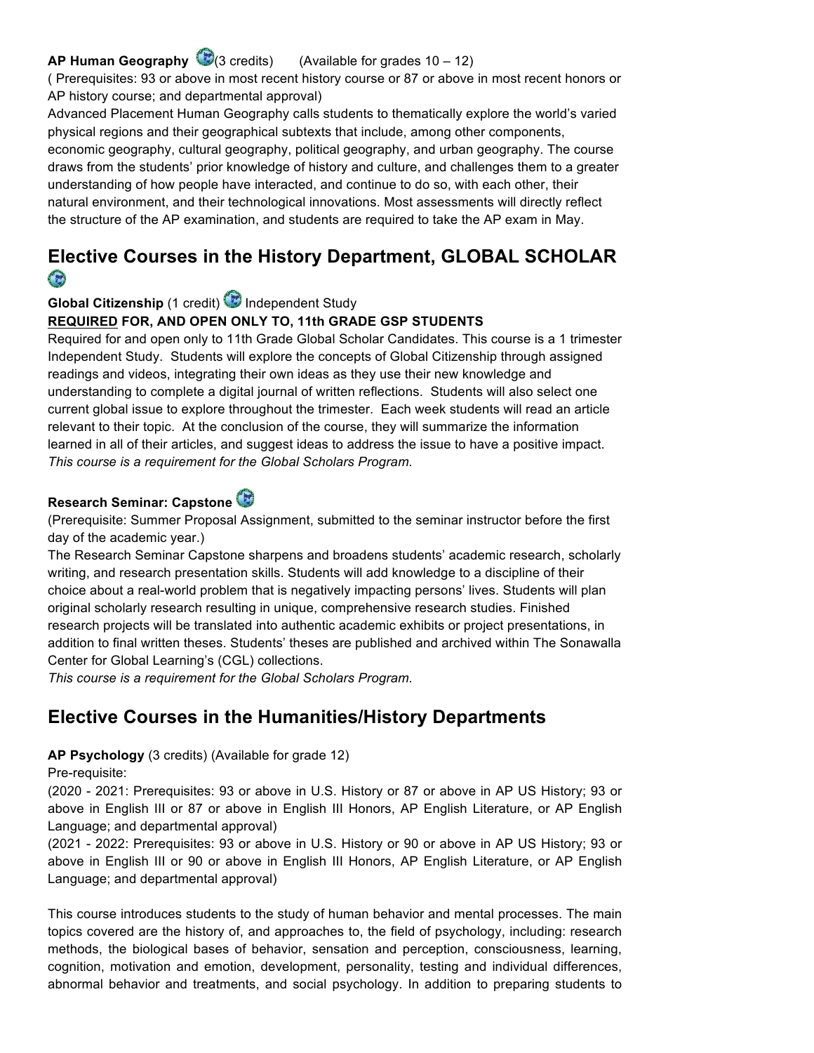**AP Human Geography** (3 credits) (Available for grades 10 – 12)
( Prerequisites: 93 or above in most recent history course or 87 or above in most recent honors or AP history course; and departmental approval)
Advanced Placement Human Geography calls students to thematically explore the world's varied physical regions and their geographical subtexts that include, among other components, economic geography, cultural geography, political geography, and urban geography. The course draws from the students' prior knowledge of history and culture, and challenges them to a greater understanding of how people have interacted, and continue to do so, with each other, their natural environment, and their technological innovations. Most assessments will directly reflect the structure of the AP examination, and students are required to take the AP exam in May.

## Elective Courses in the History Department, GLOBAL SCHOLAR

**Global Citizenship** (1 credit) Independent Study
**REQUIRED FOR, AND OPEN ONLY TO, 11th GRADE GSP STUDENTS**
Required for and open only to 11th Grade Global Scholar Candidates. This course is a 1 trimester Independent Study. Students will explore the concepts of Global Citizenship through assigned readings and videos, integrating their own ideas as they use their new knowledge and understanding to complete a digital journal of written reflections. Students will also select one current global issue to explore throughout the trimester. Each week students will read an article relevant to their topic. At the conclusion of the course, they will summarize the information learned in all of their articles, and suggest ideas to address the issue to have a positive impact.
*This course is a requirement for the Global Scholars Program.*

**Research Seminar: Capstone**
(Prerequisite: Summer Proposal Assignment, submitted to the seminar instructor before the first day of the academic year.)
The Research Seminar Capstone sharpens and broadens students' academic research, scholarly writing, and research presentation skills. Students will add knowledge to a discipline of their choice about a real-world problem that is negatively impacting persons' lives. Students will plan original scholarly research resulting in unique, comprehensive research studies. Finished research projects will be translated into authentic academic exhibits or project presentations, in addition to final written theses. Students' theses are published and archived within The Sonawalla Center for Global Learning's (CGL) collections.
*This course is a requirement for the Global Scholars Program.*

## Elective Courses in the Humanities/History Departments

**AP Psychology** (3 credits) (Available for grade 12)
Pre-requisite:
(2020 - 2021: Prerequisites: 93 or above in U.S. History or 87 or above in AP US History; 93 or above in English III or 87 or above in English III Honors, AP English Literature, or AP English Language; and departmental approval)
(2021 - 2022: Prerequisites: 93 or above in U.S. History or 90 or above in AP US History; 93 or above in English III or 90 or above in English III Honors, AP English Literature, or AP English Language; and departmental approval)

This course introduces students to the study of human behavior and mental processes. The main topics covered are the history of, and approaches to, the field of psychology, including: research methods, the biological bases of behavior, sensation and perception, consciousness, learning, cognition, motivation and emotion, development, personality, testing and individual differences, abnormal behavior and treatments, and social psychology. In addition to preparing students to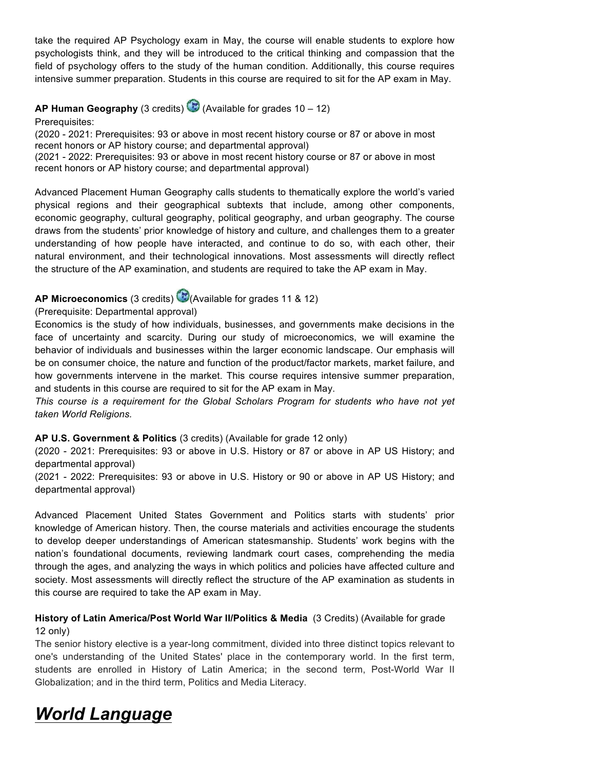take the required AP Psychology exam in May, the course will enable students to explore how psychologists think, and they will be introduced to the critical thinking and compassion that the field of psychology offers to the study of the human condition. Additionally, this course requires intensive summer preparation. Students in this course are required to sit for the AP exam in May.

**AP Human Geography** (3 credits) (Available for grades 10 – 12)
Prerequisites:
(2020 - 2021: Prerequisites: 93 or above in most recent history course or 87 or above in most recent honors or AP history course; and departmental approval)
(2021 - 2022: Prerequisites: 93 or above in most recent history course or 87 or above in most recent honors or AP history course; and departmental approval)

Advanced Placement Human Geography calls students to thematically explore the world's varied physical regions and their geographical subtexts that include, among other components, economic geography, cultural geography, political geography, and urban geography. The course draws from the students' prior knowledge of history and culture, and challenges them to a greater understanding of how people have interacted, and continue to do so, with each other, their natural environment, and their technological innovations. Most assessments will directly reflect the structure of the AP examination, and students are required to take the AP exam in May.

**AP Microeconomics** (3 credits) (Available for grades 11 & 12)
(Prerequisite: Departmental approval)
Economics is the study of how individuals, businesses, and governments make decisions in the face of uncertainty and scarcity. During our study of microeconomics, we will examine the behavior of individuals and businesses within the larger economic landscape. Our emphasis will be on consumer choice, the nature and function of the product/factor markets, market failure, and how governments intervene in the market. This course requires intensive summer preparation, and students in this course are required to sit for the AP exam in May.
*This course is a requirement for the Global Scholars Program for students who have not yet taken World Religions.*

**AP U.S. Government & Politics** (3 credits) (Available for grade 12 only)
(2020 - 2021: Prerequisites: 93 or above in U.S. History or 87 or above in AP US History; and departmental approval)
(2021 - 2022: Prerequisites: 93 or above in U.S. History or 90 or above in AP US History; and departmental approval)

Advanced Placement United States Government and Politics starts with students' prior knowledge of American history. Then, the course materials and activities encourage the students to develop deeper understandings of American statesmanship. Students' work begins with the nation's foundational documents, reviewing landmark court cases, comprehending the media through the ages, and analyzing the ways in which politics and policies have affected culture and society. Most assessments will directly reflect the structure of the AP examination as students in this course are required to take the AP exam in May.

**History of Latin America/Post World War II/Politics & Media** (3 Credits) (Available for grade 12 only)
The senior history elective is a year-long commitment, divided into three distinct topics relevant to one's understanding of the United States' place in the contemporary world. In the first term, students are enrolled in History of Latin America; in the second term, Post-World War II Globalization; and in the third term, Politics and Media Literacy.

# ***World Language***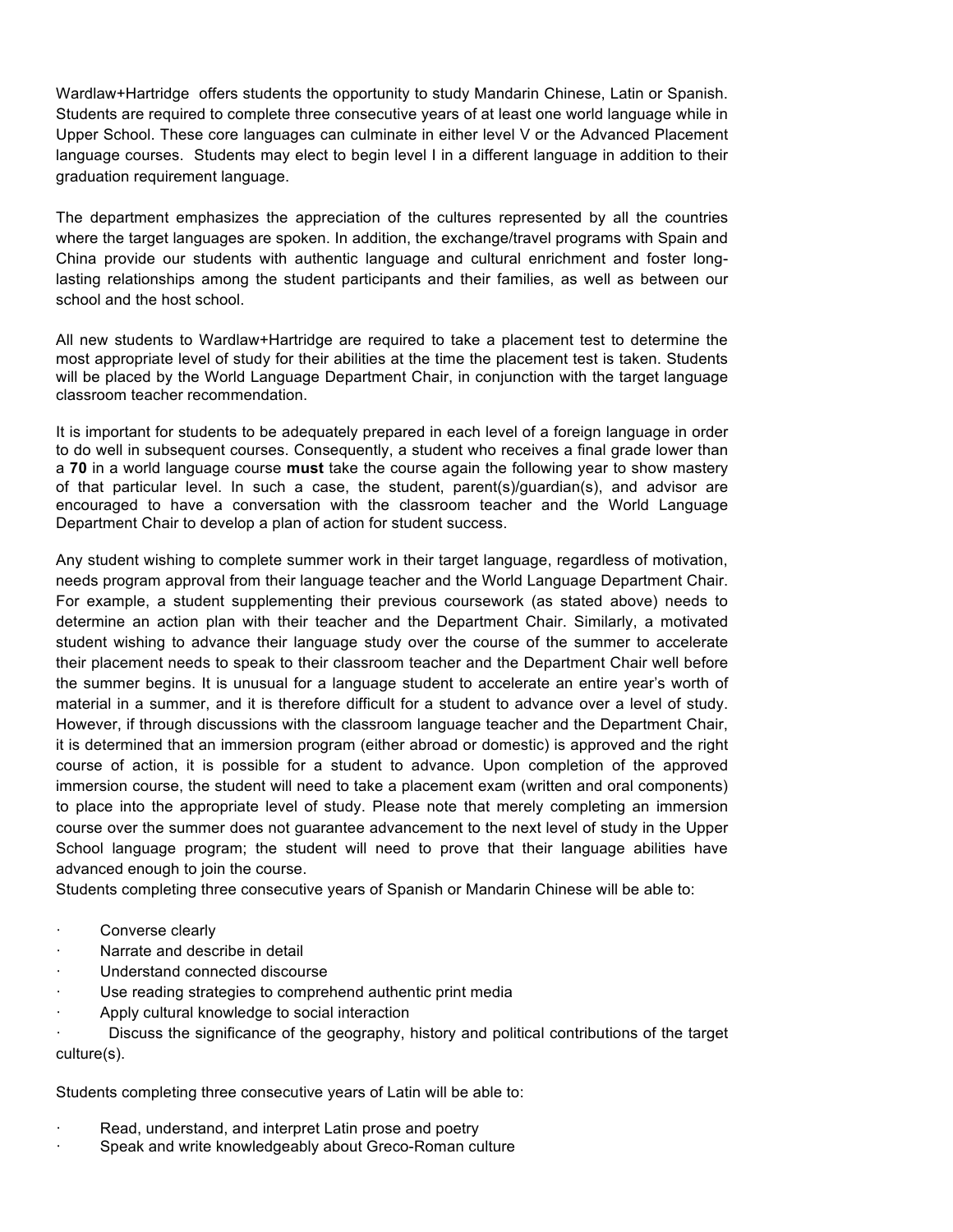Wardlaw+Hartridge offers students the opportunity to study Mandarin Chinese, Latin or Spanish. Students are required to complete three consecutive years of at least one world language while in Upper School. These core languages can culminate in either level V or the Advanced Placement language courses. Students may elect to begin level I in a different language in addition to their graduation requirement language.

The department emphasizes the appreciation of the cultures represented by all the countries where the target languages are spoken. In addition, the exchange/travel programs with Spain and China provide our students with authentic language and cultural enrichment and foster long-lasting relationships among the student participants and their families, as well as between our school and the host school.

All new students to Wardlaw+Hartridge are required to take a placement test to determine the most appropriate level of study for their abilities at the time the placement test is taken. Students will be placed by the World Language Department Chair, in conjunction with the target language classroom teacher recommendation.

It is important for students to be adequately prepared in each level of a foreign language in order to do well in subsequent courses. Consequently, a student who receives a final grade lower than a **70** in a world language course **must** take the course again the following year to show mastery of that particular level. In such a case, the student, parent(s)/guardian(s), and advisor are encouraged to have a conversation with the classroom teacher and the World Language Department Chair to develop a plan of action for student success.

Any student wishing to complete summer work in their target language, regardless of motivation, needs program approval from their language teacher and the World Language Department Chair. For example, a student supplementing their previous coursework (as stated above) needs to determine an action plan with their teacher and the Department Chair. Similarly, a motivated student wishing to advance their language study over the course of the summer to accelerate their placement needs to speak to their classroom teacher and the Department Chair well before the summer begins. It is unusual for a language student to accelerate an entire year's worth of material in a summer, and it is therefore difficult for a student to advance over a level of study. However, if through discussions with the classroom language teacher and the Department Chair, it is determined that an immersion program (either abroad or domestic) is approved and the right course of action, it is possible for a student to advance. Upon completion of the approved immersion course, the student will need to take a placement exam (written and oral components) to place into the appropriate level of study. Please note that merely completing an immersion course over the summer does not guarantee advancement to the next level of study in the Upper School language program; the student will need to prove that their language abilities have advanced enough to join the course.

Students completing three consecutive years of Spanish or Mandarin Chinese will be able to:

- Converse clearly
- Narrate and describe in detail
- Understand connected discourse
- Use reading strategies to comprehend authentic print media
- Apply cultural knowledge to social interaction
- Discuss the significance of the geography, history and political contributions of the target culture(s).

Students completing three consecutive years of Latin will be able to:

- Read, understand, and interpret Latin prose and poetry
- Speak and write knowledgeably about Greco-Roman culture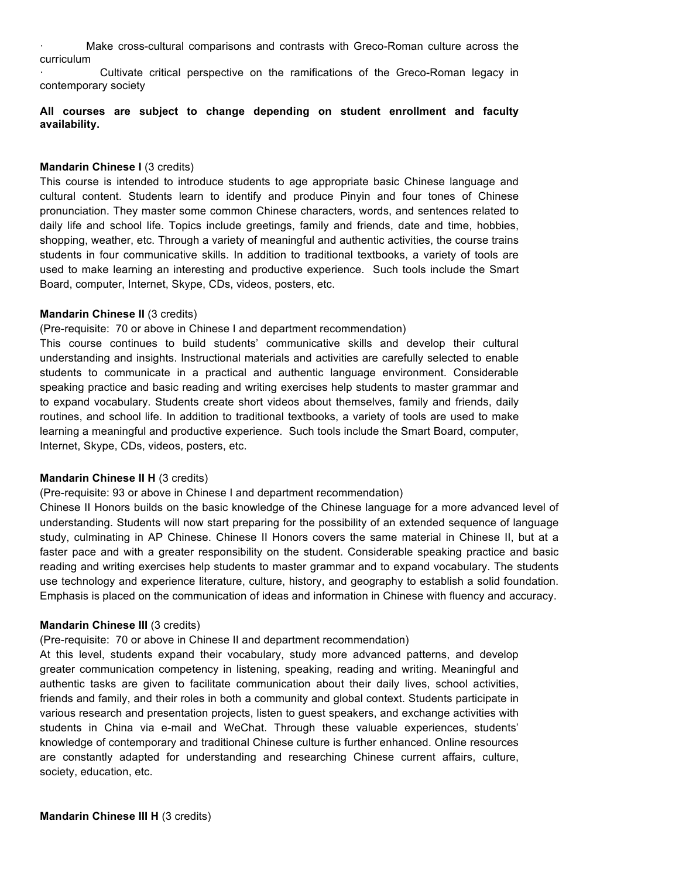- Make cross-cultural comparisons and contrasts with Greco-Roman culture across the curriculum
- Cultivate critical perspective on the ramifications of the Greco-Roman legacy in contemporary society

**All courses are subject to change depending on student enrollment and faculty availability.**

**Mandarin Chinese I** (3 credits)
This course is intended to introduce students to age appropriate basic Chinese language and cultural content. Students learn to identify and produce Pinyin and four tones of Chinese pronunciation. They master some common Chinese characters, words, and sentences related to daily life and school life. Topics include greetings, family and friends, date and time, hobbies, shopping, weather, etc. Through a variety of meaningful and authentic activities, the course trains students in four communicative skills. In addition to traditional textbooks, a variety of tools are used to make learning an interesting and productive experience. Such tools include the Smart Board, computer, Internet, Skype, CDs, videos, posters, etc.

**Mandarin Chinese II** (3 credits)
(Pre-requisite: 70 or above in Chinese I and department recommendation)
This course continues to build students' communicative skills and develop their cultural understanding and insights. Instructional materials and activities are carefully selected to enable students to communicate in a practical and authentic language environment. Considerable speaking practice and basic reading and writing exercises help students to master grammar and to expand vocabulary. Students create short videos about themselves, family and friends, daily routines, and school life. In addition to traditional textbooks, a variety of tools are used to make learning a meaningful and productive experience. Such tools include the Smart Board, computer, Internet, Skype, CDs, videos, posters, etc.

**Mandarin Chinese II H** (3 credits)
(Pre-requisite: 93 or above in Chinese I and department recommendation)
Chinese II Honors builds on the basic knowledge of the Chinese language for a more advanced level of understanding. Students will now start preparing for the possibility of an extended sequence of language study, culminating in AP Chinese. Chinese II Honors covers the same material in Chinese II, but at a faster pace and with a greater responsibility on the student. Considerable speaking practice and basic reading and writing exercises help students to master grammar and to expand vocabulary. The students use technology and experience literature, culture, history, and geography to establish a solid foundation. Emphasis is placed on the communication of ideas and information in Chinese with fluency and accuracy.

**Mandarin Chinese III** (3 credits)
(Pre-requisite: 70 or above in Chinese II and department recommendation)
At this level, students expand their vocabulary, study more advanced patterns, and develop greater communication competency in listening, speaking, reading and writing. Meaningful and authentic tasks are given to facilitate communication about their daily lives, school activities, friends and family, and their roles in both a community and global context. Students participate in various research and presentation projects, listen to guest speakers, and exchange activities with students in China via e-mail and WeChat. Through these valuable experiences, students' knowledge of contemporary and traditional Chinese culture is further enhanced. Online resources are constantly adapted for understanding and researching Chinese current affairs, culture, society, education, etc.

**Mandarin Chinese III H** (3 credits)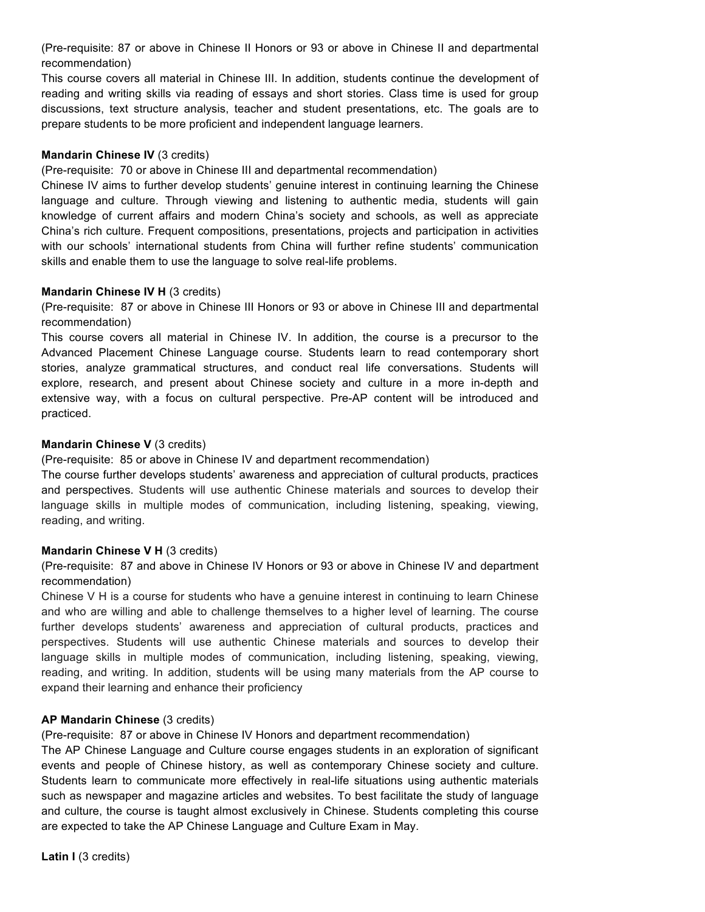(Pre-requisite: 87 or above in Chinese II Honors or 93 or above in Chinese II and departmental recommendation)

This course covers all material in Chinese III. In addition, students continue the development of reading and writing skills via reading of essays and short stories. Class time is used for group discussions, text structure analysis, teacher and student presentations, etc. The goals are to prepare students to be more proficient and independent language learners.

**Mandarin Chinese IV** (3 credits)

(Pre-requisite: 70 or above in Chinese III and departmental recommendation)

Chinese IV aims to further develop students' genuine interest in continuing learning the Chinese language and culture. Through viewing and listening to authentic media, students will gain knowledge of current affairs and modern China's society and schools, as well as appreciate China's rich culture. Frequent compositions, presentations, projects and participation in activities with our schools' international students from China will further refine students' communication skills and enable them to use the language to solve real-life problems.

**Mandarin Chinese IV H** (3 credits)

(Pre-requisite: 87 or above in Chinese III Honors or 93 or above in Chinese III and departmental recommendation)

This course covers all material in Chinese IV. In addition, the course is a precursor to the Advanced Placement Chinese Language course. Students learn to read contemporary short stories, analyze grammatical structures, and conduct real life conversations. Students will explore, research, and present about Chinese society and culture in a more in-depth and extensive way, with a focus on cultural perspective. Pre-AP content will be introduced and practiced.

**Mandarin Chinese V** (3 credits)

(Pre-requisite: 85 or above in Chinese IV and department recommendation)

The course further develops students' awareness and appreciation of cultural products, practices and perspectives. Students will use authentic Chinese materials and sources to develop their language skills in multiple modes of communication, including listening, speaking, viewing, reading, and writing.

**Mandarin Chinese V H** (3 credits)

(Pre-requisite: 87 and above in Chinese IV Honors or 93 or above in Chinese IV and department recommendation)

Chinese V H is a course for students who have a genuine interest in continuing to learn Chinese and who are willing and able to challenge themselves to a higher level of learning. The course further develops students' awareness and appreciation of cultural products, practices and perspectives. Students will use authentic Chinese materials and sources to develop their language skills in multiple modes of communication, including listening, speaking, viewing, reading, and writing. In addition, students will be using many materials from the AP course to expand their learning and enhance their proficiency

**AP Mandarin Chinese** (3 credits)

(Pre-requisite: 87 or above in Chinese IV Honors and department recommendation)

The AP Chinese Language and Culture course engages students in an exploration of significant events and people of Chinese history, as well as contemporary Chinese society and culture. Students learn to communicate more effectively in real-life situations using authentic materials such as newspaper and magazine articles and websites. To best facilitate the study of language and culture, the course is taught almost exclusively in Chinese. Students completing this course are expected to take the AP Chinese Language and Culture Exam in May.

**Latin I** (3 credits)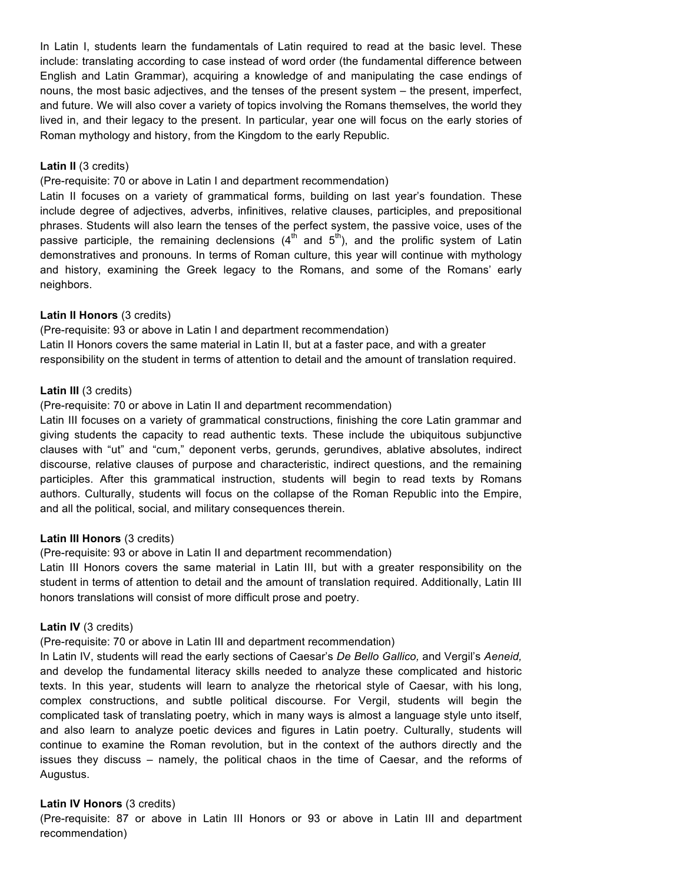In Latin I, students learn the fundamentals of Latin required to read at the basic level. These include: translating according to case instead of word order (the fundamental difference between English and Latin Grammar), acquiring a knowledge of and manipulating the case endings of nouns, the most basic adjectives, and the tenses of the present system – the present, imperfect, and future. We will also cover a variety of topics involving the Romans themselves, the world they lived in, and their legacy to the present. In particular, year one will focus on the early stories of Roman mythology and history, from the Kingdom to the early Republic.

**Latin II** (3 credits)
(Pre-requisite: 70 or above in Latin I and department recommendation)
Latin II focuses on a variety of grammatical forms, building on last year's foundation. These include degree of adjectives, adverbs, infinitives, relative clauses, participles, and prepositional phrases. Students will also learn the tenses of the perfect system, the passive voice, uses of the passive participle, the remaining declensions (4th and 5th), and the prolific system of Latin demonstratives and pronouns. In terms of Roman culture, this year will continue with mythology and history, examining the Greek legacy to the Romans, and some of the Romans' early neighbors.

**Latin II Honors** (3 credits)
(Pre-requisite: 93 or above in Latin I and department recommendation)
Latin II Honors covers the same material in Latin II, but at a faster pace, and with a greater responsibility on the student in terms of attention to detail and the amount of translation required.

**Latin III** (3 credits)
(Pre-requisite: 70 or above in Latin II and department recommendation)
Latin III focuses on a variety of grammatical constructions, finishing the core Latin grammar and giving students the capacity to read authentic texts. These include the ubiquitous subjunctive clauses with "ut" and "cum," deponent verbs, gerunds, gerundives, ablative absolutes, indirect discourse, relative clauses of purpose and characteristic, indirect questions, and the remaining participles. After this grammatical instruction, students will begin to read texts by Romans authors. Culturally, students will focus on the collapse of the Roman Republic into the Empire, and all the political, social, and military consequences therein.

**Latin III Honors** (3 credits)
(Pre-requisite: 93 or above in Latin II and department recommendation)
Latin III Honors covers the same material in Latin III, but with a greater responsibility on the student in terms of attention to detail and the amount of translation required. Additionally, Latin III honors translations will consist of more difficult prose and poetry.

**Latin IV** (3 credits)
(Pre-requisite: 70 or above in Latin III and department recommendation)
In Latin IV, students will read the early sections of Caesar's *De Bello Gallico,* and Vergil's *Aeneid,* and develop the fundamental literacy skills needed to analyze these complicated and historic texts. In this year, students will learn to analyze the rhetorical style of Caesar, with his long, complex constructions, and subtle political discourse. For Vergil, students will begin the complicated task of translating poetry, which in many ways is almost a language style unto itself, and also learn to analyze poetic devices and figures in Latin poetry. Culturally, students will continue to examine the Roman revolution, but in the context of the authors directly and the issues they discuss – namely, the political chaos in the time of Caesar, and the reforms of Augustus.

**Latin IV Honors** (3 credits)
(Pre-requisite: 87 or above in Latin III Honors or 93 or above in Latin III and department recommendation)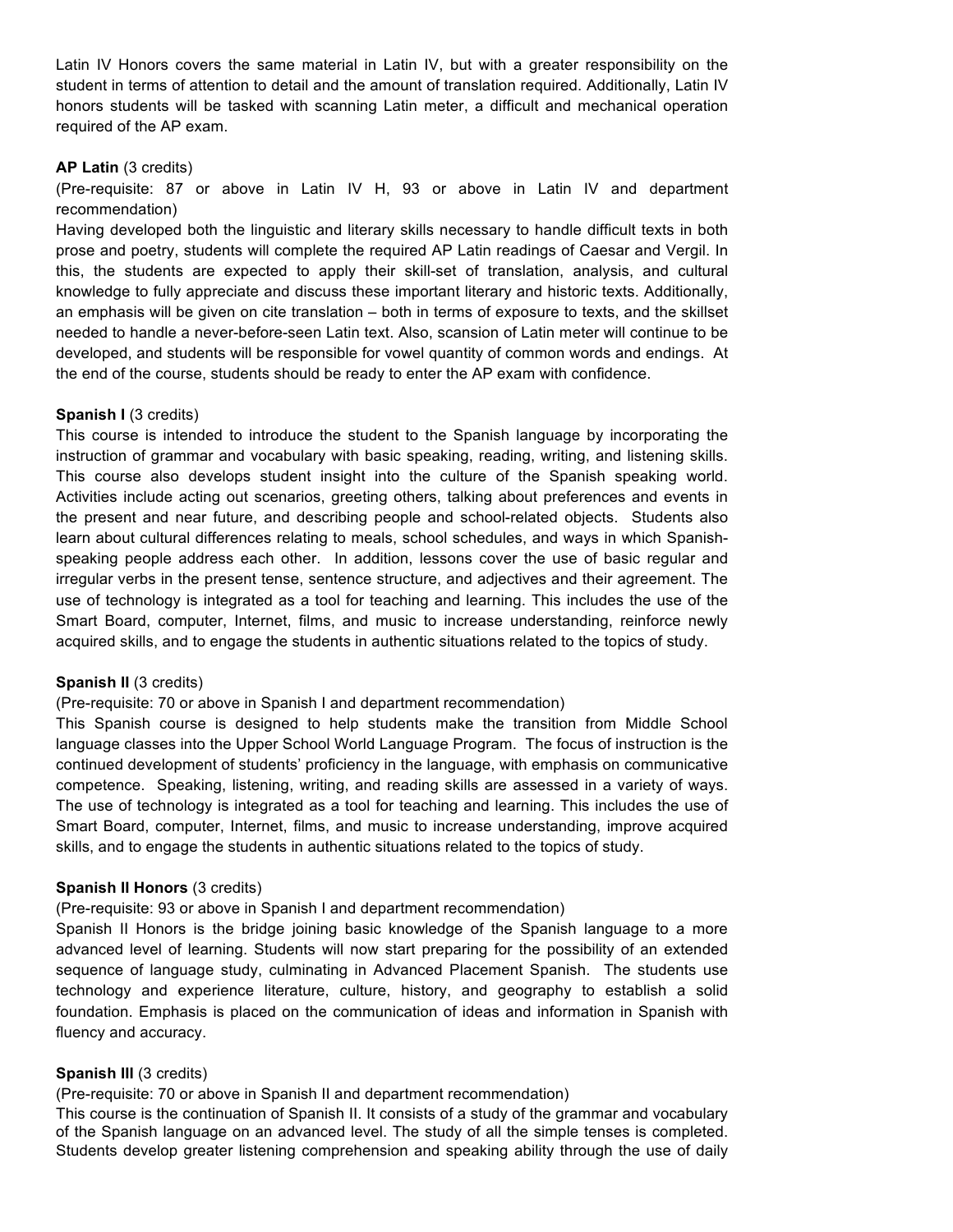Latin IV Honors covers the same material in Latin IV, but with a greater responsibility on the student in terms of attention to detail and the amount of translation required. Additionally, Latin IV honors students will be tasked with scanning Latin meter, a difficult and mechanical operation required of the AP exam.

**AP Latin** (3 credits)

(Pre-requisite: 87 or above in Latin IV H, 93 or above in Latin IV and department recommendation)

Having developed both the linguistic and literary skills necessary to handle difficult texts in both prose and poetry, students will complete the required AP Latin readings of Caesar and Vergil. In this, the students are expected to apply their skill-set of translation, analysis, and cultural knowledge to fully appreciate and discuss these important literary and historic texts. Additionally, an emphasis will be given on cite translation – both in terms of exposure to texts, and the skillset needed to handle a never-before-seen Latin text. Also, scansion of Latin meter will continue to be developed, and students will be responsible for vowel quantity of common words and endings. At the end of the course, students should be ready to enter the AP exam with confidence.

**Spanish I** (3 credits)

This course is intended to introduce the student to the Spanish language by incorporating the instruction of grammar and vocabulary with basic speaking, reading, writing, and listening skills. This course also develops student insight into the culture of the Spanish speaking world. Activities include acting out scenarios, greeting others, talking about preferences and events in the present and near future, and describing people and school-related objects. Students also learn about cultural differences relating to meals, school schedules, and ways in which Spanish-speaking people address each other. In addition, lessons cover the use of basic regular and irregular verbs in the present tense, sentence structure, and adjectives and their agreement. The use of technology is integrated as a tool for teaching and learning. This includes the use of the Smart Board, computer, Internet, films, and music to increase understanding, reinforce newly acquired skills, and to engage the students in authentic situations related to the topics of study.

**Spanish II** (3 credits)

(Pre-requisite: 70 or above in Spanish I and department recommendation)

This Spanish course is designed to help students make the transition from Middle School language classes into the Upper School World Language Program. The focus of instruction is the continued development of students' proficiency in the language, with emphasis on communicative competence. Speaking, listening, writing, and reading skills are assessed in a variety of ways. The use of technology is integrated as a tool for teaching and learning. This includes the use of Smart Board, computer, Internet, films, and music to increase understanding, improve acquired skills, and to engage the students in authentic situations related to the topics of study.

**Spanish II Honors** (3 credits)

(Pre-requisite: 93 or above in Spanish I and department recommendation)

Spanish II Honors is the bridge joining basic knowledge of the Spanish language to a more advanced level of learning. Students will now start preparing for the possibility of an extended sequence of language study, culminating in Advanced Placement Spanish. The students use technology and experience literature, culture, history, and geography to establish a solid foundation. Emphasis is placed on the communication of ideas and information in Spanish with fluency and accuracy.

**Spanish III** (3 credits)

(Pre-requisite: 70 or above in Spanish II and department recommendation)

This course is the continuation of Spanish II. It consists of a study of the grammar and vocabulary of the Spanish language on an advanced level. The study of all the simple tenses is completed. Students develop greater listening comprehension and speaking ability through the use of daily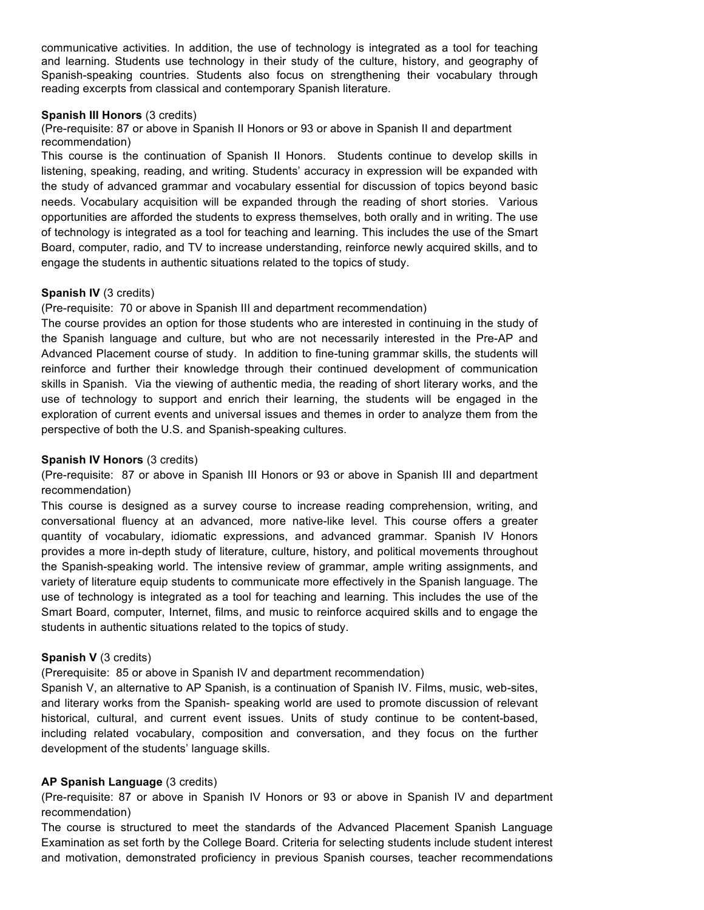communicative activities. In addition, the use of technology is integrated as a tool for teaching and learning. Students use technology in their study of the culture, history, and geography of Spanish-speaking countries. Students also focus on strengthening their vocabulary through reading excerpts from classical and contemporary Spanish literature.

**Spanish III Honors** (3 credits)
(Pre-requisite: 87 or above in Spanish II Honors or 93 or above in Spanish II and department recommendation)
This course is the continuation of Spanish II Honors. Students continue to develop skills in listening, speaking, reading, and writing. Students' accuracy in expression will be expanded with the study of advanced grammar and vocabulary essential for discussion of topics beyond basic needs. Vocabulary acquisition will be expanded through the reading of short stories. Various opportunities are afforded the students to express themselves, both orally and in writing. The use of technology is integrated as a tool for teaching and learning. This includes the use of the Smart Board, computer, radio, and TV to increase understanding, reinforce newly acquired skills, and to engage the students in authentic situations related to the topics of study.

**Spanish IV** (3 credits)
(Pre-requisite: 70 or above in Spanish III and department recommendation)
The course provides an option for those students who are interested in continuing in the study of the Spanish language and culture, but who are not necessarily interested in the Pre-AP and Advanced Placement course of study. In addition to fine-tuning grammar skills, the students will reinforce and further their knowledge through their continued development of communication skills in Spanish. Via the viewing of authentic media, the reading of short literary works, and the use of technology to support and enrich their learning, the students will be engaged in the exploration of current events and universal issues and themes in order to analyze them from the perspective of both the U.S. and Spanish-speaking cultures.

**Spanish IV Honors** (3 credits)
(Pre-requisite: 87 or above in Spanish III Honors or 93 or above in Spanish III and department recommendation)
This course is designed as a survey course to increase reading comprehension, writing, and conversational fluency at an advanced, more native-like level. This course offers a greater quantity of vocabulary, idiomatic expressions, and advanced grammar. Spanish IV Honors provides a more in-depth study of literature, culture, history, and political movements throughout the Spanish-speaking world. The intensive review of grammar, ample writing assignments, and variety of literature equip students to communicate more effectively in the Spanish language. The use of technology is integrated as a tool for teaching and learning. This includes the use of the Smart Board, computer, Internet, films, and music to reinforce acquired skills and to engage the students in authentic situations related to the topics of study.

**Spanish V** (3 credits)
(Prerequisite: 85 or above in Spanish IV and department recommendation)
Spanish V, an alternative to AP Spanish, is a continuation of Spanish IV. Films, music, web-sites, and literary works from the Spanish- speaking world are used to promote discussion of relevant historical, cultural, and current event issues. Units of study continue to be content-based, including related vocabulary, composition and conversation, and they focus on the further development of the students' language skills.

**AP Spanish Language** (3 credits)
(Pre-requisite: 87 or above in Spanish IV Honors or 93 or above in Spanish IV and department recommendation)
The course is structured to meet the standards of the Advanced Placement Spanish Language Examination as set forth by the College Board. Criteria for selecting students include student interest and motivation, demonstrated proficiency in previous Spanish courses, teacher recommendations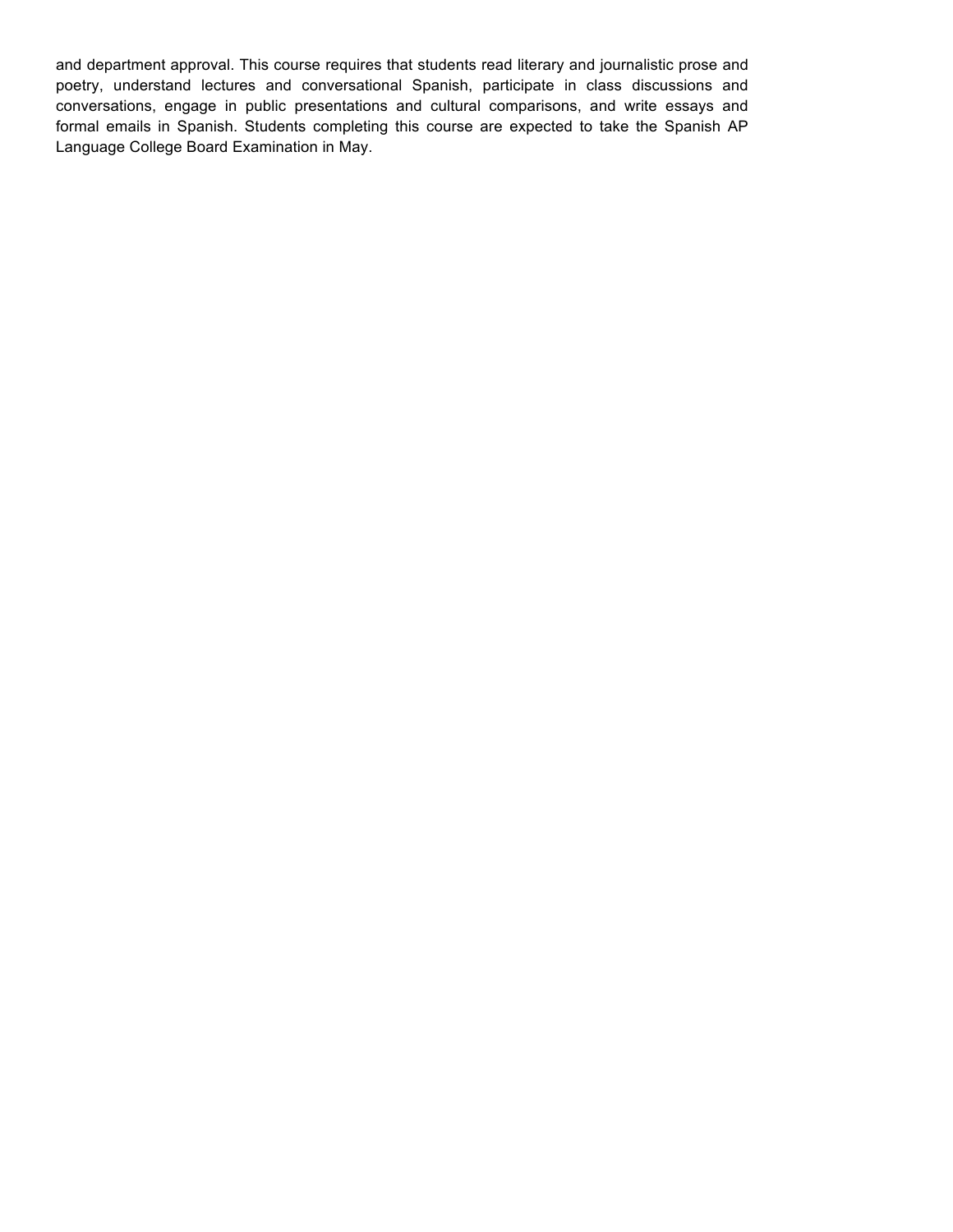and department approval. This course requires that students read literary and journalistic prose and poetry, understand lectures and conversational Spanish, participate in class discussions and conversations, engage in public presentations and cultural comparisons, and write essays and formal emails in Spanish. Students completing this course are expected to take the Spanish AP Language College Board Examination in May.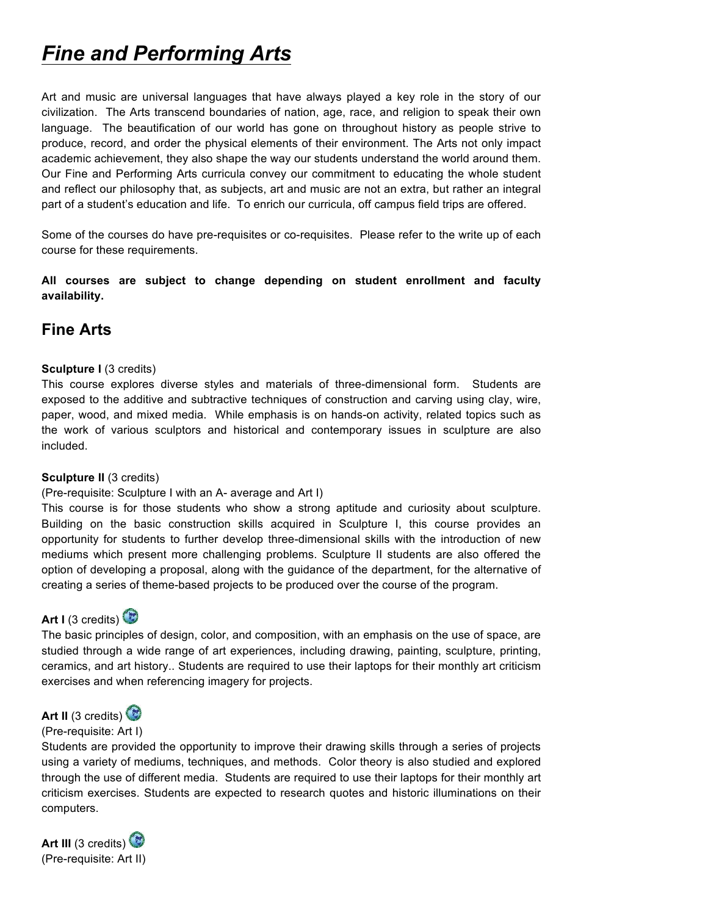# *Fine and Performing Arts*

Art and music are universal languages that have always played a key role in the story of our civilization. The Arts transcend boundaries of nation, age, race, and religion to speak their own language. The beautification of our world has gone on throughout history as people strive to produce, record, and order the physical elements of their environment. The Arts not only impact academic achievement, they also shape the way our students understand the world around them. Our Fine and Performing Arts curricula convey our commitment to educating the whole student and reflect our philosophy that, as subjects, art and music are not an extra, but rather an integral part of a student's education and life. To enrich our curricula, off campus field trips are offered.

Some of the courses do have pre-requisites or co-requisites. Please refer to the write up of each course for these requirements.

**All courses are subject to change depending on student enrollment and faculty availability.**

## Fine Arts

**Sculpture I** (3 credits)
This course explores diverse styles and materials of three-dimensional form. Students are exposed to the additive and subtractive techniques of construction and carving using clay, wire, paper, wood, and mixed media. While emphasis is on hands-on activity, related topics such as the work of various sculptors and historical and contemporary issues in sculpture are also included.

**Sculpture II** (3 credits)
(Pre-requisite: Sculpture I with an A- average and Art I)
This course is for those students who show a strong aptitude and curiosity about sculpture. Building on the basic construction skills acquired in Sculpture I, this course provides an opportunity for students to further develop three-dimensional skills with the introduction of new mediums which present more challenging problems. Sculpture II students are also offered the option of developing a proposal, along with the guidance of the department, for the alternative of creating a series of theme-based projects to be produced over the course of the program.

**Art I** (3 credits)
The basic principles of design, color, and composition, with an emphasis on the use of space, are studied through a wide range of art experiences, including drawing, painting, sculpture, printing, ceramics, and art history.. Students are required to use their laptops for their monthly art criticism exercises and when referencing imagery for projects.

**Art II** (3 credits)
(Pre-requisite: Art I)
Students are provided the opportunity to improve their drawing skills through a series of projects using a variety of mediums, techniques, and methods. Color theory is also studied and explored through the use of different media. Students are required to use their laptops for their monthly art criticism exercises. Students are expected to research quotes and historic illuminations on their computers.

**Art III** (3 credits)
(Pre-requisite: Art II)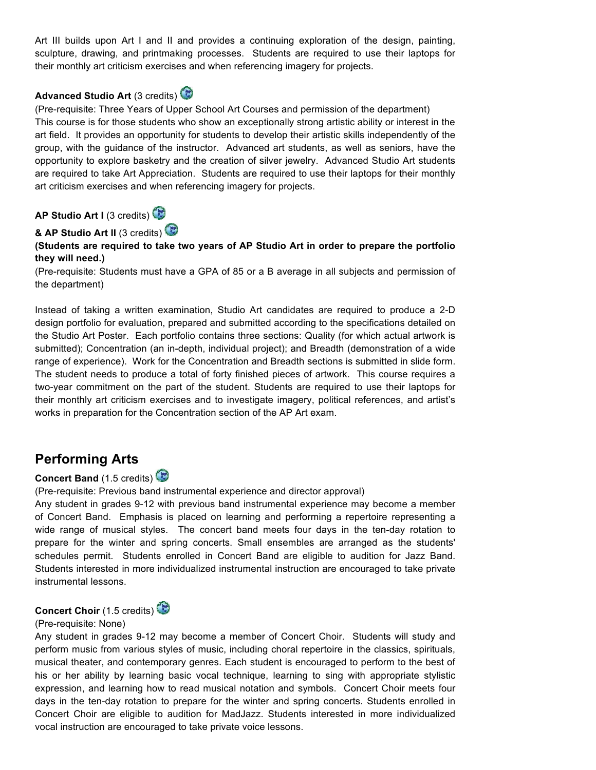Art III builds upon Art I and II and provides a continuing exploration of the design, painting, sculpture, drawing, and printmaking processes. Students are required to use their laptops for their monthly art criticism exercises and when referencing imagery for projects.

**Advanced Studio Art** (3 credits)

(Pre-requisite: Three Years of Upper School Art Courses and permission of the department)
This course is for those students who show an exceptionally strong artistic ability or interest in the art field. It provides an opportunity for students to develop their artistic skills independently of the group, with the guidance of the instructor. Advanced art students, as well as seniors, have the opportunity to explore basketry and the creation of silver jewelry. Advanced Studio Art students are required to take Art Appreciation. Students are required to use their laptops for their monthly art criticism exercises and when referencing imagery for projects.

**AP Studio Art I** (3 credits)

**& AP Studio Art II** (3 credits)

**(Students are required to take two years of AP Studio Art in order to prepare the portfolio they will need.)**

(Pre-requisite: Students must have a GPA of 85 or a B average in all subjects and permission of the department)

Instead of taking a written examination, Studio Art candidates are required to produce a 2-D design portfolio for evaluation, prepared and submitted according to the specifications detailed on the Studio Art Poster. Each portfolio contains three sections: Quality (for which actual artwork is submitted); Concentration (an in-depth, individual project); and Breadth (demonstration of a wide range of experience). Work for the Concentration and Breadth sections is submitted in slide form. The student needs to produce a total of forty finished pieces of artwork. This course requires a two-year commitment on the part of the student. Students are required to use their laptops for their monthly art criticism exercises and to investigate imagery, political references, and artist's works in preparation for the Concentration section of the AP Art exam.

## Performing Arts

**Concert Band** (1.5 credits)

(Pre-requisite: Previous band instrumental experience and director approval)
Any student in grades 9-12 with previous band instrumental experience may become a member of Concert Band. Emphasis is placed on learning and performing a repertoire representing a wide range of musical styles. The concert band meets four days in the ten-day rotation to prepare for the winter and spring concerts. Small ensembles are arranged as the students' schedules permit. Students enrolled in Concert Band are eligible to audition for Jazz Band. Students interested in more individualized instrumental instruction are encouraged to take private instrumental lessons.

**Concert Choir** (1.5 credits)

(Pre-requisite: None)
Any student in grades 9-12 may become a member of Concert Choir. Students will study and perform music from various styles of music, including choral repertoire in the classics, spirituals, musical theater, and contemporary genres. Each student is encouraged to perform to the best of his or her ability by learning basic vocal technique, learning to sing with appropriate stylistic expression, and learning how to read musical notation and symbols. Concert Choir meets four days in the ten-day rotation to prepare for the winter and spring concerts. Students enrolled in Concert Choir are eligible to audition for MadJazz. Students interested in more individualized vocal instruction are encouraged to take private voice lessons.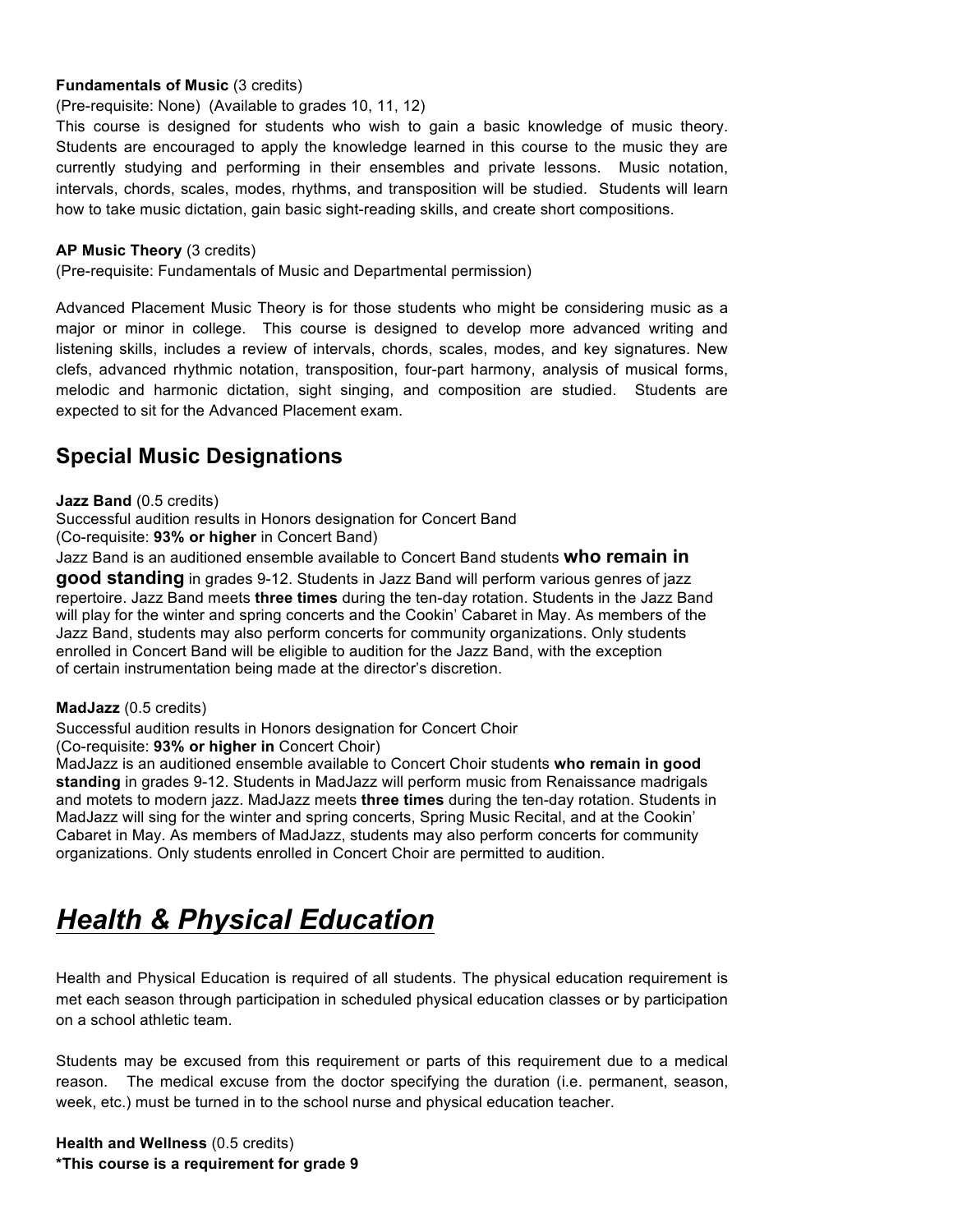**Fundamentals of Music** (3 credits)
(Pre-requisite: None) (Available to grades 10, 11, 12)
This course is designed for students who wish to gain a basic knowledge of music theory. Students are encouraged to apply the knowledge learned in this course to the music they are currently studying and performing in their ensembles and private lessons. Music notation, intervals, chords, scales, modes, rhythms, and transposition will be studied. Students will learn how to take music dictation, gain basic sight-reading skills, and create short compositions.

**AP Music Theory** (3 credits)
(Pre-requisite: Fundamentals of Music and Departmental permission)

Advanced Placement Music Theory is for those students who might be considering music as a major or minor in college. This course is designed to develop more advanced writing and listening skills, includes a review of intervals, chords, scales, modes, and key signatures. New clefs, advanced rhythmic notation, transposition, four-part harmony, analysis of musical forms, melodic and harmonic dictation, sight singing, and composition are studied. Students are expected to sit for the Advanced Placement exam.

## Special Music Designations

**Jazz Band** (0.5 credits)
Successful audition results in Honors designation for Concert Band
(Co-requisite: **93% or higher** in Concert Band)
Jazz Band is an auditioned ensemble available to Concert Band students **who remain in good standing** in grades 9-12. Students in Jazz Band will perform various genres of jazz repertoire. Jazz Band meets **three times** during the ten-day rotation. Students in the Jazz Band will play for the winter and spring concerts and the Cookin' Cabaret in May. As members of the Jazz Band, students may also perform concerts for community organizations. Only students enrolled in Concert Band will be eligible to audition for the Jazz Band, with the exception of certain instrumentation being made at the director's discretion.

**MadJazz** (0.5 credits)
Successful audition results in Honors designation for Concert Choir
(Co-requisite: **93% or higher in** Concert Choir)
MadJazz is an auditioned ensemble available to Concert Choir students **who remain in good standing** in grades 9-12. Students in MadJazz will perform music from Renaissance madrigals and motets to modern jazz. MadJazz meets **three times** during the ten-day rotation. Students in MadJazz will sing for the winter and spring concerts, Spring Music Recital, and at the Cookin' Cabaret in May. As members of MadJazz, students may also perform concerts for community organizations. Only students enrolled in Concert Choir are permitted to audition.

# ***Health & Physical Education***

Health and Physical Education is required of all students. The physical education requirement is met each season through participation in scheduled physical education classes or by participation on a school athletic team.

Students may be excused from this requirement or parts of this requirement due to a medical reason. The medical excuse from the doctor specifying the duration (i.e. permanent, season, week, etc.) must be turned in to the school nurse and physical education teacher.

**Health and Wellness** (0.5 credits)
***This course is a requirement for grade 9**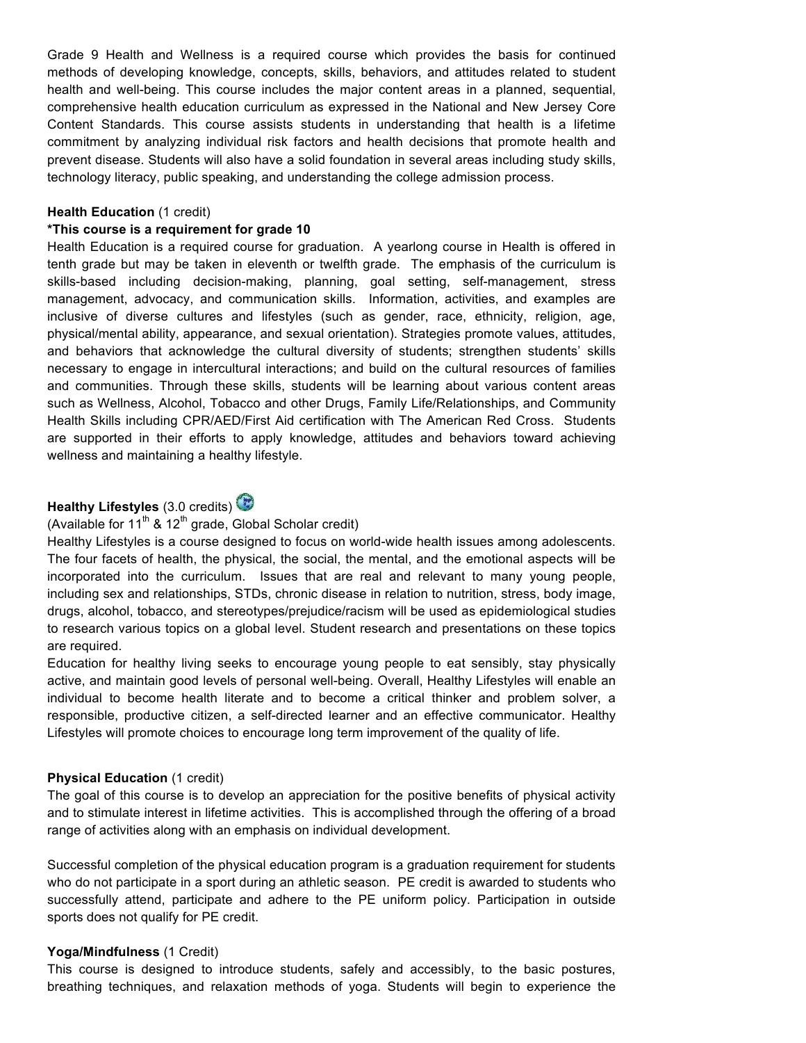Grade 9 Health and Wellness is a required course which provides the basis for continued methods of developing knowledge, concepts, skills, behaviors, and attitudes related to student health and well-being. This course includes the major content areas in a planned, sequential, comprehensive health education curriculum as expressed in the National and New Jersey Core Content Standards. This course assists students in understanding that health is a lifetime commitment by analyzing individual risk factors and health decisions that promote health and prevent disease. Students will also have a solid foundation in several areas including study skills, technology literacy, public speaking, and understanding the college admission process.

**Health Education** (1 credit)

**\*This course is a requirement for grade 10**

Health Education is a required course for graduation. A yearlong course in Health is offered in tenth grade but may be taken in eleventh or twelfth grade. The emphasis of the curriculum is skills-based including decision-making, planning, goal setting, self-management, stress management, advocacy, and communication skills. Information, activities, and examples are inclusive of diverse cultures and lifestyles (such as gender, race, ethnicity, religion, age, physical/mental ability, appearance, and sexual orientation). Strategies promote values, attitudes, and behaviors that acknowledge the cultural diversity of students; strengthen students' skills necessary to engage in intercultural interactions; and build on the cultural resources of families and communities. Through these skills, students will be learning about various content areas such as Wellness, Alcohol, Tobacco and other Drugs, Family Life/Relationships, and Community Health Skills including CPR/AED/First Aid certification with The American Red Cross. Students are supported in their efforts to apply knowledge, attitudes and behaviors toward achieving wellness and maintaining a healthy lifestyle.

**Healthy Lifestyles** (3.0 credits)

(Available for 11th & 12th grade, Global Scholar credit)

Healthy Lifestyles is a course designed to focus on world-wide health issues among adolescents. The four facets of health, the physical, the social, the mental, and the emotional aspects will be incorporated into the curriculum. Issues that are real and relevant to many young people, including sex and relationships, STDs, chronic disease in relation to nutrition, stress, body image, drugs, alcohol, tobacco, and stereotypes/prejudice/racism will be used as epidemiological studies to research various topics on a global level. Student research and presentations on these topics are required.

Education for healthy living seeks to encourage young people to eat sensibly, stay physically active, and maintain good levels of personal well-being. Overall, Healthy Lifestyles will enable an individual to become health literate and to become a critical thinker and problem solver, a responsible, productive citizen, a self-directed learner and an effective communicator. Healthy Lifestyles will promote choices to encourage long term improvement of the quality of life.

**Physical Education** (1 credit)

The goal of this course is to develop an appreciation for the positive benefits of physical activity and to stimulate interest in lifetime activities. This is accomplished through the offering of a broad range of activities along with an emphasis on individual development.

Successful completion of the physical education program is a graduation requirement for students who do not participate in a sport during an athletic season. PE credit is awarded to students who successfully attend, participate and adhere to the PE uniform policy. Participation in outside sports does not qualify for PE credit.

**Yoga/Mindfulness** (1 Credit)

This course is designed to introduce students, safely and accessibly, to the basic postures, breathing techniques, and relaxation methods of yoga. Students will begin to experience the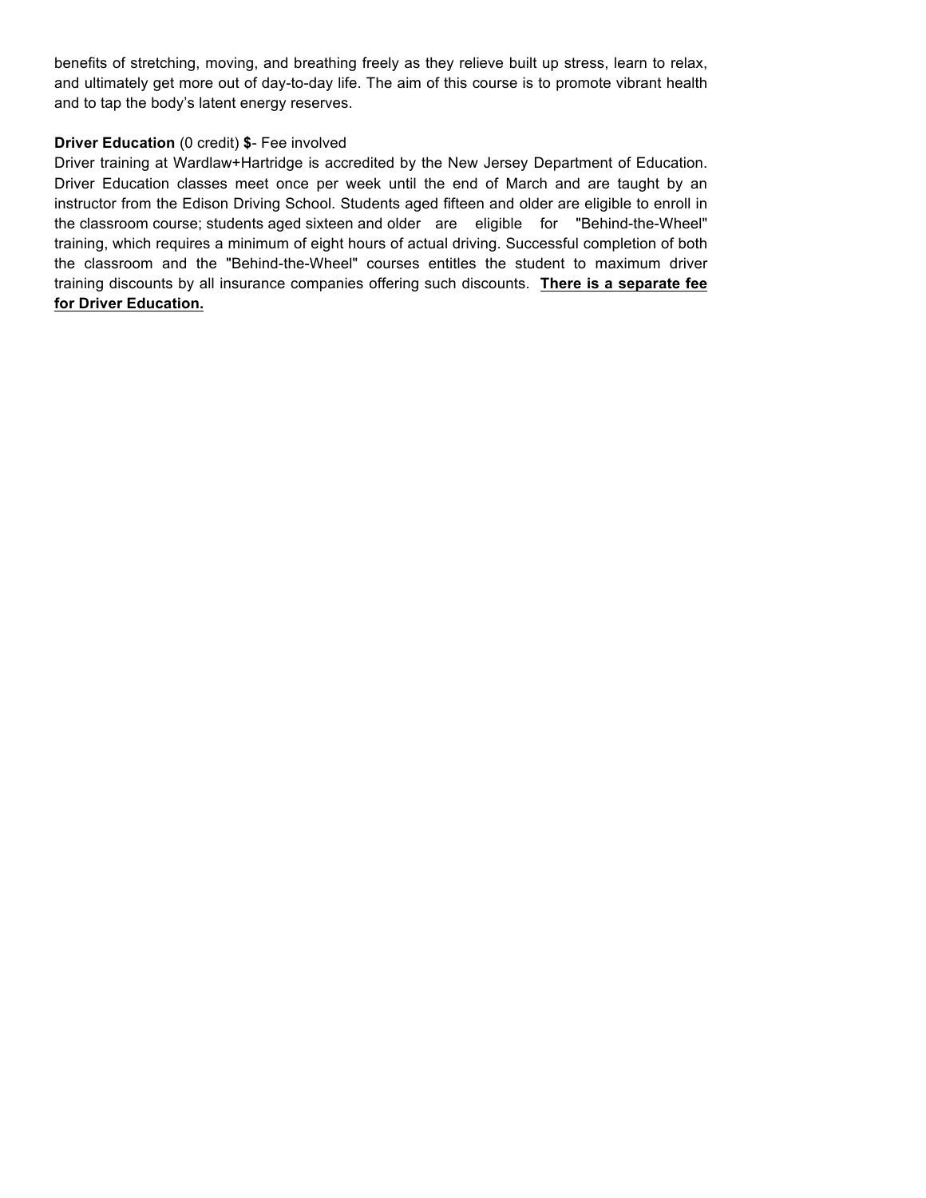benefits of stretching, moving, and breathing freely as they relieve built up stress, learn to relax, and ultimately get more out of day-to-day life. The aim of this course is to promote vibrant health and to tap the body's latent energy reserves.

**Driver Education** (0 credit) **$**- Fee involved
Driver training at Wardlaw+Hartridge is accredited by the New Jersey Department of Education. Driver Education classes meet once per week until the end of March and are taught by an instructor from the Edison Driving School. Students aged fifteen and older are eligible to enroll in the classroom course; students aged sixteen and older are eligible for "Behind-the-Wheel" training, which requires a minimum of eight hours of actual driving. Successful completion of both the classroom and the "Behind-the-Wheel" courses entitles the student to maximum driver training discounts by all insurance companies offering such discounts. <u>**There is a separate fee for Driver Education.**</u>